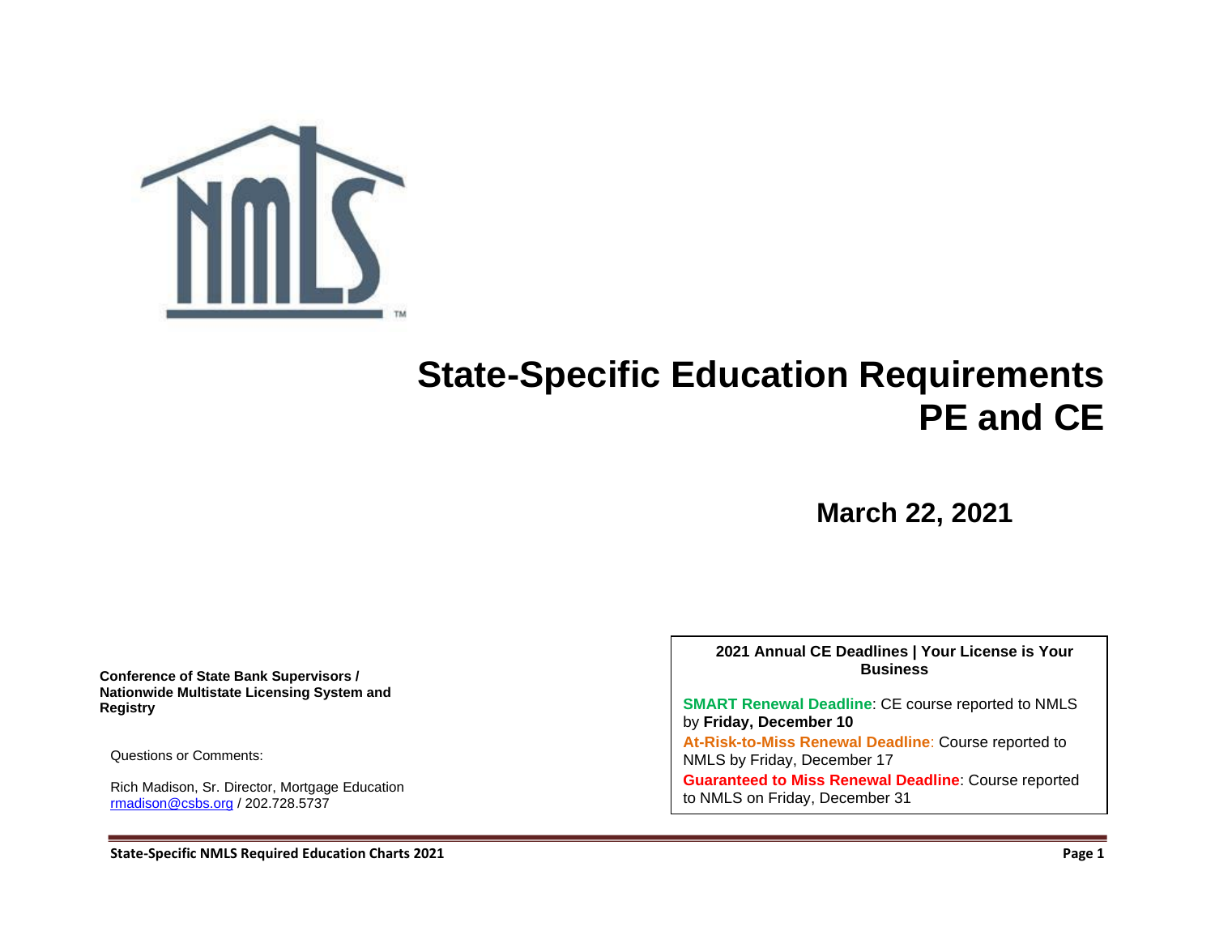# State-Specific Education Requirements PE and CE

## March 22, 2021

**Conference of State Bank Supervisors / Nationwide Multistate Licensing System and Registry**

Questions or Comments:

Rich Madison, Sr. Director, Mortgage Education
rmadison@csbs.org / 202.728.5737

**2021 Annual CE Deadlines | Your License is Your Business**

**SMART Renewal Deadline**: CE course reported to NMLS by **Friday, December 10**

**At-Risk-to-Miss Renewal Deadline**: Course reported to NMLS by Friday, December 17

**Guaranteed to Miss Renewal Deadline**: Course reported to NMLS on Friday, December 31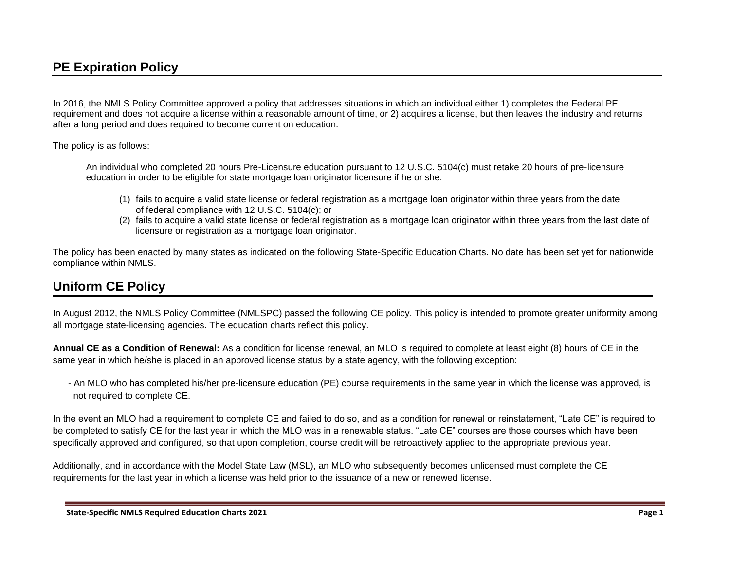## PE Expiration Policy

In 2016, the NMLS Policy Committee approved a policy that addresses situations in which an individual either 1) completes the Federal PE requirement and does not acquire a license within a reasonable amount of time, or 2) acquires a license, but then leaves the industry and returns after a long period and does required to become current on education.

The policy is as follows:

> An individual who completed 20 hours Pre-Licensure education pursuant to 12 U.S.C. 5104(c) must retake 20 hours of pre-licensure education in order to be eligible for state mortgage loan originator licensure if he or she:
>
> (1) fails to acquire a valid state license or federal registration as a mortgage loan originator within three years from the date of federal compliance with 12 U.S.C. 5104(c); or
> (2) fails to acquire a valid state license or federal registration as a mortgage loan originator within three years from the last date of licensure or registration as a mortgage loan originator.

The policy has been enacted by many states as indicated on the following State-Specific Education Charts. No date has been set yet for nationwide compliance within NMLS.

## Uniform CE Policy

In August 2012, the NMLS Policy Committee (NMLSPC) passed the following CE policy. This policy is intended to promote greater uniformity among all mortgage state-licensing agencies. The education charts reflect this policy.

**Annual CE as a Condition of Renewal:** As a condition for license renewal, an MLO is required to complete at least eight (8) hours of CE in the same year in which he/she is placed in an approved license status by a state agency, with the following exception:

- An MLO who has completed his/her pre-licensure education (PE) course requirements in the same year in which the license was approved, is not required to complete CE.

In the event an MLO had a requirement to complete CE and failed to do so, and as a condition for renewal or reinstatement, "Late CE" is required to be completed to satisfy CE for the last year in which the MLO was in a renewable status. "Late CE" courses are those courses which have been specifically approved and configured, so that upon completion, course credit will be retroactively applied to the appropriate previous year.

Additionally, and in accordance with the Model State Law (MSL), an MLO who subsequently becomes unlicensed must complete the CE requirements for the last year in which a license was held prior to the issuance of a new or renewed license.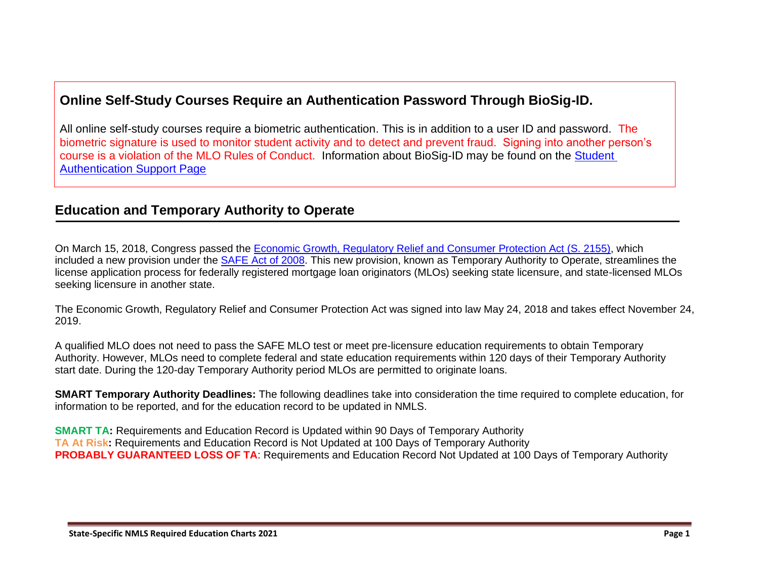## Online Self-Study Courses Require an Authentication Password Through BioSig-ID.

All online self-study courses require a biometric authentication. This is in addition to a user ID and password. The biometric signature is used to monitor student activity and to detect and prevent fraud. Signing into another person's course is a violation of the MLO Rules of Conduct. Information about BioSig-ID may be found on the Student Authentication Support Page

## Education and Temporary Authority to Operate

On March 15, 2018, Congress passed the Economic Growth, Regulatory Relief and Consumer Protection Act (S. 2155), which included a new provision under the SAFE Act of 2008. This new provision, known as Temporary Authority to Operate, streamlines the license application process for federally registered mortgage loan originators (MLOs) seeking state licensure, and state-licensed MLOs seeking licensure in another state.

The Economic Growth, Regulatory Relief and Consumer Protection Act was signed into law May 24, 2018 and takes effect November 24, 2019.

A qualified MLO does not need to pass the SAFE MLO test or meet pre-licensure education requirements to obtain Temporary Authority. However, MLOs need to complete federal and state education requirements within 120 days of their Temporary Authority start date. During the 120-day Temporary Authority period MLOs are permitted to originate loans.

**SMART Temporary Authority Deadlines:** The following deadlines take into consideration the time required to complete education, for information to be reported, and for the education record to be updated in NMLS.

**SMART TA:** Requirements and Education Record is Updated within 90 Days of Temporary Authority
**TA At Risk:** Requirements and Education Record is Not Updated at 100 Days of Temporary Authority
**PROBABLY GUARANTEED LOSS OF TA**: Requirements and Education Record Not Updated at 100 Days of Temporary Authority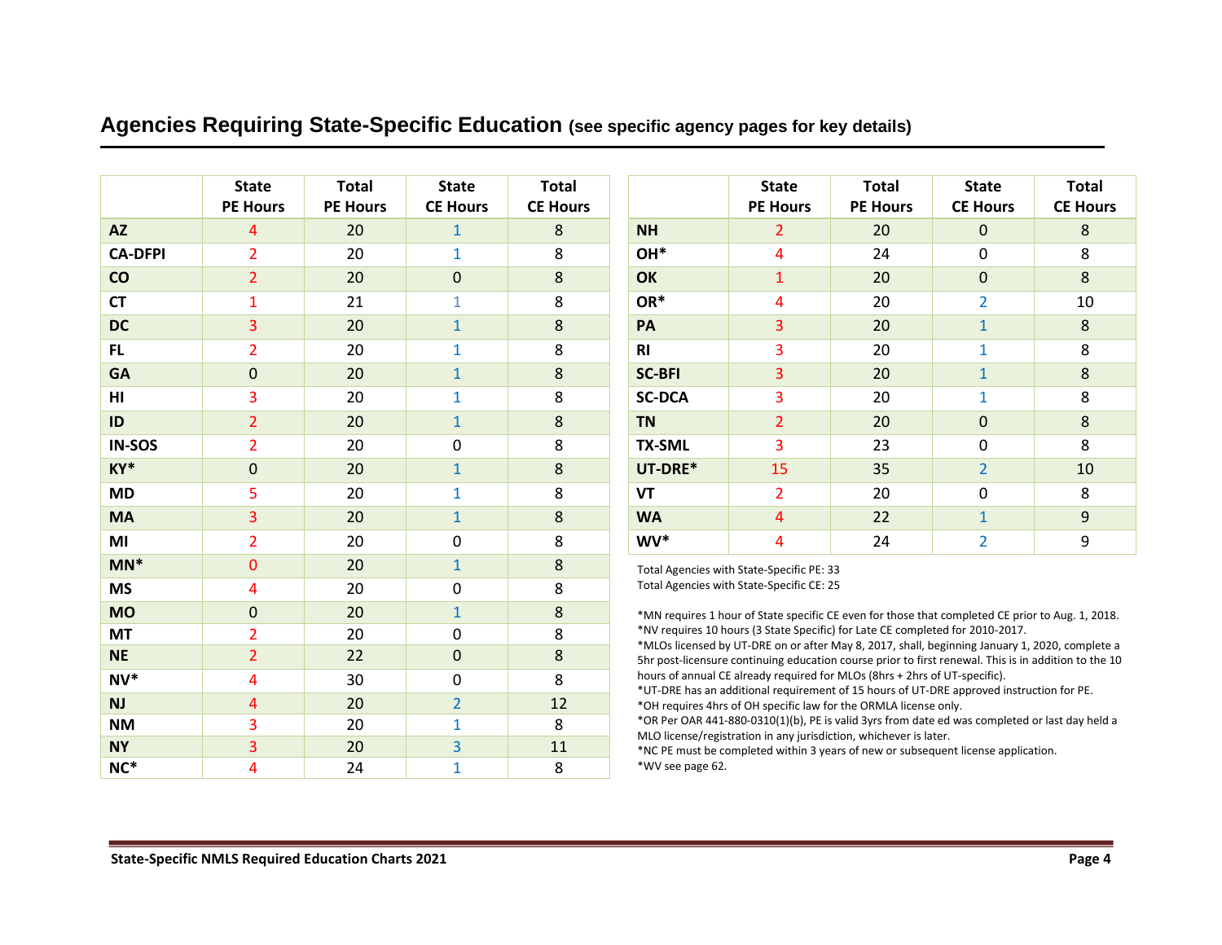## Agencies Requiring State-Specific Education (see specific agency pages for key details)

| | State PE Hours | Total PE Hours | State CE Hours | Total CE Hours |
|---|---|---|---|---|
| **AZ** | 4 | 20 | 1 | 8 |
| **CA-DFPI** | 2 | 20 | 1 | 8 |
| **CO** | 2 | 20 | 0 | 8 |
| **CT** | 1 | 21 | 1 | 8 |
| **DC** | 3 | 20 | 1 | 8 |
| **FL** | 2 | 20 | 1 | 8 |
| **GA** | 0 | 20 | 1 | 8 |
| **HI** | 3 | 20 | 1 | 8 |
| **ID** | 2 | 20 | 1 | 8 |
| **IN-SOS** | 2 | 20 | 0 | 8 |
| **KY*** | 0 | 20 | 1 | 8 |
| **MD** | 5 | 20 | 1 | 8 |
| **MA** | 3 | 20 | 1 | 8 |
| **MI** | 2 | 20 | 0 | 8 |
| **MN*** | 0 | 20 | 1 | 8 |
| **MS** | 4 | 20 | 0 | 8 |
| **MO** | 0 | 20 | 1 | 8 |
| **MT** | 2 | 20 | 0 | 8 |
| **NE** | 2 | 22 | 0 | 8 |
| **NV*** | 4 | 30 | 0 | 8 |
| **NJ** | 4 | 20 | 2 | 12 |
| **NM** | 3 | 20 | 1 | 8 |
| **NY** | 3 | 20 | 3 | 11 |
| **NC*** | 4 | 24 | 1 | 8 |
| **NH** | 2 | 20 | 0 | 8 |
| **OH*** | 4 | 24 | 0 | 8 |
| **OK** | 1 | 20 | 0 | 8 |
| **OR*** | 4 | 20 | 2 | 10 |
| **PA** | 3 | 20 | 1 | 8 |
| **RI** | 3 | 20 | 1 | 8 |
| **SC-BFI** | 3 | 20 | 1 | 8 |
| **SC-DCA** | 3 | 20 | 1 | 8 |
| **TN** | 2 | 20 | 0 | 8 |
| **TX-SML** | 3 | 23 | 0 | 8 |
| **UT-DRE*** | 15 | 35 | 2 | 10 |
| **VT** | 2 | 20 | 0 | 8 |
| **WA** | 4 | 22 | 1 | 9 |
| **WV*** | 4 | 24 | 2 | 9 |

Total Agencies with State-Specific PE: 33
Total Agencies with State-Specific CE: 25

*MN requires 1 hour of State specific CE even for those that completed CE prior to Aug. 1, 2018.
*NV requires 10 hours (3 State Specific) for Late CE completed for 2010-2017.
*MLOs licensed by UT-DRE on or after May 8, 2017, shall, beginning January 1, 2020, complete a 5hr post-licensure continuing education course prior to first renewal. This is in addition to the 10 hours of annual CE already required for MLOs (8hrs + 2hrs of UT-specific).
*UT-DRE has an additional requirement of 15 hours of UT-DRE approved instruction for PE.
*OH requires 4hrs of OH specific law for the ORMLA license only.
*OR Per OAR 441-880-0310(1)(b), PE is valid 3yrs from date ed was completed or last day held a MLO license/registration in any jurisdiction, whichever is later.
*NC PE must be completed within 3 years of new or subsequent license application.
*WV see page 62.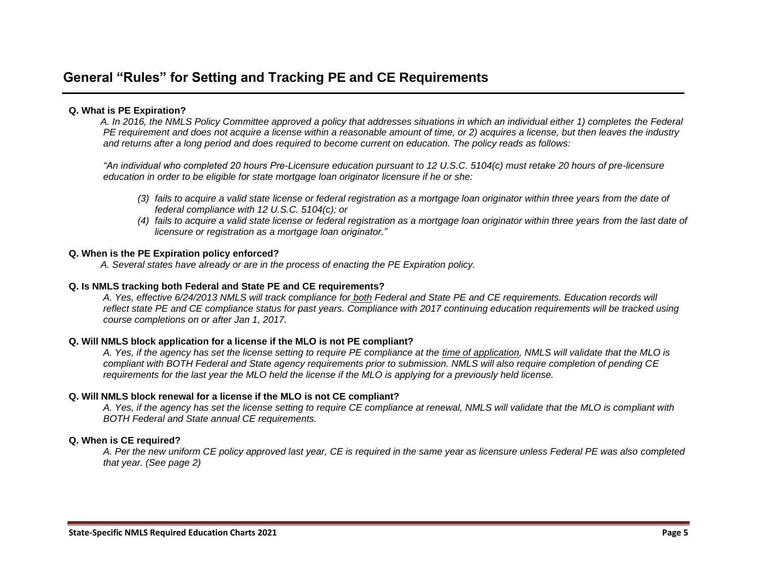## General "Rules" for Setting and Tracking PE and CE Requirements

**Q. What is PE Expiration?**

*A. In 2016, the NMLS Policy Committee approved a policy that addresses situations in which an individual either 1) completes the Federal PE requirement and does not acquire a license within a reasonable amount of time, or 2) acquires a license, but then leaves the industry and returns after a long period and does required to become current on education. The policy reads as follows:*

*"An individual who completed 20 hours Pre-Licensure education pursuant to 12 U.S.C. 5104(c) must retake 20 hours of pre-licensure education in order to be eligible for state mortgage loan originator licensure if he or she:*

*(3) fails to acquire a valid state license or federal registration as a mortgage loan originator within three years from the date of federal compliance with 12 U.S.C. 5104(c); or*

*(4) fails to acquire a valid state license or federal registration as a mortgage loan originator within three years from the last date of licensure or registration as a mortgage loan originator."*

**Q. When is the PE Expiration policy enforced?**

*A. Several states have already or are in the process of enacting the PE Expiration policy.*

**Q. Is NMLS tracking both Federal and State PE and CE requirements?**

*A. Yes, effective 6/24/2013 NMLS will track compliance for both Federal and State PE and CE requirements. Education records will reflect state PE and CE compliance status for past years. Compliance with 2017 continuing education requirements will be tracked using course completions on or after Jan 1, 2017.*

**Q. Will NMLS block application for a license if the MLO is not PE compliant?**

*A. Yes, if the agency has set the license setting to require PE compliance at the time of application, NMLS will validate that the MLO is compliant with BOTH Federal and State agency requirements prior to submission. NMLS will also require completion of pending CE requirements for the last year the MLO held the license if the MLO is applying for a previously held license.*

**Q. Will NMLS block renewal for a license if the MLO is not CE compliant?**

*A. Yes, if the agency has set the license setting to require CE compliance at renewal, NMLS will validate that the MLO is compliant with BOTH Federal and State annual CE requirements.*

**Q. When is CE required?**

*A. Per the new uniform CE policy approved last year, CE is required in the same year as licensure unless Federal PE was also completed that year. (See page 2)*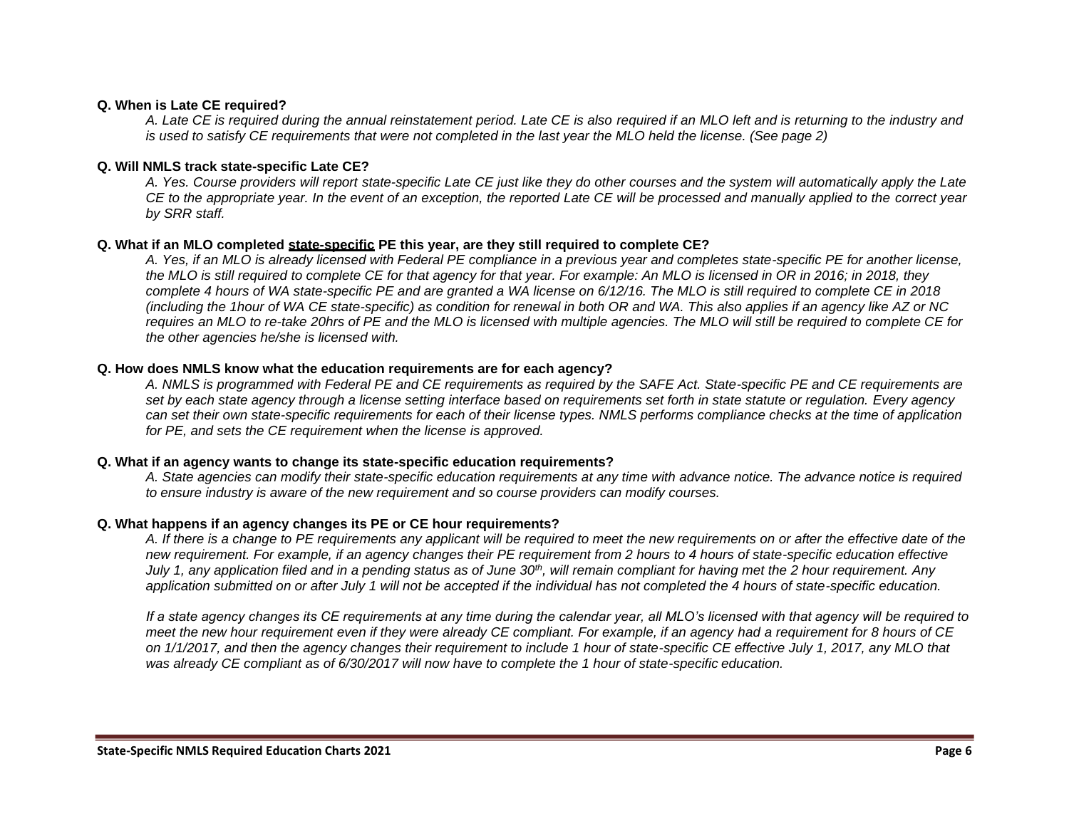**Q. When is Late CE required?**

*A. Late CE is required during the annual reinstatement period. Late CE is also required if an MLO left and is returning to the industry and is used to satisfy CE requirements that were not completed in the last year the MLO held the license. (See page 2)*

**Q. Will NMLS track state-specific Late CE?**

*A. Yes. Course providers will report state-specific Late CE just like they do other courses and the system will automatically apply the Late CE to the appropriate year. In the event of an exception, the reported Late CE will be processed and manually applied to the correct year by SRR staff.*

**Q. What if an MLO completed <u>state-specific</u> PE this year, are they still required to complete CE?**

*A. Yes, if an MLO is already licensed with Federal PE compliance in a previous year and completes state-specific PE for another license, the MLO is still required to complete CE for that agency for that year. For example: An MLO is licensed in OR in 2016; in 2018, they complete 4 hours of WA state-specific PE and are granted a WA license on 6/12/16. The MLO is still required to complete CE in 2018 (including the 1hour of WA CE state-specific) as condition for renewal in both OR and WA. This also applies if an agency like AZ or NC requires an MLO to re-take 20hrs of PE and the MLO is licensed with multiple agencies. The MLO will still be required to complete CE for the other agencies he/she is licensed with.*

**Q. How does NMLS know what the education requirements are for each agency?**

*A. NMLS is programmed with Federal PE and CE requirements as required by the SAFE Act. State-specific PE and CE requirements are set by each state agency through a license setting interface based on requirements set forth in state statute or regulation. Every agency can set their own state-specific requirements for each of their license types. NMLS performs compliance checks at the time of application for PE, and sets the CE requirement when the license is approved.*

**Q. What if an agency wants to change its state-specific education requirements?**

*A. State agencies can modify their state-specific education requirements at any time with advance notice. The advance notice is required to ensure industry is aware of the new requirement and so course providers can modify courses.*

**Q. What happens if an agency changes its PE or CE hour requirements?**

*A. If there is a change to PE requirements any applicant will be required to meet the new requirements on or after the effective date of the new requirement. For example, if an agency changes their PE requirement from 2 hours to 4 hours of state-specific education effective July 1, any application filed and in a pending status as of June 30th, will remain compliant for having met the 2 hour requirement. Any application submitted on or after July 1 will not be accepted if the individual has not completed the 4 hours of state-specific education.*

*If a state agency changes its CE requirements at any time during the calendar year, all MLO's licensed with that agency will be required to meet the new hour requirement even if they were already CE compliant. For example, if an agency had a requirement for 8 hours of CE on 1/1/2017, and then the agency changes their requirement to include 1 hour of state-specific CE effective July 1, 2017, any MLO that was already CE compliant as of 6/30/2017 will now have to complete the 1 hour of state-specific education.*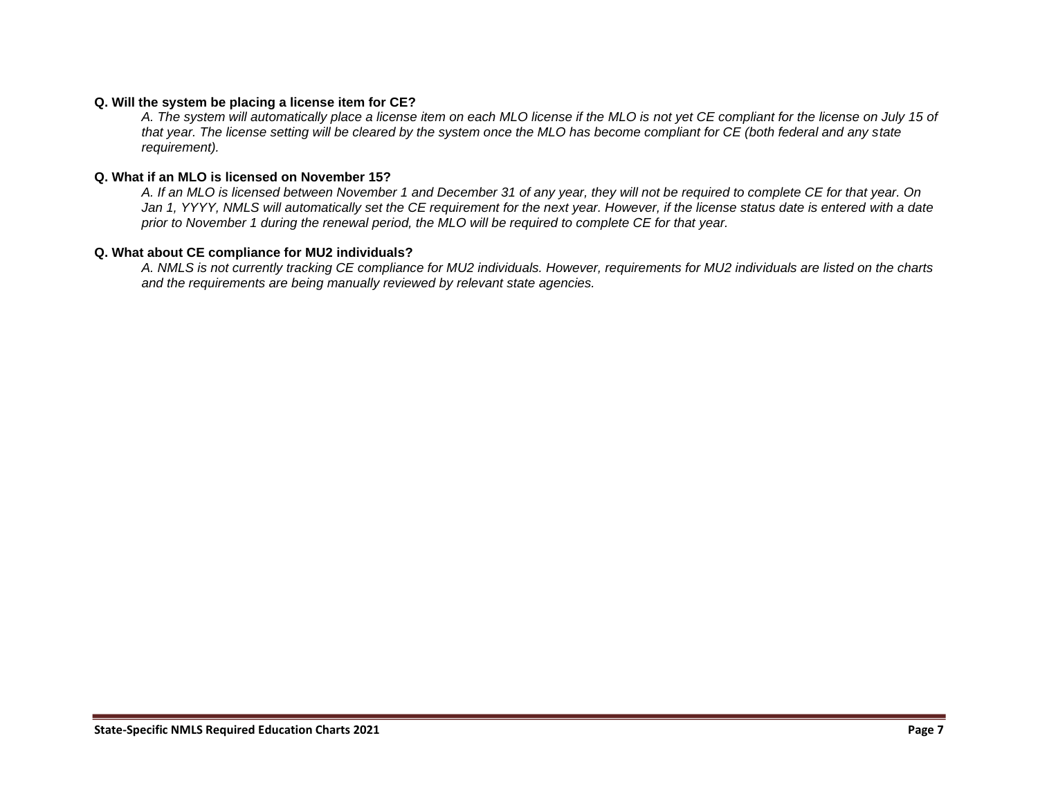**Q. Will the system be placing a license item for CE?**

*A. The system will automatically place a license item on each MLO license if the MLO is not yet CE compliant for the license on July 15 of that year. The license setting will be cleared by the system once the MLO has become compliant for CE (both federal and any state requirement).*

**Q. What if an MLO is licensed on November 15?**

*A. If an MLO is licensed between November 1 and December 31 of any year, they will not be required to complete CE for that year. On Jan 1, YYYY, NMLS will automatically set the CE requirement for the next year. However, if the license status date is entered with a date prior to November 1 during the renewal period, the MLO will be required to complete CE for that year.*

**Q. What about CE compliance for MU2 individuals?**

*A. NMLS is not currently tracking CE compliance for MU2 individuals. However, requirements for MU2 individuals are listed on the charts and the requirements are being manually reviewed by relevant state agencies.*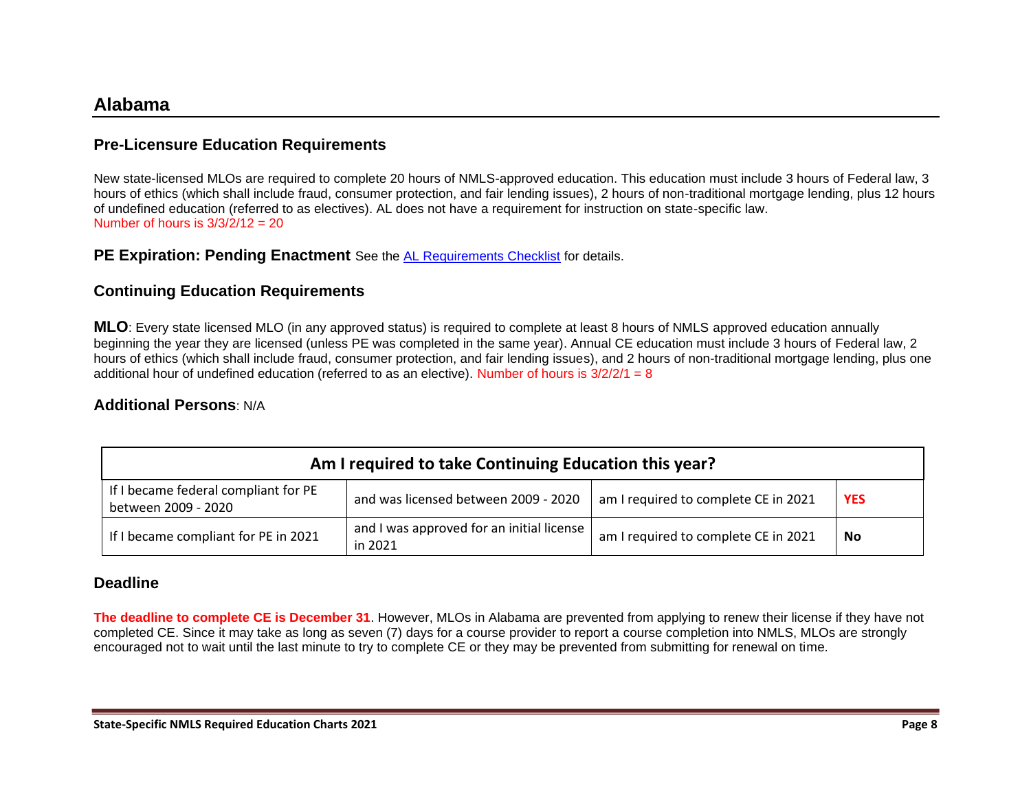# Alabama

## Pre-Licensure Education Requirements

New state-licensed MLOs are required to complete 20 hours of NMLS-approved education. This education must include 3 hours of Federal law, 3 hours of ethics (which shall include fraud, consumer protection, and fair lending issues), 2 hours of non-traditional mortgage lending, plus 12 hours of undefined education (referred to as electives). AL does not have a requirement for instruction on state-specific law.
Number of hours is 3/3/2/12 = 20

**PE Expiration: Pending Enactment** See the [AL Requirements Checklist] for details.

## Continuing Education Requirements

**MLO**: Every state licensed MLO (in any approved status) is required to complete at least 8 hours of NMLS approved education annually beginning the year they are licensed (unless PE was completed in the same year). Annual CE education must include 3 hours of Federal law, 2 hours of ethics (which shall include fraud, consumer protection, and fair lending issues), and 2 hours of non-traditional mortgage lending, plus one additional hour of undefined education (referred to as an elective). Number of hours is 3/2/2/1 = 8

**Additional Persons**: N/A

| Am I required to take Continuing Education this year? | | | |
|---|---|---|---|
| If I became federal compliant for PE between 2009 - 2020 | and was licensed between 2009 - 2020 | am I required to complete CE in 2021 | **YES** |
| If I became compliant for PE in 2021 | and I was approved for an initial license in 2021 | am I required to complete CE in 2021 | **No** |

## Deadline

**The deadline to complete CE is December 31**. However, MLOs in Alabama are prevented from applying to renew their license if they have not completed CE. Since it may take as long as seven (7) days for a course provider to report a course completion into NMLS, MLOs are strongly encouraged not to wait until the last minute to try to complete CE or they may be prevented from submitting for renewal on time.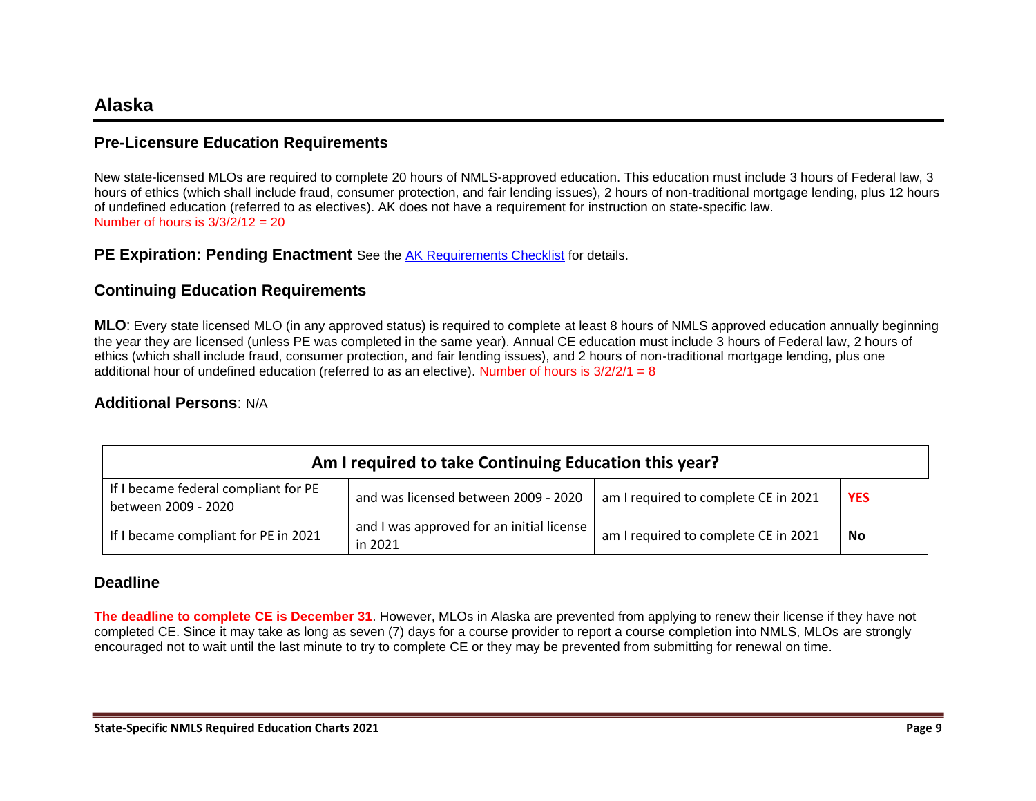# Alaska

## Pre-Licensure Education Requirements

New state-licensed MLOs are required to complete 20 hours of NMLS-approved education. This education must include 3 hours of Federal law, 3 hours of ethics (which shall include fraud, consumer protection, and fair lending issues), 2 hours of non-traditional mortgage lending, plus 12 hours of undefined education (referred to as electives). AK does not have a requirement for instruction on state-specific law.
Number of hours is 3/3/2/12 = 20

**PE Expiration: Pending Enactment** See the AK Requirements Checklist for details.

## Continuing Education Requirements

**MLO**: Every state licensed MLO (in any approved status) is required to complete at least 8 hours of NMLS approved education annually beginning the year they are licensed (unless PE was completed in the same year). Annual CE education must include 3 hours of Federal law, 2 hours of ethics (which shall include fraud, consumer protection, and fair lending issues), and 2 hours of non-traditional mortgage lending, plus one additional hour of undefined education (referred to as an elective). Number of hours is 3/2/2/1 = 8

**Additional Persons**: N/A

| Am I required to take Continuing Education this year? | | | |
|---|---|---|---|
| If I became federal compliant for PE between 2009 - 2020 | and was licensed between 2009 - 2020 | am I required to complete CE in 2021 | **YES** |
| If I became compliant for PE in 2021 | and I was approved for an initial license in 2021 | am I required to complete CE in 2021 | **No** |

## Deadline

**The deadline to complete CE is December 31**. However, MLOs in Alaska are prevented from applying to renew their license if they have not completed CE. Since it may take as long as seven (7) days for a course provider to report a course completion into NMLS, MLOs are strongly encouraged not to wait until the last minute to try to complete CE or they may be prevented from submitting for renewal on time.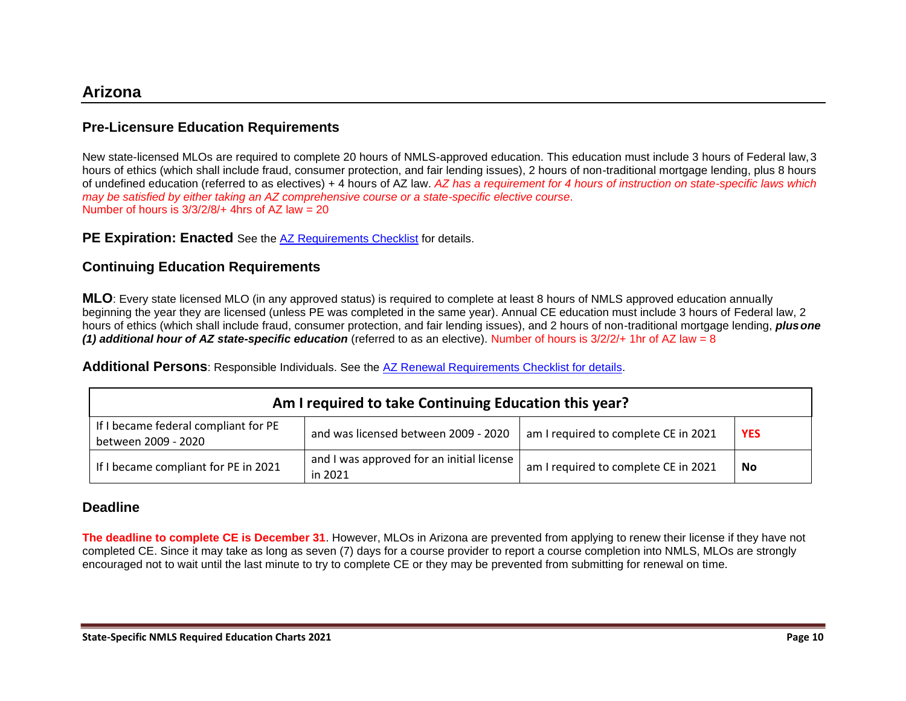# Arizona

## Pre-Licensure Education Requirements

New state-licensed MLOs are required to complete 20 hours of NMLS-approved education. This education must include 3 hours of Federal law, 3 hours of ethics (which shall include fraud, consumer protection, and fair lending issues), 2 hours of non-traditional mortgage lending, plus 8 hours of undefined education (referred to as electives) + 4 hours of AZ law. *AZ has a requirement for 4 hours of instruction on state-specific laws which may be satisfied by either taking an AZ comprehensive course or a state-specific elective course.*
Number of hours is 3/3/2/8/+ 4hrs of AZ law = 20

**PE Expiration: Enacted** See the [AZ Requirements Checklist]() for details.

## Continuing Education Requirements

**MLO**: Every state licensed MLO (in any approved status) is required to complete at least 8 hours of NMLS approved education annually beginning the year they are licensed (unless PE was completed in the same year). Annual CE education must include 3 hours of Federal law, 2 hours of ethics (which shall include fraud, consumer protection, and fair lending issues), and 2 hours of non-traditional mortgage lending, ***plus one (1) additional hour of AZ state-specific education*** (referred to as an elective). Number of hours is 3/2/2/+ 1hr of AZ law = 8

**Additional Persons**: Responsible Individuals. See the [AZ Renewal Requirements Checklist for details]().

| Am I required to take Continuing Education this year? | | | |
|---|---|---|---|
| If I became federal compliant for PE between 2009 - 2020 | and was licensed between 2009 - 2020 | am I required to complete CE in 2021 | **YES** |
| If I became compliant for PE in 2021 | and I was approved for an initial license in 2021 | am I required to complete CE in 2021 | **No** |

## Deadline

**The deadline to complete CE is December 31**. However, MLOs in Arizona are prevented from applying to renew their license if they have not completed CE. Since it may take as long as seven (7) days for a course provider to report a course completion into NMLS, MLOs are strongly encouraged not to wait until the last minute to try to complete CE or they may be prevented from submitting for renewal on time.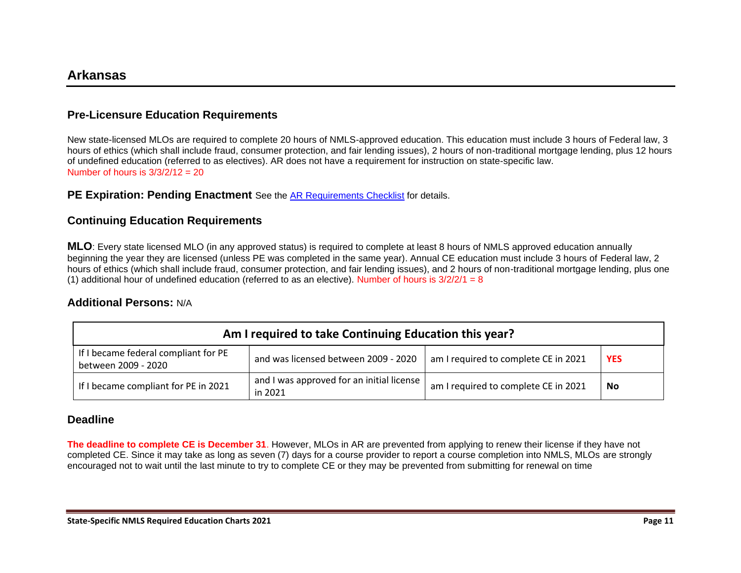# Arkansas

## Pre-Licensure Education Requirements

New state-licensed MLOs are required to complete 20 hours of NMLS-approved education. This education must include 3 hours of Federal law, 3 hours of ethics (which shall include fraud, consumer protection, and fair lending issues), 2 hours of non-traditional mortgage lending, plus 12 hours of undefined education (referred to as electives). AR does not have a requirement for instruction on state-specific law.
Number of hours is 3/3/2/12 = 20

**PE Expiration: Pending Enactment** See the [AR Requirements Checklist] for details.

## Continuing Education Requirements

**MLO**: Every state licensed MLO (in any approved status) is required to complete at least 8 hours of NMLS approved education annually beginning the year they are licensed (unless PE was completed in the same year). Annual CE education must include 3 hours of Federal law, 2 hours of ethics (which shall include fraud, consumer protection, and fair lending issues), and 2 hours of non-traditional mortgage lending, plus one (1) additional hour of undefined education (referred to as an elective). Number of hours is 3/2/2/1 = 8

**Additional Persons:** N/A

| Am I required to take Continuing Education this year? | | | |
|---|---|---|---|
| If I became federal compliant for PE between 2009 - 2020 | and was licensed between 2009 - 2020 | am I required to complete CE in 2021 | **YES** |
| If I became compliant for PE in 2021 | and I was approved for an initial license in 2021 | am I required to complete CE in 2021 | **No** |

## Deadline

**The deadline to complete CE is December 31**. However, MLOs in AR are prevented from applying to renew their license if they have not completed CE. Since it may take as long as seven (7) days for a course provider to report a course completion into NMLS, MLOs are strongly encouraged not to wait until the last minute to try to complete CE or they may be prevented from submitting for renewal on time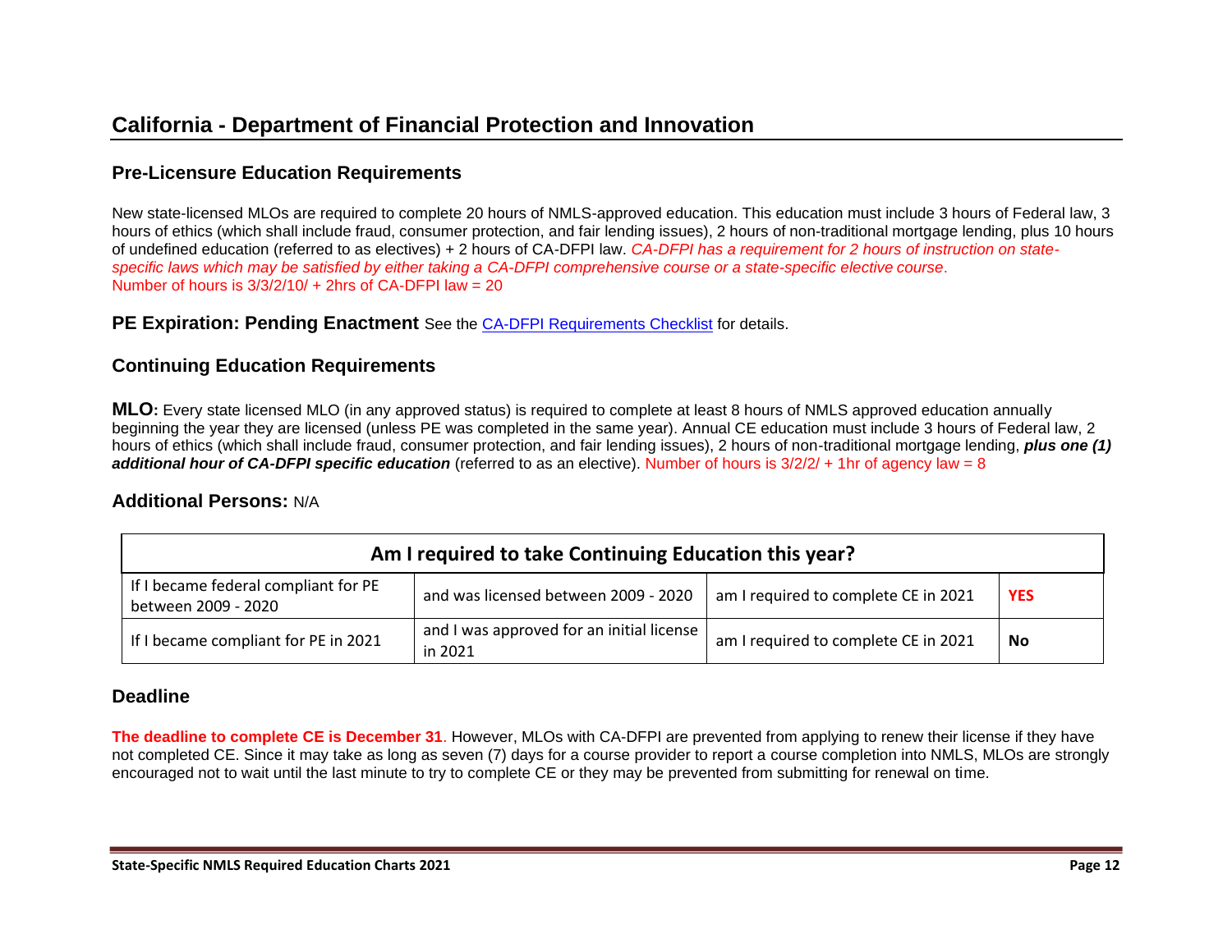# California - Department of Financial Protection and Innovation

## Pre-Licensure Education Requirements

New state-licensed MLOs are required to complete 20 hours of NMLS-approved education. This education must include 3 hours of Federal law, 3 hours of ethics (which shall include fraud, consumer protection, and fair lending issues), 2 hours of non-traditional mortgage lending, plus 10 hours of undefined education (referred to as electives) + 2 hours of CA-DFPI law. *CA-DFPI has a requirement for 2 hours of instruction on state-specific laws which may be satisfied by either taking a CA-DFPI comprehensive course or a state-specific elective course*.
Number of hours is 3/3/2/10/ + 2hrs of CA-DFPI law = 20

**PE Expiration: Pending Enactment** See the CA-DFPI Requirements Checklist for details.

## Continuing Education Requirements

**MLO:** Every state licensed MLO (in any approved status) is required to complete at least 8 hours of NMLS approved education annually beginning the year they are licensed (unless PE was completed in the same year). Annual CE education must include 3 hours of Federal law, 2 hours of ethics (which shall include fraud, consumer protection, and fair lending issues), 2 hours of non-traditional mortgage lending, ***plus one (1) additional hour of CA-DFPI specific education*** (referred to as an elective). Number of hours is 3/2/2/ + 1hr of agency law = 8

**Additional Persons:** N/A

| Am I required to take Continuing Education this year? | | | |
|---|---|---|---|
| If I became federal compliant for PE between 2009 - 2020 | and was licensed between 2009 - 2020 | am I required to complete CE in 2021 | **YES** |
| If I became compliant for PE in 2021 | and I was approved for an initial license in 2021 | am I required to complete CE in 2021 | **No** |

## Deadline

**The deadline to complete CE is December 31**. However, MLOs with CA-DFPI are prevented from applying to renew their license if they have not completed CE. Since it may take as long as seven (7) days for a course provider to report a course completion into NMLS, MLOs are strongly encouraged not to wait until the last minute to try to complete CE or they may be prevented from submitting for renewal on time.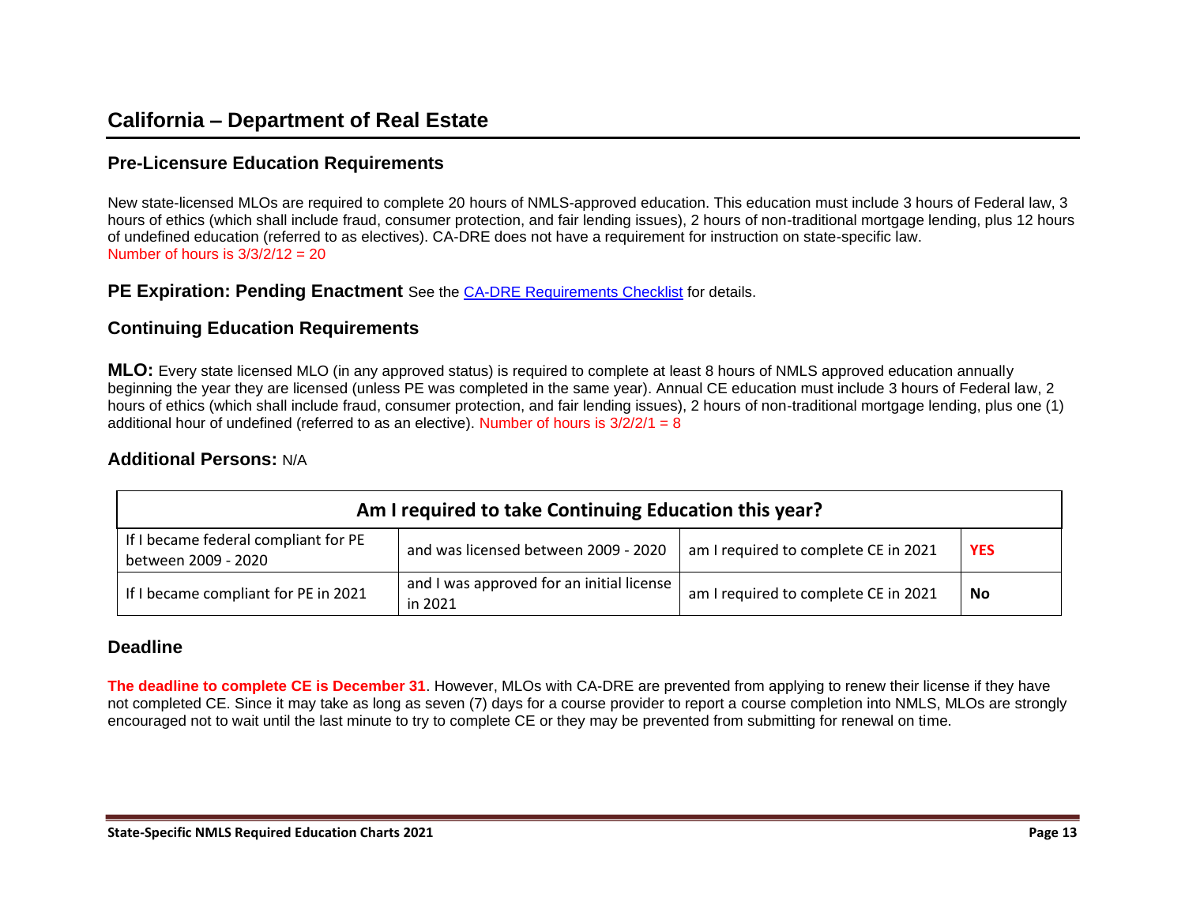# California – Department of Real Estate

## Pre-Licensure Education Requirements

New state-licensed MLOs are required to complete 20 hours of NMLS-approved education. This education must include 3 hours of Federal law, 3 hours of ethics (which shall include fraud, consumer protection, and fair lending issues), 2 hours of non-traditional mortgage lending, plus 12 hours of undefined education (referred to as electives). CA-DRE does not have a requirement for instruction on state-specific law.
Number of hours is 3/3/2/12 = 20

**PE Expiration: Pending Enactment** See the CA-DRE Requirements Checklist for details.

## Continuing Education Requirements

**MLO:** Every state licensed MLO (in any approved status) is required to complete at least 8 hours of NMLS approved education annually beginning the year they are licensed (unless PE was completed in the same year). Annual CE education must include 3 hours of Federal law, 2 hours of ethics (which shall include fraud, consumer protection, and fair lending issues), 2 hours of non-traditional mortgage lending, plus one (1) additional hour of undefined (referred to as an elective). Number of hours is 3/2/2/1 = 8

**Additional Persons:** N/A

| Am I required to take Continuing Education this year? | | | |
|---|---|---|---|
| If I became federal compliant for PE between 2009 - 2020 | and was licensed between 2009 - 2020 | am I required to complete CE in 2021 | **YES** |
| If I became compliant for PE in 2021 | and I was approved for an initial license in 2021 | am I required to complete CE in 2021 | **No** |

## Deadline

**The deadline to complete CE is December 31**. However, MLOs with CA-DRE are prevented from applying to renew their license if they have not completed CE. Since it may take as long as seven (7) days for a course provider to report a course completion into NMLS, MLOs are strongly encouraged not to wait until the last minute to try to complete CE or they may be prevented from submitting for renewal on time.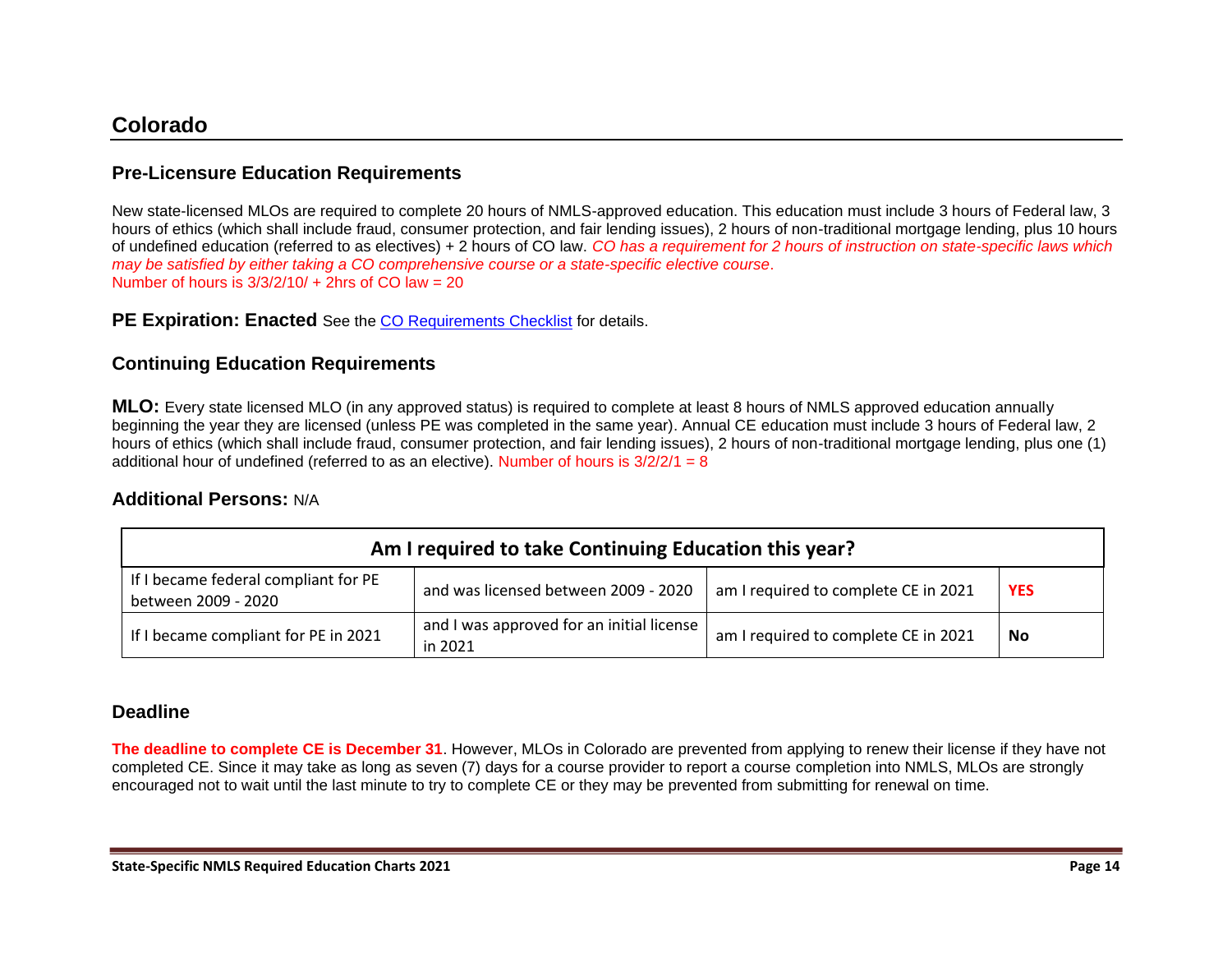# Colorado

## Pre-Licensure Education Requirements

New state-licensed MLOs are required to complete 20 hours of NMLS-approved education. This education must include 3 hours of Federal law, 3 hours of ethics (which shall include fraud, consumer protection, and fair lending issues), 2 hours of non-traditional mortgage lending, plus 10 hours of undefined education (referred to as electives) + 2 hours of CO law. *CO has a requirement for 2 hours of instruction on state-specific laws which may be satisfied by either taking a CO comprehensive course or a state-specific elective course*.
Number of hours is 3/3/2/10/ + 2hrs of CO law = 20

**PE Expiration: Enacted** See the CO Requirements Checklist for details.

## Continuing Education Requirements

**MLO:** Every state licensed MLO (in any approved status) is required to complete at least 8 hours of NMLS approved education annually beginning the year they are licensed (unless PE was completed in the same year). Annual CE education must include 3 hours of Federal law, 2 hours of ethics (which shall include fraud, consumer protection, and fair lending issues), 2 hours of non-traditional mortgage lending, plus one (1) additional hour of undefined (referred to as an elective). Number of hours is 3/2/2/1 = 8

**Additional Persons:** N/A

| Am I required to take Continuing Education this year? | | | |
|---|---|---|---|
| If I became federal compliant for PE between 2009 - 2020 | and was licensed between 2009 - 2020 | am I required to complete CE in 2021 | **YES** |
| If I became compliant for PE in 2021 | and I was approved for an initial license in 2021 | am I required to complete CE in 2021 | **No** |

## Deadline

**The deadline to complete CE is December 31**. However, MLOs in Colorado are prevented from applying to renew their license if they have not completed CE. Since it may take as long as seven (7) days for a course provider to report a course completion into NMLS, MLOs are strongly encouraged not to wait until the last minute to try to complete CE or they may be prevented from submitting for renewal on time.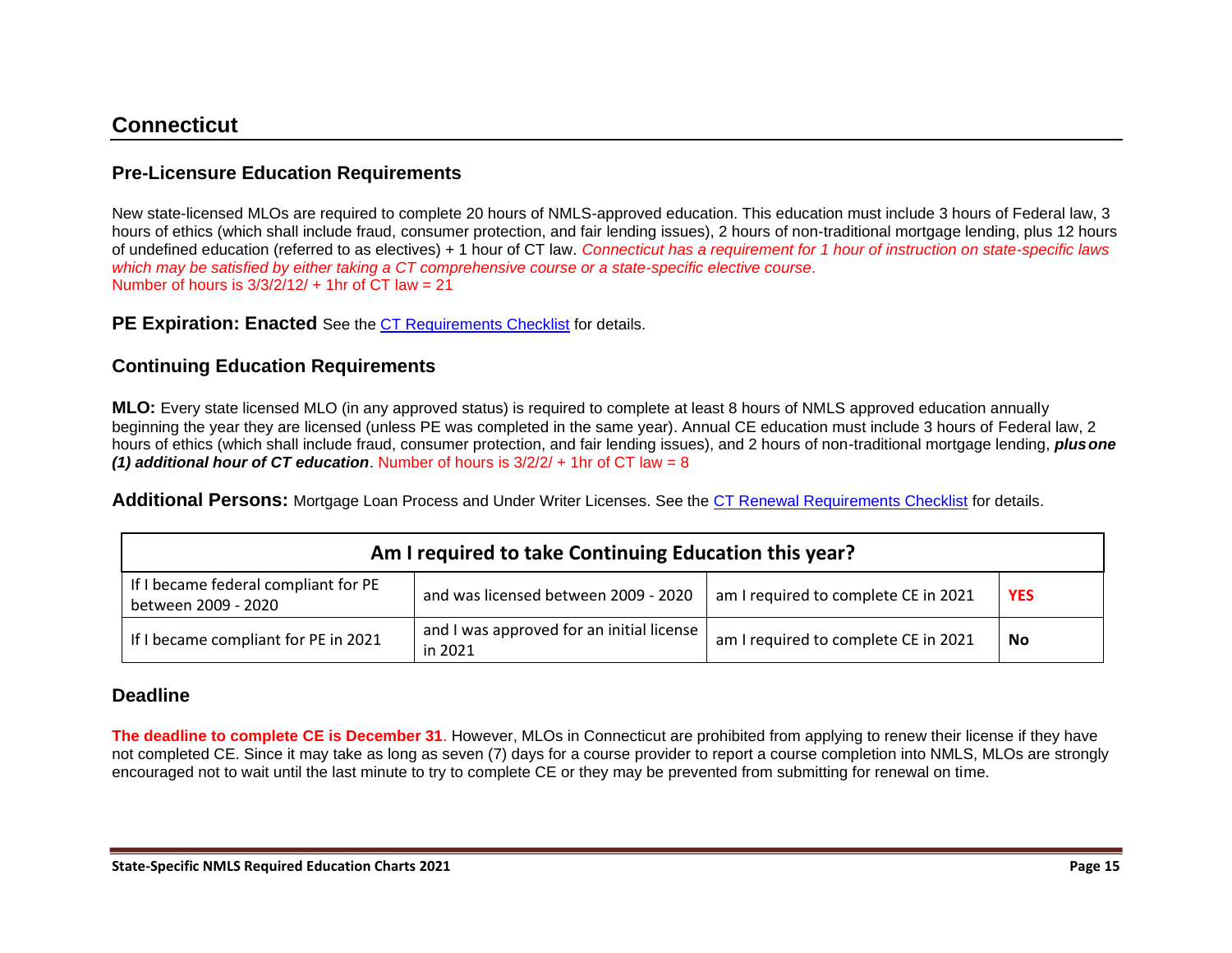# Connecticut

## Pre-Licensure Education Requirements

New state-licensed MLOs are required to complete 20 hours of NMLS-approved education. This education must include 3 hours of Federal law, 3 hours of ethics (which shall include fraud, consumer protection, and fair lending issues), 2 hours of non-traditional mortgage lending, plus 12 hours of undefined education (referred to as electives) + 1 hour of CT law. *Connecticut has a requirement for 1 hour of instruction on state-specific laws which may be satisfied by either taking a CT comprehensive course or a state-specific elective course*.
Number of hours is 3/3/2/12/ + 1hr of CT law = 21

**PE Expiration: Enacted** See the CT Requirements Checklist for details.

## Continuing Education Requirements

**MLO:** Every state licensed MLO (in any approved status) is required to complete at least 8 hours of NMLS approved education annually beginning the year they are licensed (unless PE was completed in the same year). Annual CE education must include 3 hours of Federal law, 2 hours of ethics (which shall include fraud, consumer protection, and fair lending issues), and 2 hours of non-traditional mortgage lending, ***plus one (1) additional hour of CT education***. Number of hours is 3/2/2/ + 1hr of CT law = 8

**Additional Persons:** Mortgage Loan Process and Under Writer Licenses. See the CT Renewal Requirements Checklist for details.

| Am I required to take Continuing Education this year? | | | |
|---|---|---|---|
| If I became federal compliant for PE between 2009 - 2020 | and was licensed between 2009 - 2020 | am I required to complete CE in 2021 | **YES** |
| If I became compliant for PE in 2021 | and I was approved for an initial license in 2021 | am I required to complete CE in 2021 | **No** |

## Deadline

**The deadline to complete CE is December 31**. However, MLOs in Connecticut are prohibited from applying to renew their license if they have not completed CE. Since it may take as long as seven (7) days for a course provider to report a course completion into NMLS, MLOs are strongly encouraged not to wait until the last minute to try to complete CE or they may be prevented from submitting for renewal on time.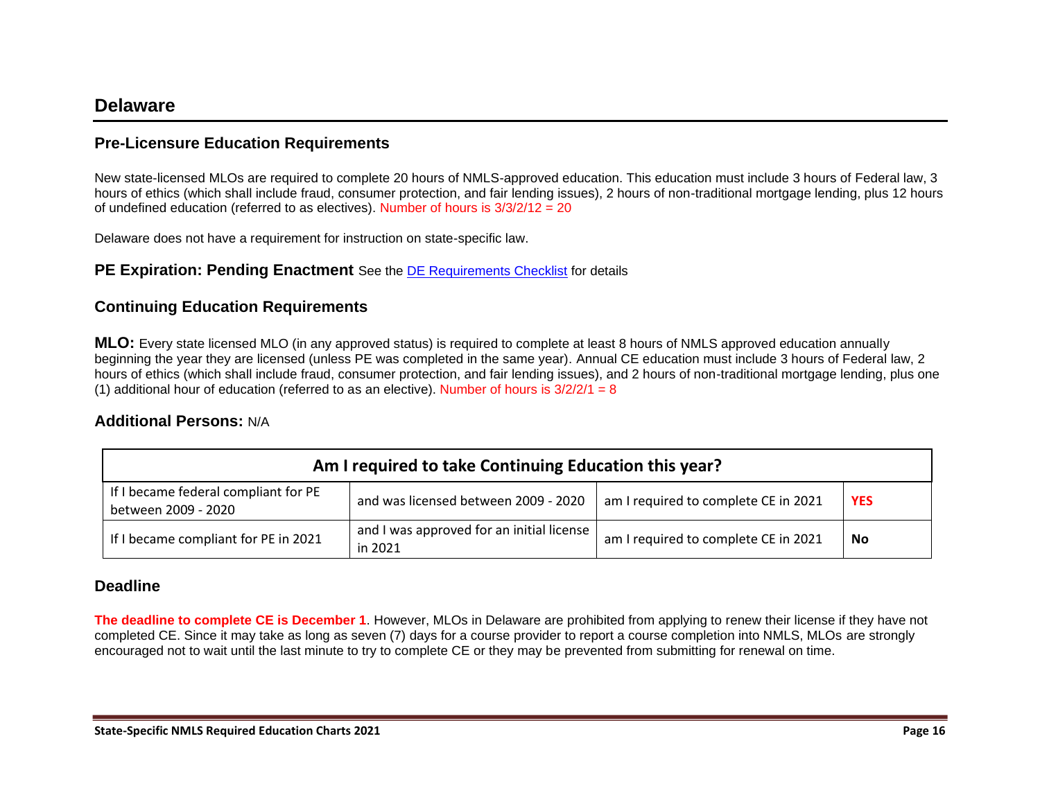# Delaware

## Pre-Licensure Education Requirements

New state-licensed MLOs are required to complete 20 hours of NMLS-approved education. This education must include 3 hours of Federal law, 3 hours of ethics (which shall include fraud, consumer protection, and fair lending issues), 2 hours of non-traditional mortgage lending, plus 12 hours of undefined education (referred to as electives). Number of hours is 3/3/2/12 = 20

Delaware does not have a requirement for instruction on state-specific law.

**PE Expiration: Pending Enactment** See the [DE Requirements Checklist]() for details

## Continuing Education Requirements

**MLO:** Every state licensed MLO (in any approved status) is required to complete at least 8 hours of NMLS approved education annually beginning the year they are licensed (unless PE was completed in the same year). Annual CE education must include 3 hours of Federal law, 2 hours of ethics (which shall include fraud, consumer protection, and fair lending issues), and 2 hours of non-traditional mortgage lending, plus one (1) additional hour of education (referred to as an elective). Number of hours is 3/2/2/1 = 8

**Additional Persons:** N/A

| Am I required to take Continuing Education this year? | | | |
|---|---|---|---|
| If I became federal compliant for PE between 2009 - 2020 | and was licensed between 2009 - 2020 | am I required to complete CE in 2021 | **YES** |
| If I became compliant for PE in 2021 | and I was approved for an initial license in 2021 | am I required to complete CE in 2021 | **No** |

## Deadline

**The deadline to complete CE is December 1**. However, MLOs in Delaware are prohibited from applying to renew their license if they have not completed CE. Since it may take as long as seven (7) days for a course provider to report a course completion into NMLS, MLOs are strongly encouraged not to wait until the last minute to try to complete CE or they may be prevented from submitting for renewal on time.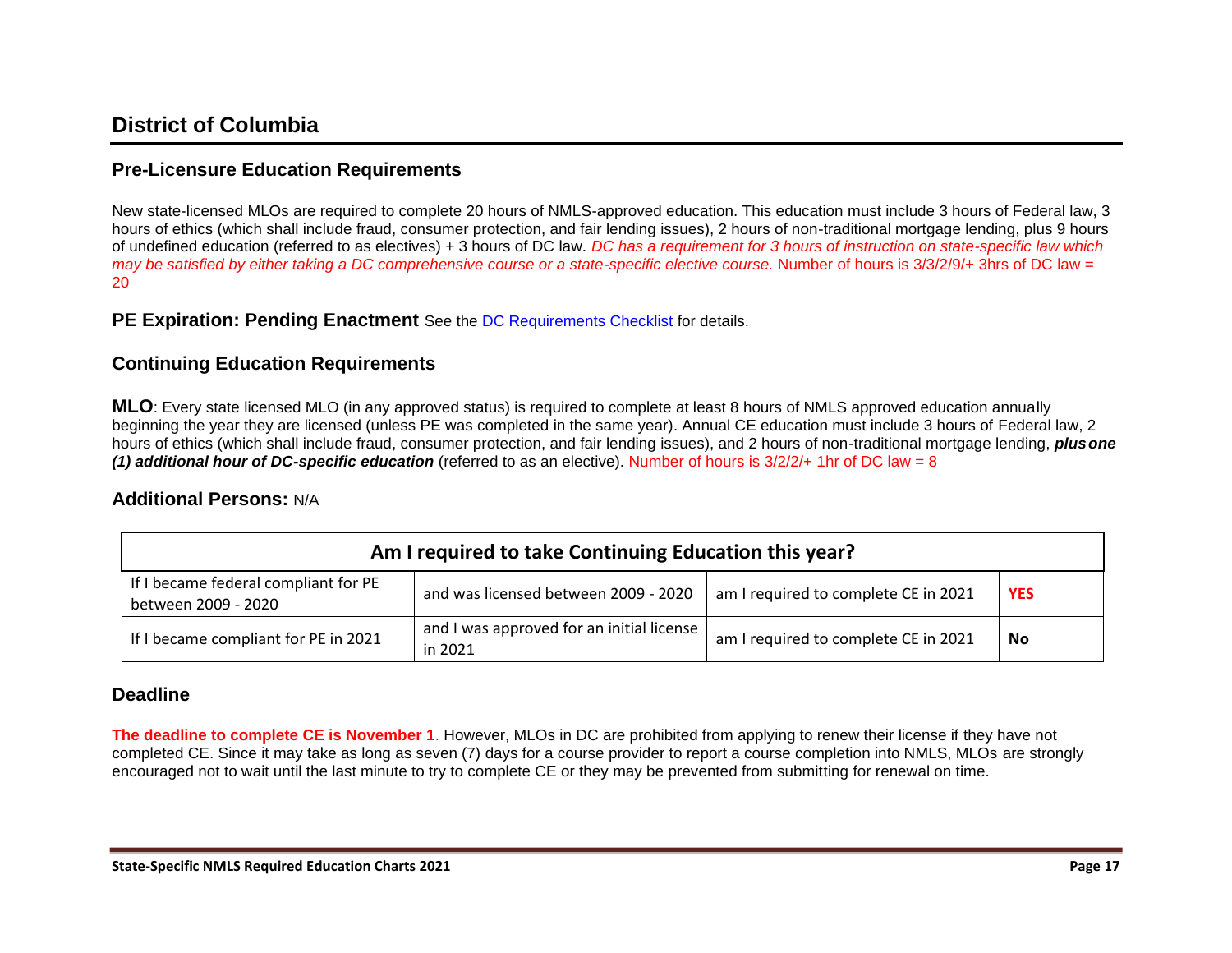# District of Columbia

## Pre-Licensure Education Requirements

New state-licensed MLOs are required to complete 20 hours of NMLS-approved education. This education must include 3 hours of Federal law, 3 hours of ethics (which shall include fraud, consumer protection, and fair lending issues), 2 hours of non-traditional mortgage lending, plus 9 hours of undefined education (referred to as electives) + 3 hours of DC law. *DC has a requirement for 3 hours of instruction on state-specific law which may be satisfied by either taking a DC comprehensive course or a state-specific elective course.* Number of hours is 3/3/2/9/+ 3hrs of DC law = 20

**PE Expiration: Pending Enactment** See the [DC Requirements Checklist](DC Requirements Checklist) for details.

## Continuing Education Requirements

**MLO**: Every state licensed MLO (in any approved status) is required to complete at least 8 hours of NMLS approved education annually beginning the year they are licensed (unless PE was completed in the same year). Annual CE education must include 3 hours of Federal law, 2 hours of ethics (which shall include fraud, consumer protection, and fair lending issues), and 2 hours of non-traditional mortgage lending, ***plus one (1) additional hour of DC-specific education*** (referred to as an elective). Number of hours is 3/2/2/+ 1hr of DC law = 8

**Additional Persons:** N/A

| Am I required to take Continuing Education this year? | | | |
|---|---|---|---|
| If I became federal compliant for PE between 2009 - 2020 | and was licensed between 2009 - 2020 | am I required to complete CE in 2021 | **YES** |
| If I became compliant for PE in 2021 | and I was approved for an initial license in 2021 | am I required to complete CE in 2021 | **No** |

## Deadline

**The deadline to complete CE is November 1**. However, MLOs in DC are prohibited from applying to renew their license if they have not completed CE. Since it may take as long as seven (7) days for a course provider to report a course completion into NMLS, MLOs are strongly encouraged not to wait until the last minute to try to complete CE or they may be prevented from submitting for renewal on time.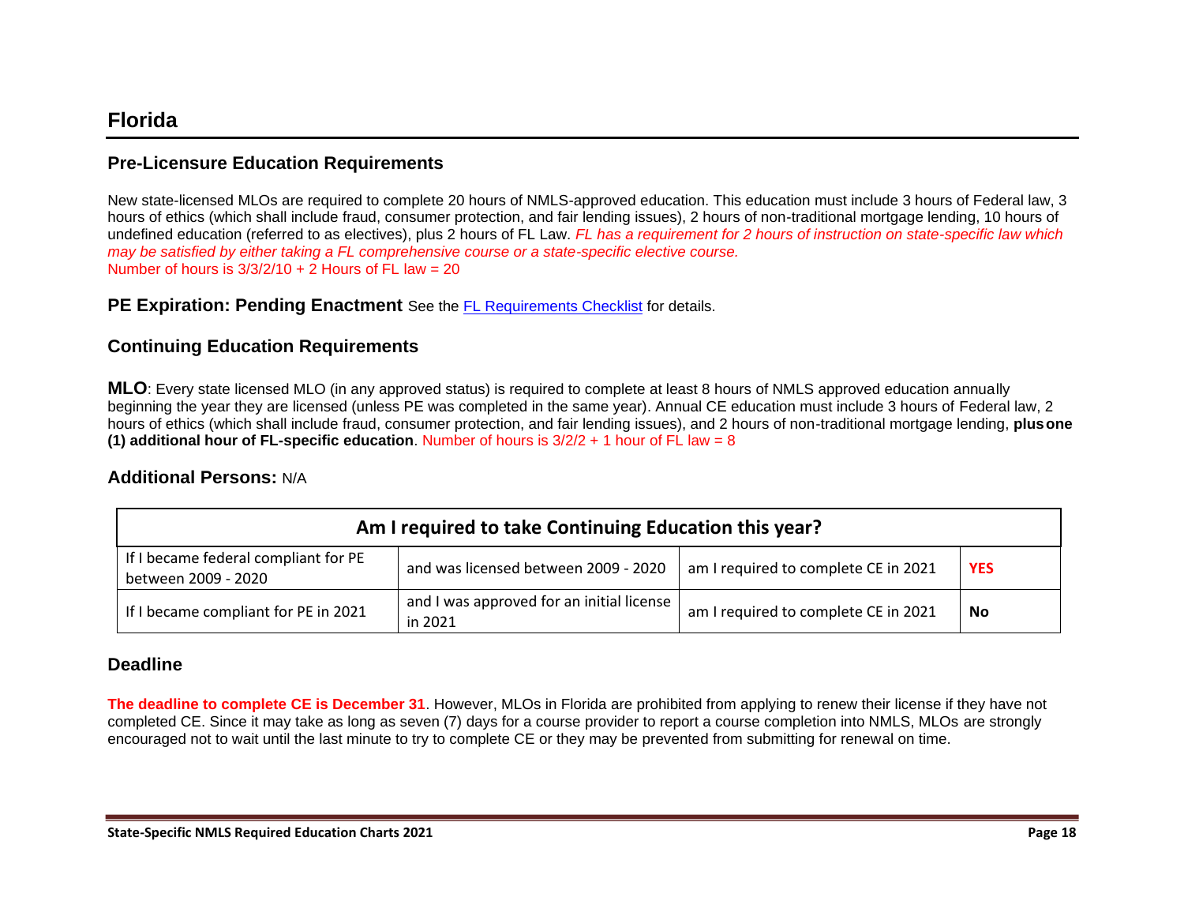# Florida

## Pre-Licensure Education Requirements

New state-licensed MLOs are required to complete 20 hours of NMLS-approved education. This education must include 3 hours of Federal law, 3 hours of ethics (which shall include fraud, consumer protection, and fair lending issues), 2 hours of non-traditional mortgage lending, 10 hours of undefined education (referred to as electives), plus 2 hours of FL Law. *FL has a requirement for 2 hours of instruction on state-specific law which may be satisfied by either taking a FL comprehensive course or a state-specific elective course.*
Number of hours is 3/3/2/10 + 2 Hours of FL law = 20

## PE Expiration: Pending Enactment

See the FL Requirements Checklist for details.

## Continuing Education Requirements

**MLO**: Every state licensed MLO (in any approved status) is required to complete at least 8 hours of NMLS approved education annually beginning the year they are licensed (unless PE was completed in the same year). Annual CE education must include 3 hours of Federal law, 2 hours of ethics (which shall include fraud, consumer protection, and fair lending issues), and 2 hours of non-traditional mortgage lending, **plus one (1) additional hour of FL-specific education**. Number of hours is 3/2/2 + 1 hour of FL law = 8

## Additional Persons: N/A

| Am I required to take Continuing Education this year? | | | |
|---|---|---|---|
| If I became federal compliant for PE between 2009 - 2020 | and was licensed between 2009 - 2020 | am I required to complete CE in 2021 | **YES** |
| If I became compliant for PE in 2021 | and I was approved for an initial license in 2021 | am I required to complete CE in 2021 | **No** |

## Deadline

**The deadline to complete CE is December 31**. However, MLOs in Florida are prohibited from applying to renew their license if they have not completed CE. Since it may take as long as seven (7) days for a course provider to report a course completion into NMLS, MLOs are strongly encouraged not to wait until the last minute to try to complete CE or they may be prevented from submitting for renewal on time.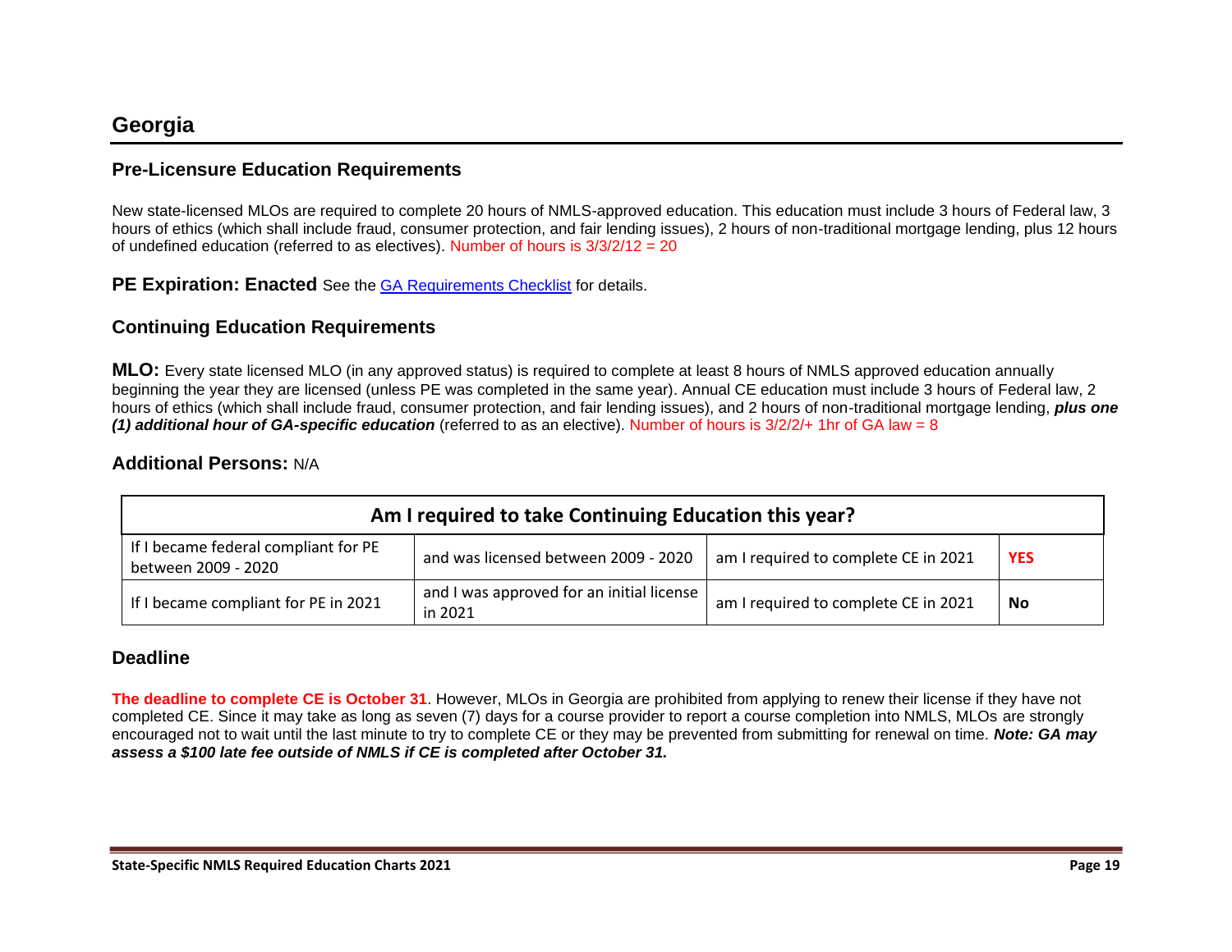# Georgia

## Pre-Licensure Education Requirements

New state-licensed MLOs are required to complete 20 hours of NMLS-approved education. This education must include 3 hours of Federal law, 3 hours of ethics (which shall include fraud, consumer protection, and fair lending issues), 2 hours of non-traditional mortgage lending, plus 12 hours of undefined education (referred to as electives). Number of hours is 3/3/2/12 = 20

**PE Expiration: Enacted** See the [GA Requirements Checklist]() for details.

## Continuing Education Requirements

**MLO:** Every state licensed MLO (in any approved status) is required to complete at least 8 hours of NMLS approved education annually beginning the year they are licensed (unless PE was completed in the same year). Annual CE education must include 3 hours of Federal law, 2 hours of ethics (which shall include fraud, consumer protection, and fair lending issues), and 2 hours of non-traditional mortgage lending, ***plus one (1) additional hour of GA-specific education*** (referred to as an elective). Number of hours is 3/2/2/+ 1hr of GA law = 8

**Additional Persons:** N/A

| Am I required to take Continuing Education this year? | | | |
|---|---|---|---|
| If I became federal compliant for PE between 2009 - 2020 | and was licensed between 2009 - 2020 | am I required to complete CE in 2021 | **YES** |
| If I became compliant for PE in 2021 | and I was approved for an initial license in 2021 | am I required to complete CE in 2021 | **No** |

## Deadline

**The deadline to complete CE is October 31**. However, MLOs in Georgia are prohibited from applying to renew their license if they have not completed CE. Since it may take as long as seven (7) days for a course provider to report a course completion into NMLS, MLOs are strongly encouraged not to wait until the last minute to try to complete CE or they may be prevented from submitting for renewal on time. ***Note: GA may assess a $100 late fee outside of NMLS if CE is completed after October 31.***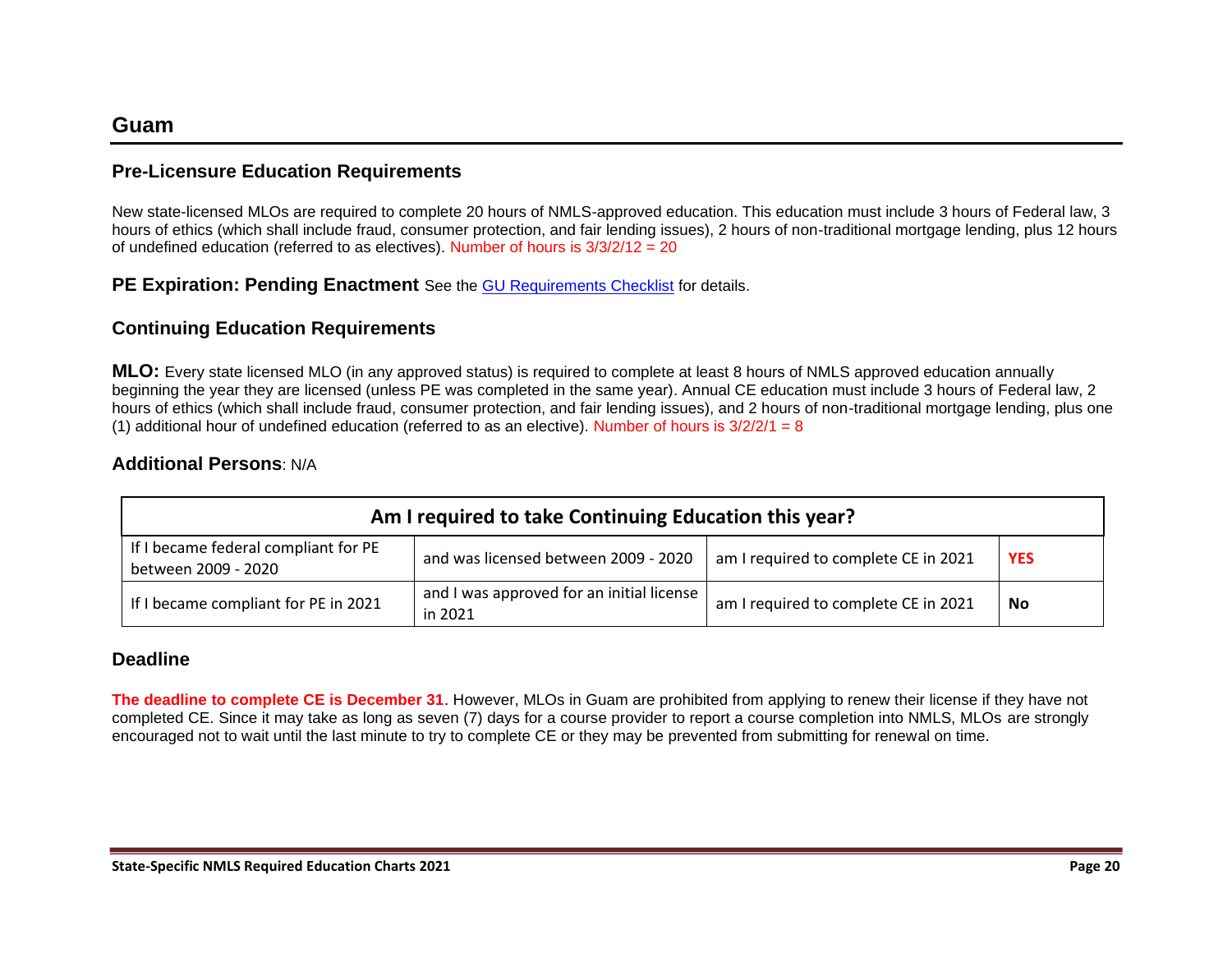# Guam

## Pre-Licensure Education Requirements

New state-licensed MLOs are required to complete 20 hours of NMLS-approved education. This education must include 3 hours of Federal law, 3 hours of ethics (which shall include fraud, consumer protection, and fair lending issues), 2 hours of non-traditional mortgage lending, plus 12 hours of undefined education (referred to as electives). Number of hours is 3/3/2/12 = 20

**PE Expiration: Pending Enactment** See the GU Requirements Checklist for details.

## Continuing Education Requirements

**MLO:** Every state licensed MLO (in any approved status) is required to complete at least 8 hours of NMLS approved education annually beginning the year they are licensed (unless PE was completed in the same year). Annual CE education must include 3 hours of Federal law, 2 hours of ethics (which shall include fraud, consumer protection, and fair lending issues), and 2 hours of non-traditional mortgage lending, plus one (1) additional hour of undefined education (referred to as an elective). Number of hours is 3/2/2/1 = 8

**Additional Persons**: N/A

| Am I required to take Continuing Education this year? | | | |
|---|---|---|---|
| If I became federal compliant for PE between 2009 - 2020 | and was licensed between 2009 - 2020 | am I required to complete CE in 2021 | **YES** |
| If I became compliant for PE in 2021 | and I was approved for an initial license in 2021 | am I required to complete CE in 2021 | **No** |

## Deadline

**The deadline to complete CE is December 31**. However, MLOs in Guam are prohibited from applying to renew their license if they have not completed CE. Since it may take as long as seven (7) days for a course provider to report a course completion into NMLS, MLOs are strongly encouraged not to wait until the last minute to try to complete CE or they may be prevented from submitting for renewal on time.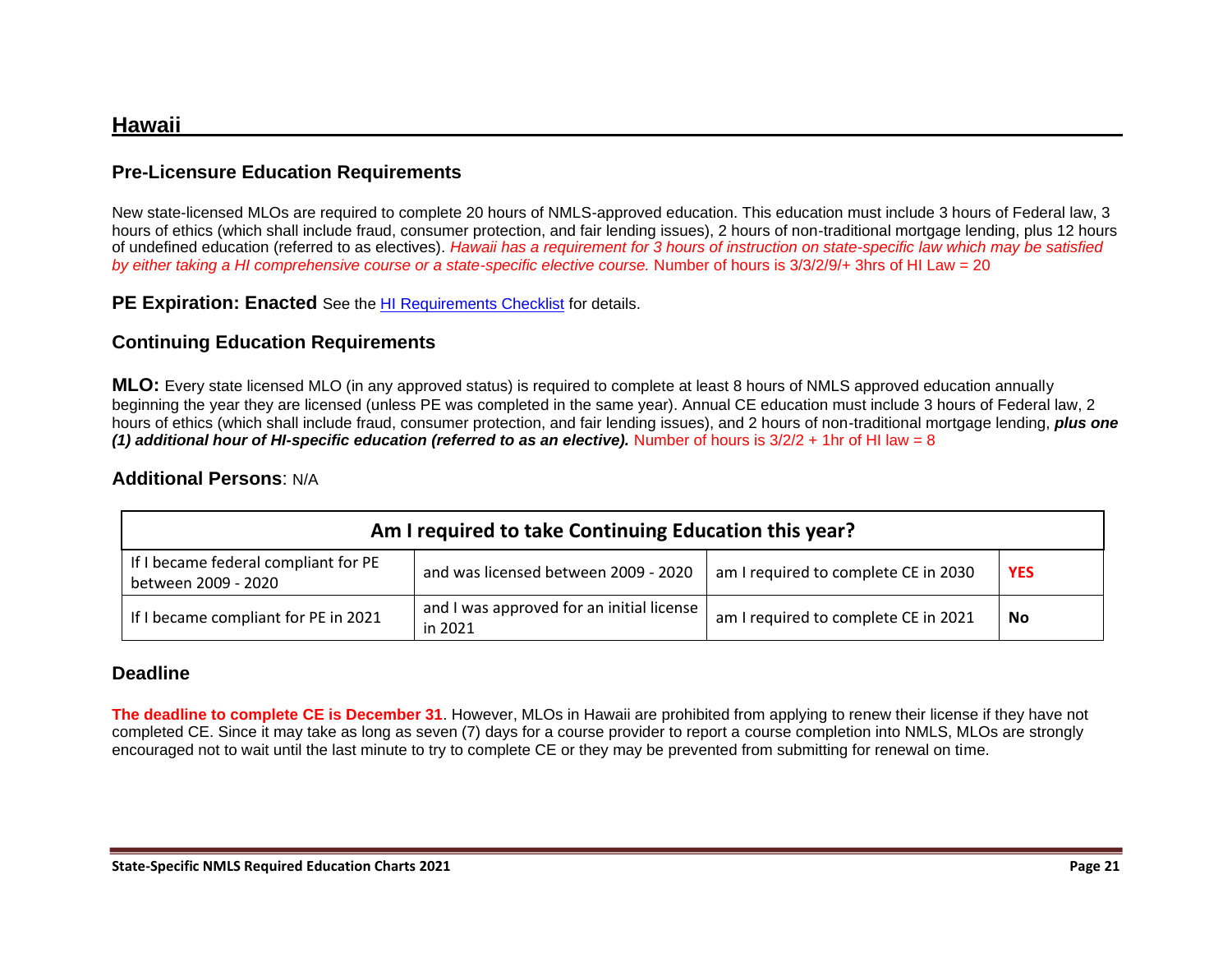# Hawaii

## Pre-Licensure Education Requirements

New state-licensed MLOs are required to complete 20 hours of NMLS-approved education. This education must include 3 hours of Federal law, 3 hours of ethics (which shall include fraud, consumer protection, and fair lending issues), 2 hours of non-traditional mortgage lending, plus 12 hours of undefined education (referred to as electives). *Hawaii has a requirement for 3 hours of instruction on state-specific law which may be satisfied by either taking a HI comprehensive course or a state-specific elective course.* Number of hours is 3/3/2/9/+ 3hrs of HI Law = 20

**PE Expiration: Enacted** See the [HI Requirements Checklist] for details.

## Continuing Education Requirements

**MLO:** Every state licensed MLO (in any approved status) is required to complete at least 8 hours of NMLS approved education annually beginning the year they are licensed (unless PE was completed in the same year). Annual CE education must include 3 hours of Federal law, 2 hours of ethics (which shall include fraud, consumer protection, and fair lending issues), and 2 hours of non-traditional mortgage lending, ***plus one (1) additional hour of HI-specific education (referred to as an elective).*** Number of hours is 3/2/2 + 1hr of HI law = 8

**Additional Persons**: N/A

| Am I required to take Continuing Education this year? | | | |
|---|---|---|---|
| If I became federal compliant for PE between 2009 - 2020 | and was licensed between 2009 - 2020 | am I required to complete CE in 2030 | **YES** |
| If I became compliant for PE in 2021 | and I was approved for an initial license in 2021 | am I required to complete CE in 2021 | **No** |

## Deadline

**The deadline to complete CE is December 31**. However, MLOs in Hawaii are prohibited from applying to renew their license if they have not completed CE. Since it may take as long as seven (7) days for a course provider to report a course completion into NMLS, MLOs are strongly encouraged not to wait until the last minute to try to complete CE or they may be prevented from submitting for renewal on time.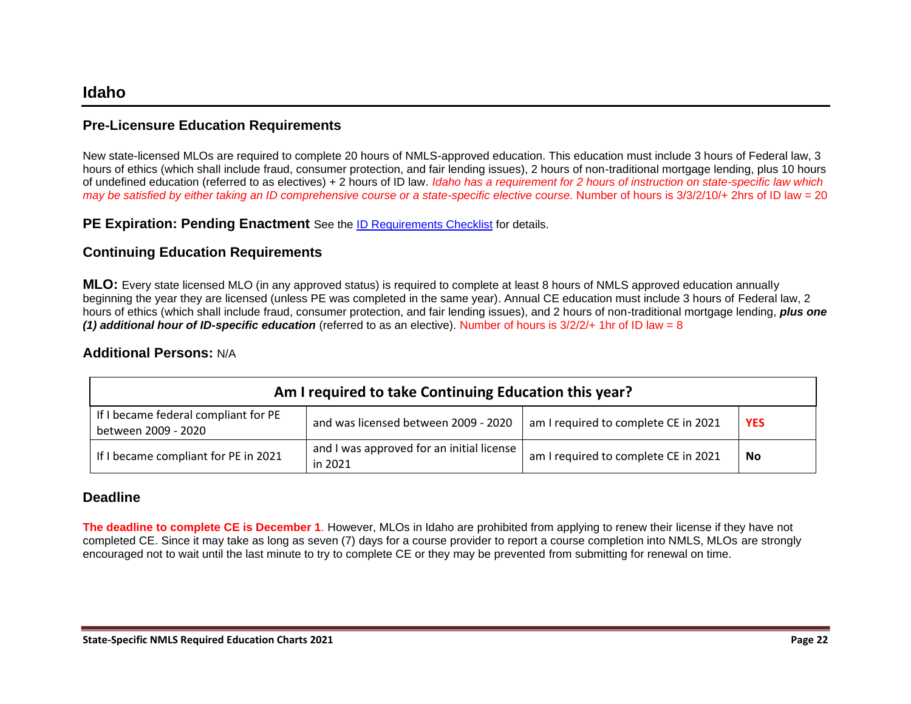# Idaho

## Pre-Licensure Education Requirements

New state-licensed MLOs are required to complete 20 hours of NMLS-approved education. This education must include 3 hours of Federal law, 3 hours of ethics (which shall include fraud, consumer protection, and fair lending issues), 2 hours of non-traditional mortgage lending, plus 10 hours of undefined education (referred to as electives) + 2 hours of ID law. *Idaho has a requirement for 2 hours of instruction on state-specific law which may be satisfied by either taking an ID comprehensive course or a state-specific elective course.* Number of hours is 3/3/2/10/+ 2hrs of ID law = 20

**PE Expiration: Pending Enactment** See the [ID Requirements Checklist] for details.

## Continuing Education Requirements

**MLO:** Every state licensed MLO (in any approved status) is required to complete at least 8 hours of NMLS approved education annually beginning the year they are licensed (unless PE was completed in the same year). Annual CE education must include 3 hours of Federal law, 2 hours of ethics (which shall include fraud, consumer protection, and fair lending issues), and 2 hours of non-traditional mortgage lending, ***plus one (1) additional hour of ID-specific education*** (referred to as an elective). Number of hours is 3/2/2/+ 1hr of ID law = 8

## Additional Persons: N/A

| Am I required to take Continuing Education this year? | | | |
|---|---|---|---|
| If I became federal compliant for PE between 2009 - 2020 | and was licensed between 2009 - 2020 | am I required to complete CE in 2021 | **YES** |
| If I became compliant for PE in 2021 | and I was approved for an initial license in 2021 | am I required to complete CE in 2021 | **No** |

## Deadline

**The deadline to complete CE is December 1**. However, MLOs in Idaho are prohibited from applying to renew their license if they have not completed CE. Since it may take as long as seven (7) days for a course provider to report a course completion into NMLS, MLOs are strongly encouraged not to wait until the last minute to try to complete CE or they may be prevented from submitting for renewal on time.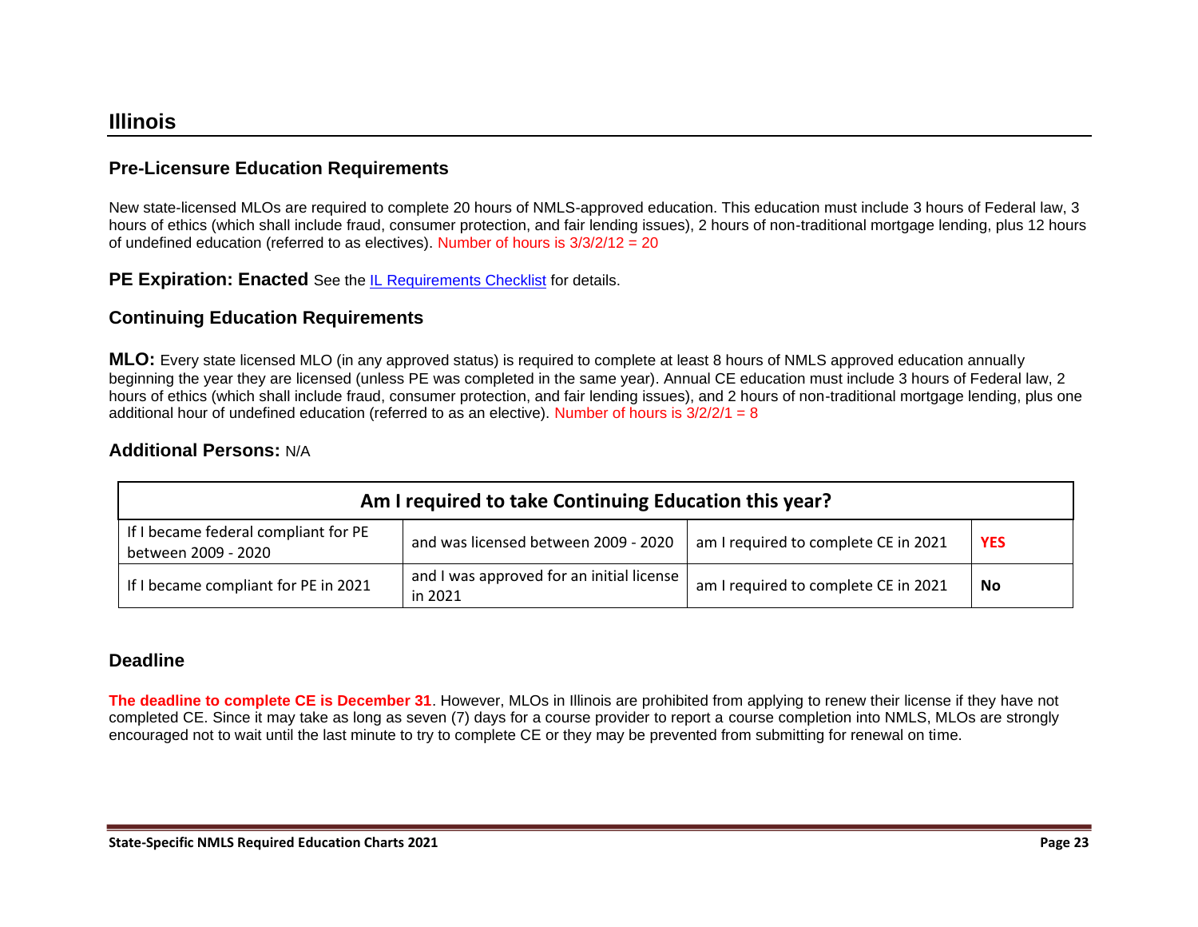# Illinois

## Pre-Licensure Education Requirements

New state-licensed MLOs are required to complete 20 hours of NMLS-approved education. This education must include 3 hours of Federal law, 3 hours of ethics (which shall include fraud, consumer protection, and fair lending issues), 2 hours of non-traditional mortgage lending, plus 12 hours of undefined education (referred to as electives). Number of hours is 3/3/2/12 = 20

**PE Expiration: Enacted** See the [IL Requirements Checklist] for details.

## Continuing Education Requirements

**MLO:** Every state licensed MLO (in any approved status) is required to complete at least 8 hours of NMLS approved education annually beginning the year they are licensed (unless PE was completed in the same year). Annual CE education must include 3 hours of Federal law, 2 hours of ethics (which shall include fraud, consumer protection, and fair lending issues), and 2 hours of non-traditional mortgage lending, plus one additional hour of undefined education (referred to as an elective). Number of hours is 3/2/2/1 = 8

**Additional Persons:** N/A

| Am I required to take Continuing Education this year? | | | |
|---|---|---|---|
| If I became federal compliant for PE between 2009 - 2020 | and was licensed between 2009 - 2020 | am I required to complete CE in 2021 | **YES** |
| If I became compliant for PE in 2021 | and I was approved for an initial license in 2021 | am I required to complete CE in 2021 | **No** |

## Deadline

**The deadline to complete CE is December 31**. However, MLOs in Illinois are prohibited from applying to renew their license if they have not completed CE. Since it may take as long as seven (7) days for a course provider to report a course completion into NMLS, MLOs are strongly encouraged not to wait until the last minute to try to complete CE or they may be prevented from submitting for renewal on time.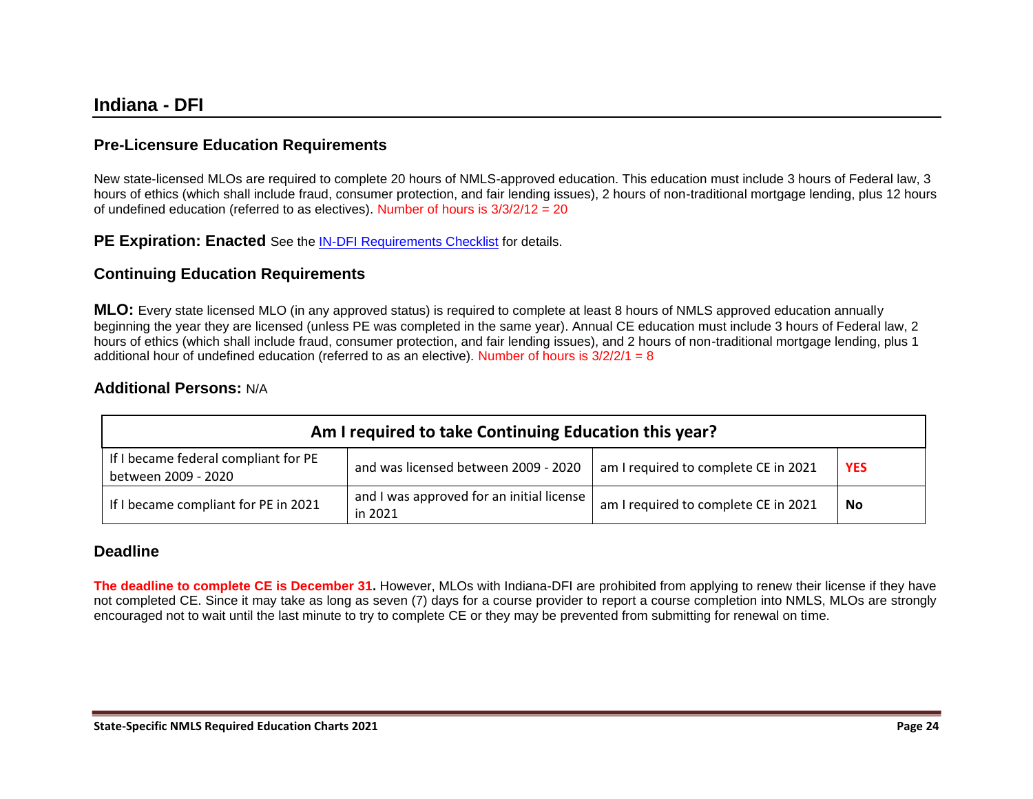# Indiana - DFI

## Pre-Licensure Education Requirements

New state-licensed MLOs are required to complete 20 hours of NMLS-approved education. This education must include 3 hours of Federal law, 3 hours of ethics (which shall include fraud, consumer protection, and fair lending issues), 2 hours of non-traditional mortgage lending, plus 12 hours of undefined education (referred to as electives). Number of hours is 3/3/2/12 = 20

**PE Expiration: Enacted** See the [IN-DFI Requirements Checklist] for details.

## Continuing Education Requirements

**MLO:** Every state licensed MLO (in any approved status) is required to complete at least 8 hours of NMLS approved education annually beginning the year they are licensed (unless PE was completed in the same year). Annual CE education must include 3 hours of Federal law, 2 hours of ethics (which shall include fraud, consumer protection, and fair lending issues), and 2 hours of non-traditional mortgage lending, plus 1 additional hour of undefined education (referred to as an elective). Number of hours is 3/2/2/1 = 8

**Additional Persons:** N/A

| Am I required to take Continuing Education this year? | | | |
|---|---|---|---|
| If I became federal compliant for PE between 2009 - 2020 | and was licensed between 2009 - 2020 | am I required to complete CE in 2021 | **YES** |
| If I became compliant for PE in 2021 | and I was approved for an initial license in 2021 | am I required to complete CE in 2021 | **No** |

## Deadline

**The deadline to complete CE is December 31.** However, MLOs with Indiana-DFI are prohibited from applying to renew their license if they have not completed CE. Since it may take as long as seven (7) days for a course provider to report a course completion into NMLS, MLOs are strongly encouraged not to wait until the last minute to try to complete CE or they may be prevented from submitting for renewal on time.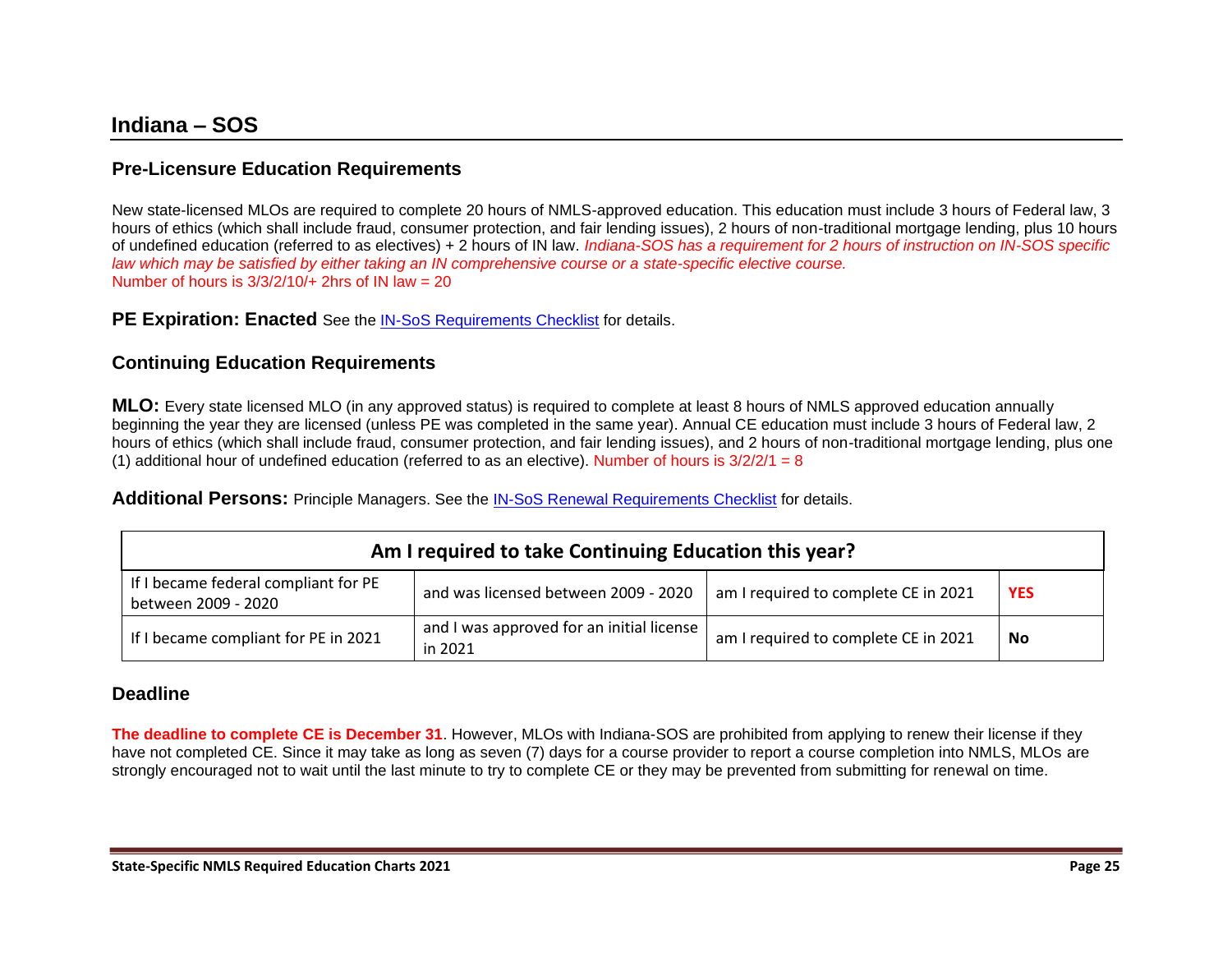# Indiana – SOS

## Pre-Licensure Education Requirements

New state-licensed MLOs are required to complete 20 hours of NMLS-approved education. This education must include 3 hours of Federal law, 3 hours of ethics (which shall include fraud, consumer protection, and fair lending issues), 2 hours of non-traditional mortgage lending, plus 10 hours of undefined education (referred to as electives) + 2 hours of IN law. *Indiana-SOS has a requirement for 2 hours of instruction on IN-SOS specific law which may be satisfied by either taking an IN comprehensive course or a state-specific elective course.*
Number of hours is 3/3/2/10/+ 2hrs of IN law = 20

**PE Expiration: Enacted** See the [IN-SoS Requirements Checklist]() for details.

## Continuing Education Requirements

**MLO:** Every state licensed MLO (in any approved status) is required to complete at least 8 hours of NMLS approved education annually beginning the year they are licensed (unless PE was completed in the same year). Annual CE education must include 3 hours of Federal law, 2 hours of ethics (which shall include fraud, consumer protection, and fair lending issues), and 2 hours of non-traditional mortgage lending, plus one (1) additional hour of undefined education (referred to as an elective). Number of hours is 3/2/2/1 = 8

**Additional Persons:** Principle Managers. See the [IN-SoS Renewal Requirements Checklist]() for details.

| Am I required to take Continuing Education this year? | | | |
|---|---|---|---|
| If I became federal compliant for PE between 2009 - 2020 | and was licensed between 2009 - 2020 | am I required to complete CE in 2021 | **YES** |
| If I became compliant for PE in 2021 | and I was approved for an initial license in 2021 | am I required to complete CE in 2021 | **No** |

## Deadline

**The deadline to complete CE is December 31**. However, MLOs with Indiana-SOS are prohibited from applying to renew their license if they have not completed CE. Since it may take as long as seven (7) days for a course provider to report a course completion into NMLS, MLOs are strongly encouraged not to wait until the last minute to try to complete CE or they may be prevented from submitting for renewal on time.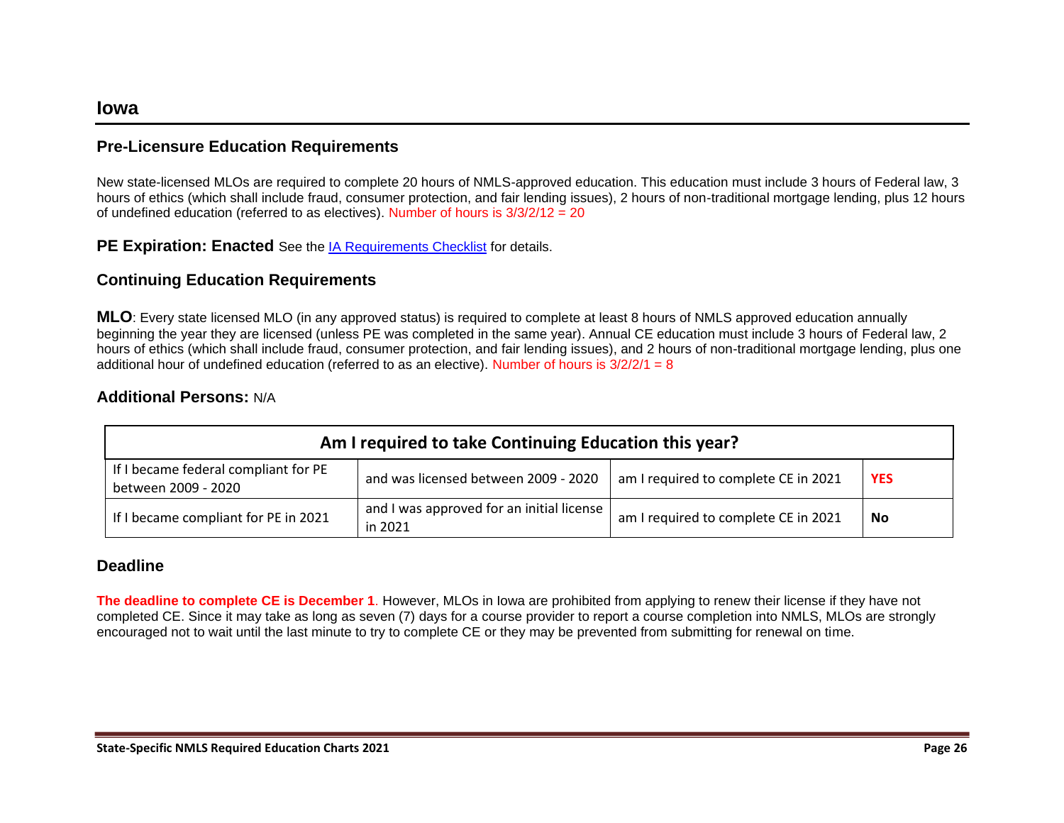# Iowa

## Pre-Licensure Education Requirements

New state-licensed MLOs are required to complete 20 hours of NMLS-approved education. This education must include 3 hours of Federal law, 3 hours of ethics (which shall include fraud, consumer protection, and fair lending issues), 2 hours of non-traditional mortgage lending, plus 12 hours of undefined education (referred to as electives). Number of hours is 3/3/2/12 = 20

**PE Expiration: Enacted** See the [IA Requirements Checklist]() for details.

## Continuing Education Requirements

**MLO**: Every state licensed MLO (in any approved status) is required to complete at least 8 hours of NMLS approved education annually beginning the year they are licensed (unless PE was completed in the same year). Annual CE education must include 3 hours of Federal law, 2 hours of ethics (which shall include fraud, consumer protection, and fair lending issues), and 2 hours of non-traditional mortgage lending, plus one additional hour of undefined education (referred to as an elective). Number of hours is 3/2/2/1 = 8

**Additional Persons:** N/A

| Am I required to take Continuing Education this year? | | | |
|---|---|---|---|
| If I became federal compliant for PE between 2009 - 2020 | and was licensed between 2009 - 2020 | am I required to complete CE in 2021 | **YES** |
| If I became compliant for PE in 2021 | and I was approved for an initial license in 2021 | am I required to complete CE in 2021 | **No** |

## Deadline

**The deadline to complete CE is December 1**. However, MLOs in Iowa are prohibited from applying to renew their license if they have not completed CE. Since it may take as long as seven (7) days for a course provider to report a course completion into NMLS, MLOs are strongly encouraged not to wait until the last minute to try to complete CE or they may be prevented from submitting for renewal on time.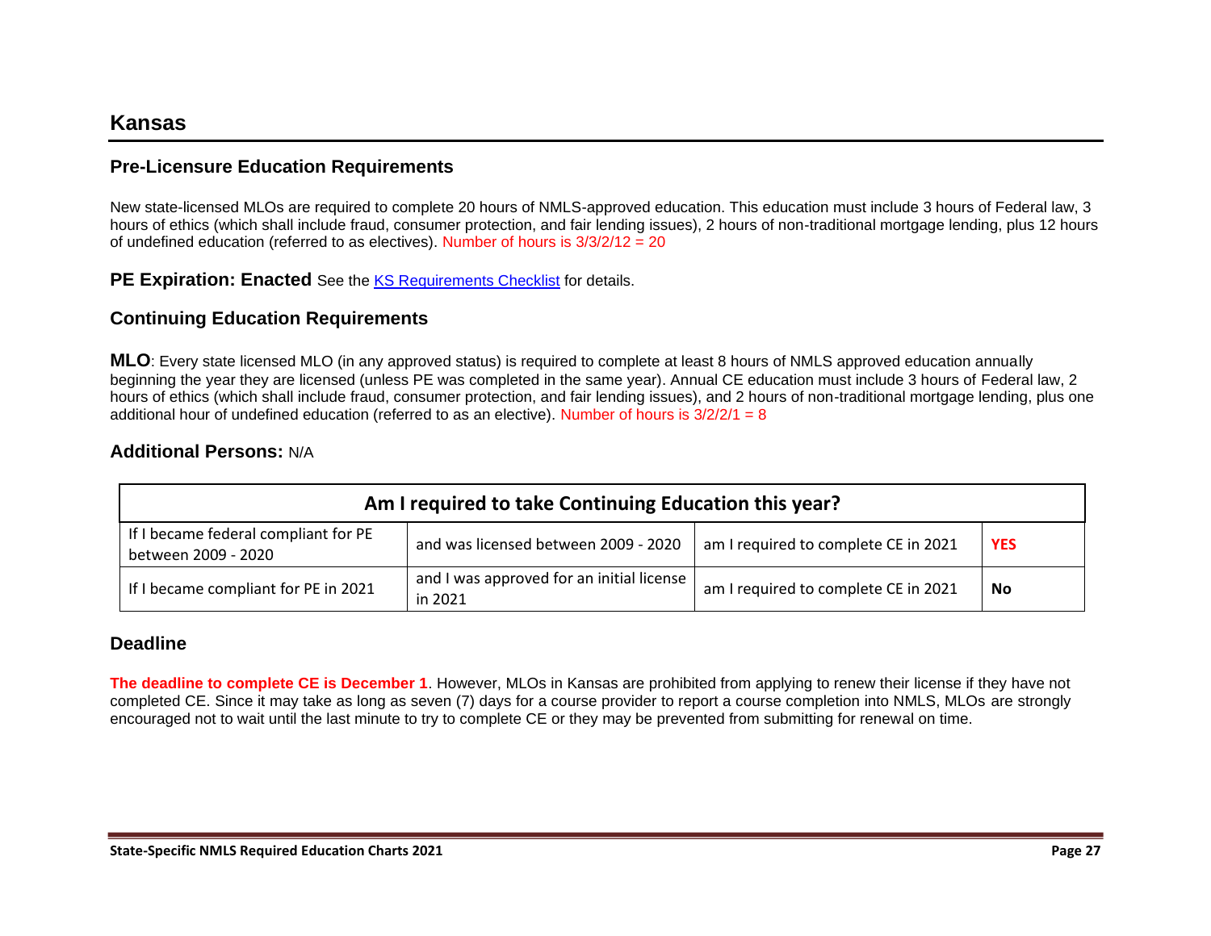# Kansas

## Pre-Licensure Education Requirements

New state-licensed MLOs are required to complete 20 hours of NMLS-approved education. This education must include 3 hours of Federal law, 3 hours of ethics (which shall include fraud, consumer protection, and fair lending issues), 2 hours of non-traditional mortgage lending, plus 12 hours of undefined education (referred to as electives). Number of hours is 3/3/2/12 = 20

**PE Expiration: Enacted** See the [KS Requirements Checklist] for details.

## Continuing Education Requirements

**MLO**: Every state licensed MLO (in any approved status) is required to complete at least 8 hours of NMLS approved education annually beginning the year they are licensed (unless PE was completed in the same year). Annual CE education must include 3 hours of Federal law, 2 hours of ethics (which shall include fraud, consumer protection, and fair lending issues), and 2 hours of non-traditional mortgage lending, plus one additional hour of undefined education (referred to as an elective). Number of hours is 3/2/2/1 = 8

**Additional Persons:** N/A

| Am I required to take Continuing Education this year? | | | |
|---|---|---|---|
| If I became federal compliant for PE between 2009 - 2020 | and was licensed between 2009 - 2020 | am I required to complete CE in 2021 | **YES** |
| If I became compliant for PE in 2021 | and I was approved for an initial license in 2021 | am I required to complete CE in 2021 | **No** |

## Deadline

**The deadline to complete CE is December 1**. However, MLOs in Kansas are prohibited from applying to renew their license if they have not completed CE. Since it may take as long as seven (7) days for a course provider to report a course completion into NMLS, MLOs are strongly encouraged not to wait until the last minute to try to complete CE or they may be prevented from submitting for renewal on time.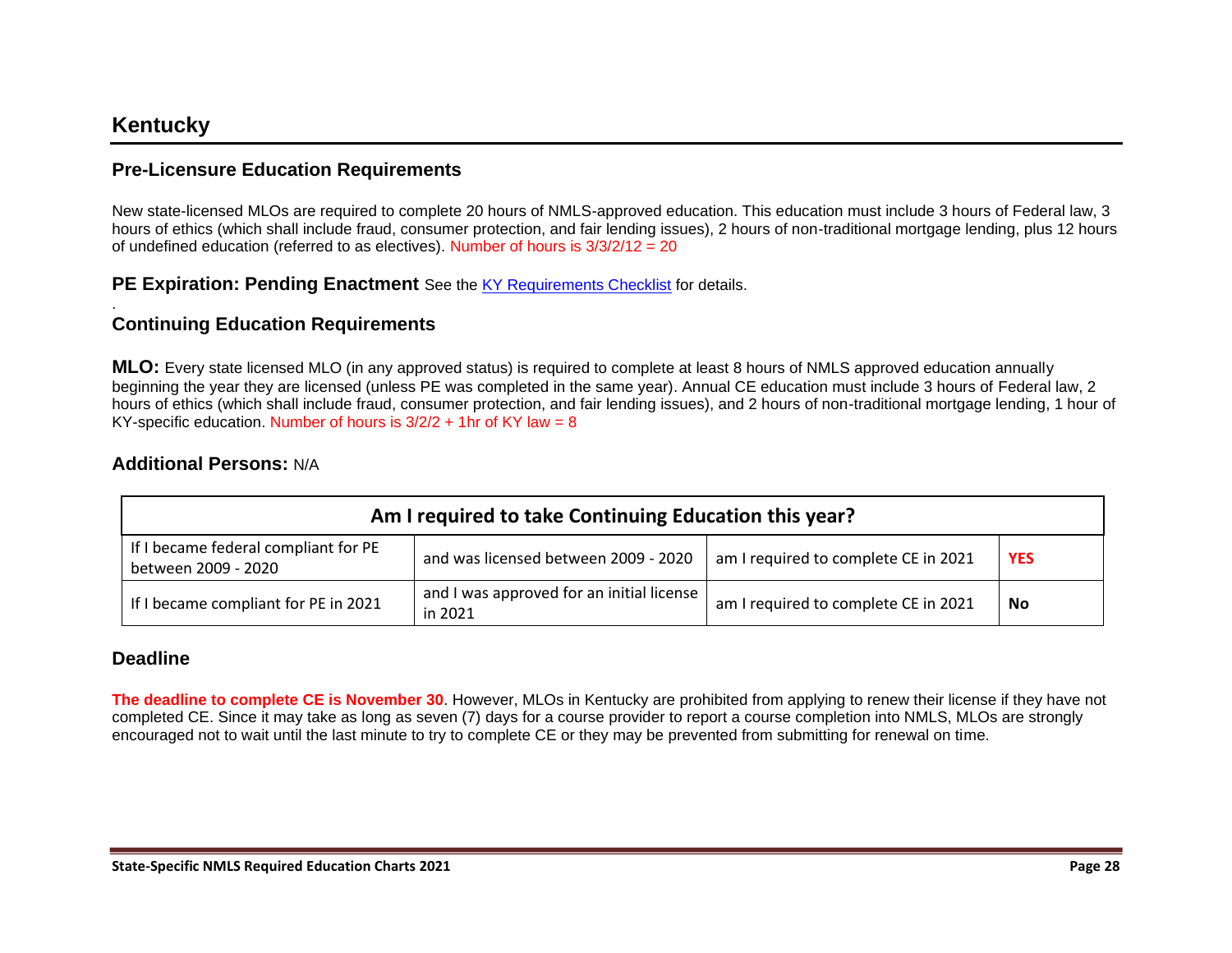# Kentucky

## Pre-Licensure Education Requirements

New state-licensed MLOs are required to complete 20 hours of NMLS-approved education. This education must include 3 hours of Federal law, 3 hours of ethics (which shall include fraud, consumer protection, and fair lending issues), 2 hours of non-traditional mortgage lending, plus 12 hours of undefined education (referred to as electives). Number of hours is 3/3/2/12 = 20

**PE Expiration: Pending Enactment** See the [KY Requirements Checklist](#) for details.

.

## Continuing Education Requirements

**MLO:** Every state licensed MLO (in any approved status) is required to complete at least 8 hours of NMLS approved education annually beginning the year they are licensed (unless PE was completed in the same year). Annual CE education must include 3 hours of Federal law, 2 hours of ethics (which shall include fraud, consumer protection, and fair lending issues), and 2 hours of non-traditional mortgage lending, 1 hour of KY-specific education. Number of hours is 3/2/2 + 1hr of KY law = 8

**Additional Persons:** N/A

| Am I required to take Continuing Education this year? | | | |
|---|---|---|---|
| If I became federal compliant for PE between 2009 - 2020 | and was licensed between 2009 - 2020 | am I required to complete CE in 2021 | **YES** |
| If I became compliant for PE in 2021 | and I was approved for an initial license in 2021 | am I required to complete CE in 2021 | **No** |

## Deadline

**The deadline to complete CE is November 30**. However, MLOs in Kentucky are prohibited from applying to renew their license if they have not completed CE. Since it may take as long as seven (7) days for a course provider to report a course completion into NMLS, MLOs are strongly encouraged not to wait until the last minute to try to complete CE or they may be prevented from submitting for renewal on time.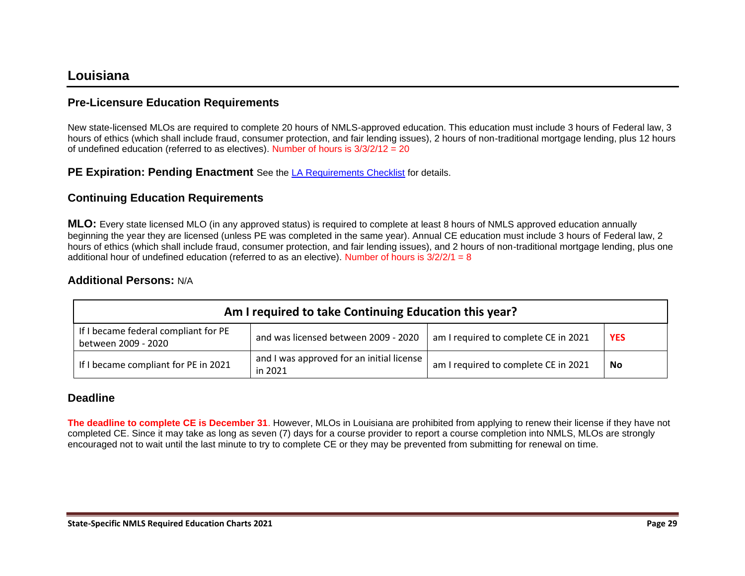# Louisiana

## Pre-Licensure Education Requirements

New state-licensed MLOs are required to complete 20 hours of NMLS-approved education. This education must include 3 hours of Federal law, 3 hours of ethics (which shall include fraud, consumer protection, and fair lending issues), 2 hours of non-traditional mortgage lending, plus 12 hours of undefined education (referred to as electives). Number of hours is 3/3/2/12 = 20

**PE Expiration: Pending Enactment** See the [LA Requirements Checklist](LA Requirements Checklist) for details.

## Continuing Education Requirements

**MLO:** Every state licensed MLO (in any approved status) is required to complete at least 8 hours of NMLS approved education annually beginning the year they are licensed (unless PE was completed in the same year). Annual CE education must include 3 hours of Federal law, 2 hours of ethics (which shall include fraud, consumer protection, and fair lending issues), and 2 hours of non-traditional mortgage lending, plus one additional hour of undefined education (referred to as an elective). Number of hours is 3/2/2/1 = 8

**Additional Persons:** N/A

| Am I required to take Continuing Education this year? | | | |
|---|---|---|---|
| If I became federal compliant for PE between 2009 - 2020 | and was licensed between 2009 - 2020 | am I required to complete CE in 2021 | **YES** |
| If I became compliant for PE in 2021 | and I was approved for an initial license in 2021 | am I required to complete CE in 2021 | **No** |

## Deadline

**The deadline to complete CE is December 31**. However, MLOs in Louisiana are prohibited from applying to renew their license if they have not completed CE. Since it may take as long as seven (7) days for a course provider to report a course completion into NMLS, MLOs are strongly encouraged not to wait until the last minute to try to complete CE or they may be prevented from submitting for renewal on time.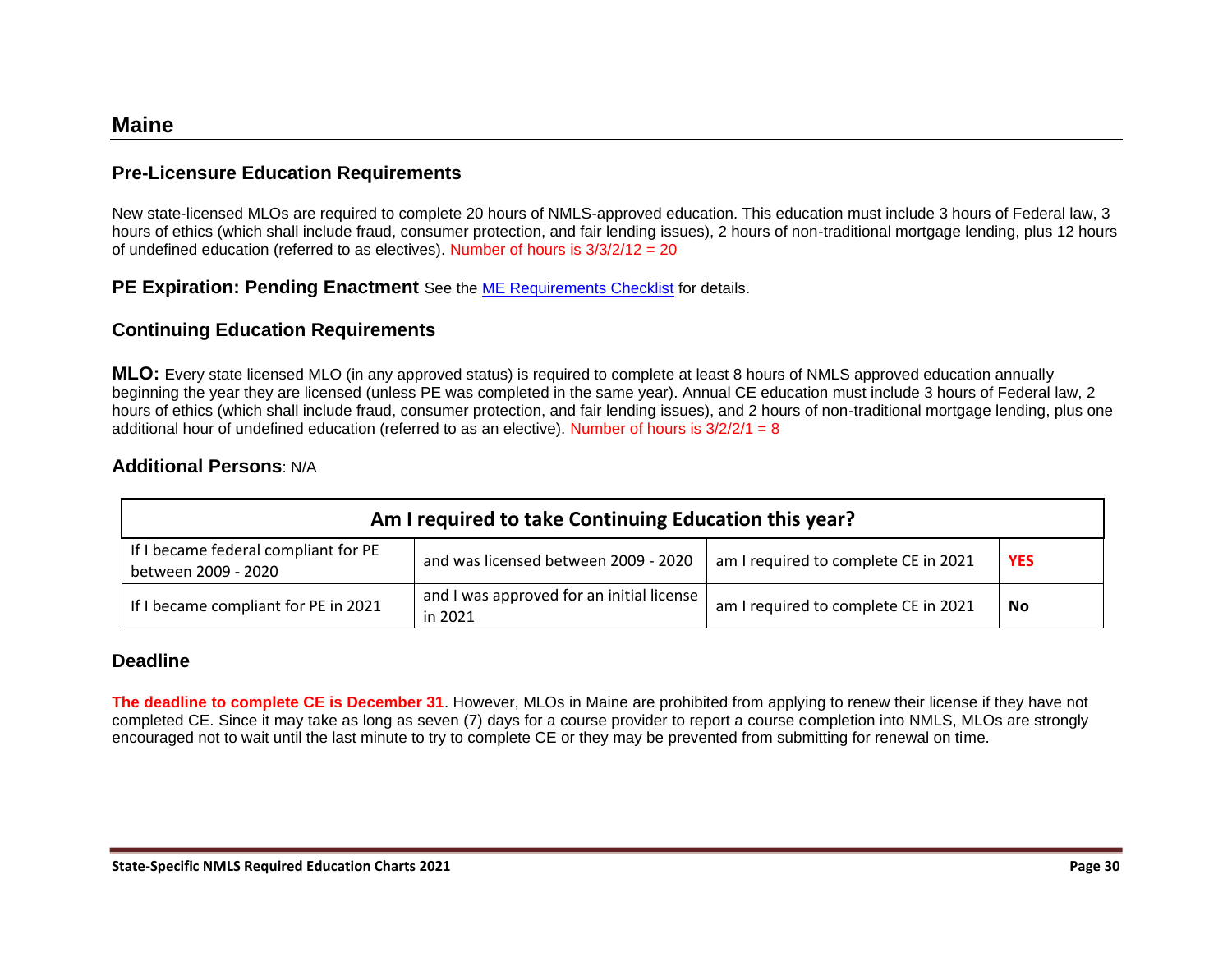# Maine

## Pre-Licensure Education Requirements

New state-licensed MLOs are required to complete 20 hours of NMLS-approved education. This education must include 3 hours of Federal law, 3 hours of ethics (which shall include fraud, consumer protection, and fair lending issues), 2 hours of non-traditional mortgage lending, plus 12 hours of undefined education (referred to as electives). Number of hours is 3/3/2/12 = 20

**PE Expiration: Pending Enactment** See the [ME Requirements Checklist]() for details.

## Continuing Education Requirements

**MLO:** Every state licensed MLO (in any approved status) is required to complete at least 8 hours of NMLS approved education annually beginning the year they are licensed (unless PE was completed in the same year). Annual CE education must include 3 hours of Federal law, 2 hours of ethics (which shall include fraud, consumer protection, and fair lending issues), and 2 hours of non-traditional mortgage lending, plus one additional hour of undefined education (referred to as an elective). Number of hours is 3/2/2/1 = 8

**Additional Persons**: N/A

| Am I required to take Continuing Education this year? | | | |
|---|---|---|---|
| If I became federal compliant for PE between 2009 - 2020 | and was licensed between 2009 - 2020 | am I required to complete CE in 2021 | **YES** |
| If I became compliant for PE in 2021 | and I was approved for an initial license in 2021 | am I required to complete CE in 2021 | **No** |

## Deadline

**The deadline to complete CE is December 31**. However, MLOs in Maine are prohibited from applying to renew their license if they have not completed CE. Since it may take as long as seven (7) days for a course provider to report a course completion into NMLS, MLOs are strongly encouraged not to wait until the last minute to try to complete CE or they may be prevented from submitting for renewal on time.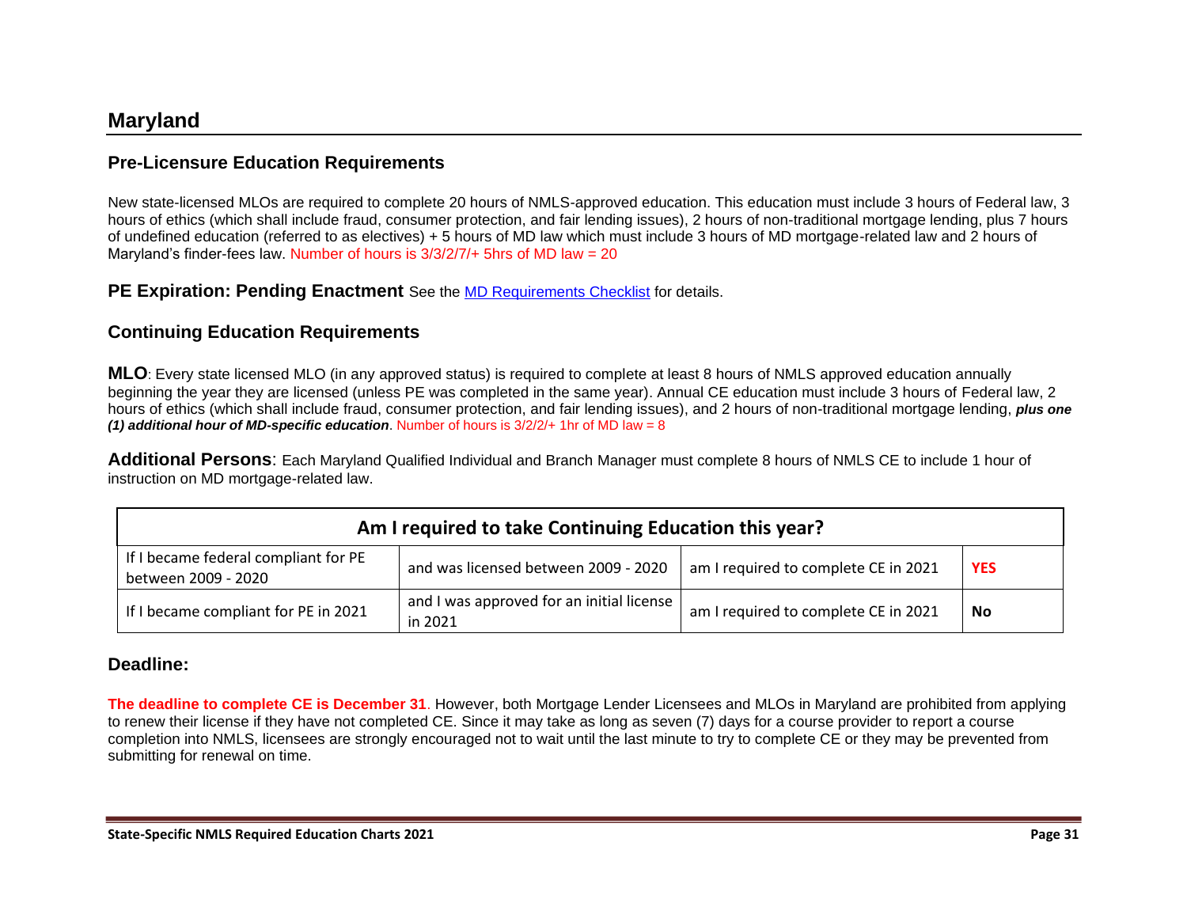# Maryland

## Pre-Licensure Education Requirements

New state-licensed MLOs are required to complete 20 hours of NMLS-approved education. This education must include 3 hours of Federal law, 3 hours of ethics (which shall include fraud, consumer protection, and fair lending issues), 2 hours of non-traditional mortgage lending, plus 7 hours of undefined education (referred to as electives) + 5 hours of MD law which must include 3 hours of MD mortgage-related law and 2 hours of Maryland's finder-fees law. Number of hours is 3/3/2/7/+ 5hrs of MD law = 20

**PE Expiration: Pending Enactment** See the [MD Requirements Checklist]() for details.

## Continuing Education Requirements

**MLO**: Every state licensed MLO (in any approved status) is required to complete at least 8 hours of NMLS approved education annually beginning the year they are licensed (unless PE was completed in the same year). Annual CE education must include 3 hours of Federal law, 2 hours of ethics (which shall include fraud, consumer protection, and fair lending issues), and 2 hours of non-traditional mortgage lending, ***plus one (1) additional hour of MD-specific education***. Number of hours is 3/2/2/+ 1hr of MD law = 8

**Additional Persons**: Each Maryland Qualified Individual and Branch Manager must complete 8 hours of NMLS CE to include 1 hour of instruction on MD mortgage-related law.

| Am I required to take Continuing Education this year? | | | |
|---|---|---|---|
| If I became federal compliant for PE between 2009 - 2020 | and was licensed between 2009 - 2020 | am I required to complete CE in 2021 | **YES** |
| If I became compliant for PE in 2021 | and I was approved for an initial license in 2021 | am I required to complete CE in 2021 | **No** |

## Deadline:

**The deadline to complete CE is December 31**. However, both Mortgage Lender Licensees and MLOs in Maryland are prohibited from applying to renew their license if they have not completed CE. Since it may take as long as seven (7) days for a course provider to report a course completion into NMLS, licensees are strongly encouraged not to wait until the last minute to try to complete CE or they may be prevented from submitting for renewal on time.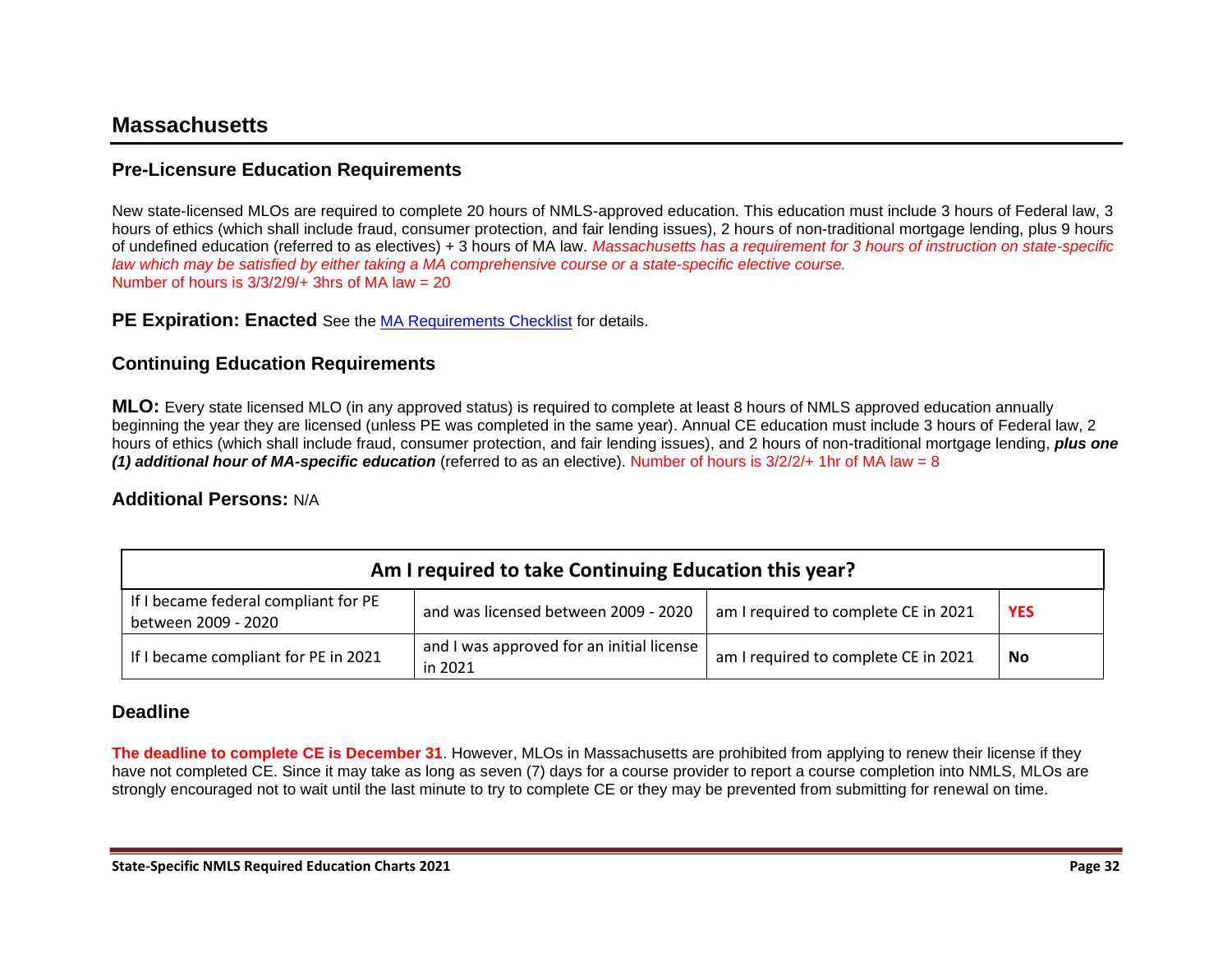# Massachusetts

## Pre-Licensure Education Requirements

New state-licensed MLOs are required to complete 20 hours of NMLS-approved education. This education must include 3 hours of Federal law, 3 hours of ethics (which shall include fraud, consumer protection, and fair lending issues), 2 hours of non-traditional mortgage lending, plus 9 hours of undefined education (referred to as electives) + 3 hours of MA law. *Massachusetts has a requirement for 3 hours of instruction on state-specific law which may be satisfied by either taking a MA comprehensive course or a state-specific elective course.*
Number of hours is 3/3/2/9/+ 3hrs of MA law = 20

**PE Expiration: Enacted** See the [MA Requirements Checklist] for details.

## Continuing Education Requirements

**MLO:** Every state licensed MLO (in any approved status) is required to complete at least 8 hours of NMLS approved education annually beginning the year they are licensed (unless PE was completed in the same year). Annual CE education must include 3 hours of Federal law, 2 hours of ethics (which shall include fraud, consumer protection, and fair lending issues), and 2 hours of non-traditional mortgage lending, ***plus one (1) additional hour of MA-specific education*** (referred to as an elective). Number of hours is 3/2/2/+ 1hr of MA law = 8

**Additional Persons:** N/A

| Am I required to take Continuing Education this year? | | | |
|---|---|---|---|
| If I became federal compliant for PE between 2009 - 2020 | and was licensed between 2009 - 2020 | am I required to complete CE in 2021 | **YES** |
| If I became compliant for PE in 2021 | and I was approved for an initial license in 2021 | am I required to complete CE in 2021 | **No** |

## Deadline

**The deadline to complete CE is December 31**. However, MLOs in Massachusetts are prohibited from applying to renew their license if they have not completed CE. Since it may take as long as seven (7) days for a course provider to report a course completion into NMLS, MLOs are strongly encouraged not to wait until the last minute to try to complete CE or they may be prevented from submitting for renewal on time.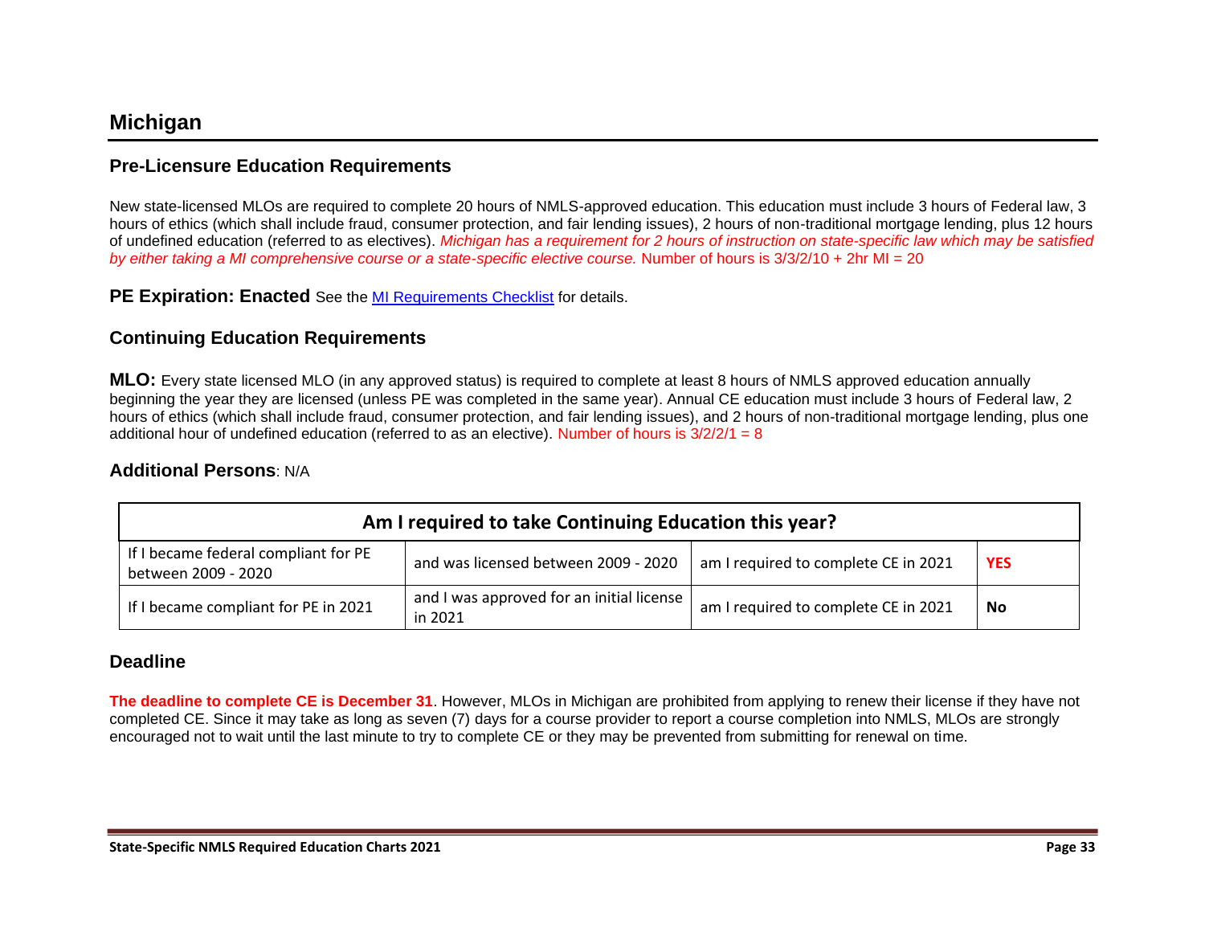# Michigan

## Pre-Licensure Education Requirements

New state-licensed MLOs are required to complete 20 hours of NMLS-approved education. This education must include 3 hours of Federal law, 3 hours of ethics (which shall include fraud, consumer protection, and fair lending issues), 2 hours of non-traditional mortgage lending, plus 12 hours of undefined education (referred to as electives). *Michigan has a requirement for 2 hours of instruction on state-specific law which may be satisfied by either taking a MI comprehensive course or a state-specific elective course.* Number of hours is 3/3/2/10 + 2hr MI = 20

**PE Expiration: Enacted** See the [MI Requirements Checklist]() for details.

## Continuing Education Requirements

**MLO:** Every state licensed MLO (in any approved status) is required to complete at least 8 hours of NMLS approved education annually beginning the year they are licensed (unless PE was completed in the same year). Annual CE education must include 3 hours of Federal law, 2 hours of ethics (which shall include fraud, consumer protection, and fair lending issues), and 2 hours of non-traditional mortgage lending, plus one additional hour of undefined education (referred to as an elective). Number of hours is 3/2/2/1 = 8

**Additional Persons**: N/A

| Am I required to take Continuing Education this year? | | | |
|---|---|---|---|
| If I became federal compliant for PE between 2009 - 2020 | and was licensed between 2009 - 2020 | am I required to complete CE in 2021 | **YES** |
| If I became compliant for PE in 2021 | and I was approved for an initial license in 2021 | am I required to complete CE in 2021 | **No** |

## Deadline

**The deadline to complete CE is December 31**. However, MLOs in Michigan are prohibited from applying to renew their license if they have not completed CE. Since it may take as long as seven (7) days for a course provider to report a course completion into NMLS, MLOs are strongly encouraged not to wait until the last minute to try to complete CE or they may be prevented from submitting for renewal on time.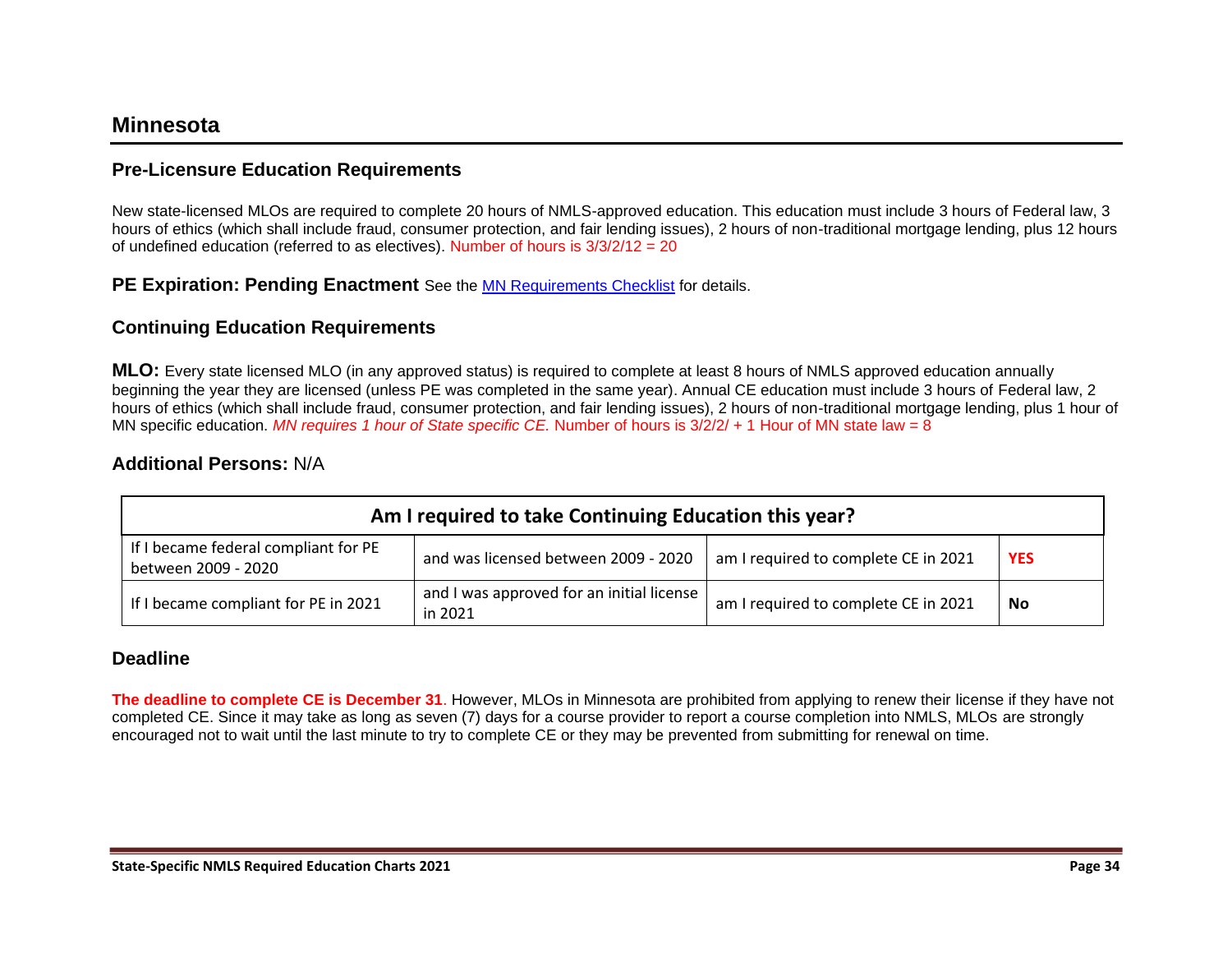# Minnesota

## Pre-Licensure Education Requirements

New state-licensed MLOs are required to complete 20 hours of NMLS-approved education. This education must include 3 hours of Federal law, 3 hours of ethics (which shall include fraud, consumer protection, and fair lending issues), 2 hours of non-traditional mortgage lending, plus 12 hours of undefined education (referred to as electives). Number of hours is 3/3/2/12 = 20

**PE Expiration: Pending Enactment** See the [MN Requirements Checklist] for details.

## Continuing Education Requirements

**MLO:** Every state licensed MLO (in any approved status) is required to complete at least 8 hours of NMLS approved education annually beginning the year they are licensed (unless PE was completed in the same year). Annual CE education must include 3 hours of Federal law, 2 hours of ethics (which shall include fraud, consumer protection, and fair lending issues), 2 hours of non-traditional mortgage lending, plus 1 hour of MN specific education. *MN requires 1 hour of State specific CE.* Number of hours is 3/2/2/ + 1 Hour of MN state law = 8

**Additional Persons:** N/A

| Am I required to take Continuing Education this year? | | | |
|---|---|---|---|
| If I became federal compliant for PE between 2009 - 2020 | and was licensed between 2009 - 2020 | am I required to complete CE in 2021 | **YES** |
| If I became compliant for PE in 2021 | and I was approved for an initial license in 2021 | am I required to complete CE in 2021 | **No** |

## Deadline

**The deadline to complete CE is December 31**. However, MLOs in Minnesota are prohibited from applying to renew their license if they have not completed CE. Since it may take as long as seven (7) days for a course provider to report a course completion into NMLS, MLOs are strongly encouraged not to wait until the last minute to try to complete CE or they may be prevented from submitting for renewal on time.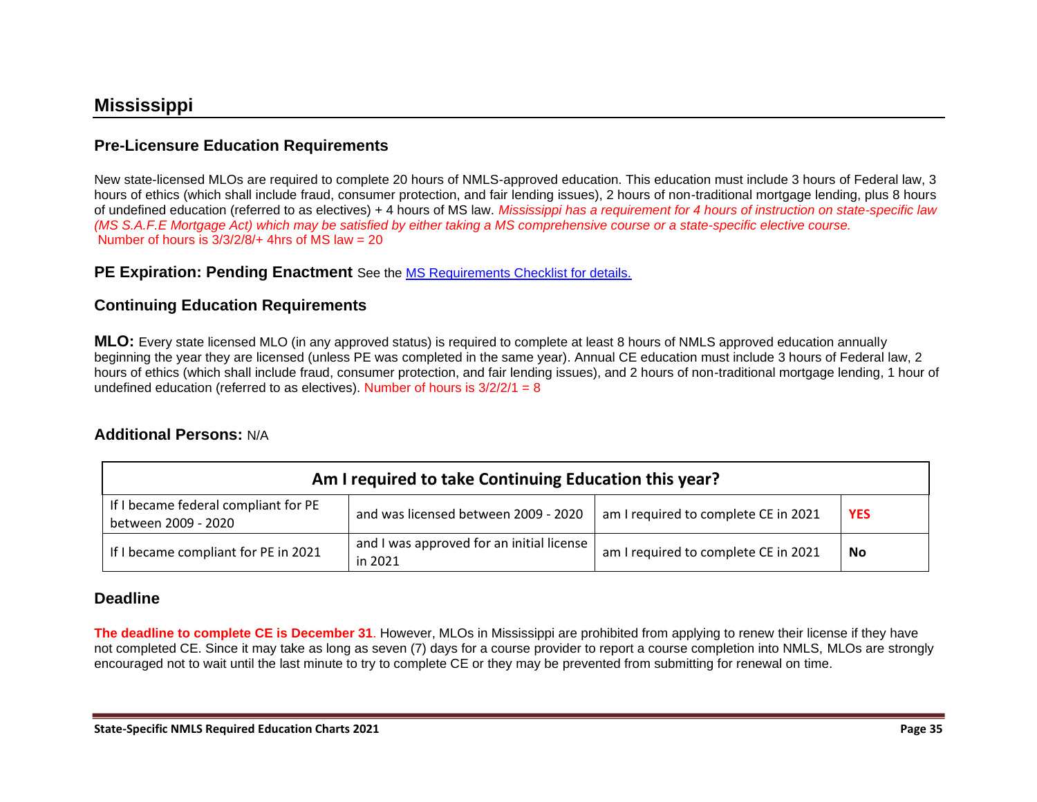# Mississippi

## Pre-Licensure Education Requirements

New state-licensed MLOs are required to complete 20 hours of NMLS-approved education. This education must include 3 hours of Federal law, 3 hours of ethics (which shall include fraud, consumer protection, and fair lending issues), 2 hours of non-traditional mortgage lending, plus 8 hours of undefined education (referred to as electives) + 4 hours of MS law. *Mississippi has a requirement for 4 hours of instruction on state-specific law (MS S.A.F.E Mortgage Act) which may be satisfied by either taking a MS comprehensive course or a state-specific elective course.*
Number of hours is 3/3/2/8/+ 4hrs of MS law = 20

**PE Expiration: Pending Enactment** See the [MS Requirements Checklist for details.]

## Continuing Education Requirements

**MLO:** Every state licensed MLO (in any approved status) is required to complete at least 8 hours of NMLS approved education annually beginning the year they are licensed (unless PE was completed in the same year). Annual CE education must include 3 hours of Federal law, 2 hours of ethics (which shall include fraud, consumer protection, and fair lending issues), and 2 hours of non-traditional mortgage lending, 1 hour of undefined education (referred to as electives). Number of hours is 3/2/2/1 = 8

**Additional Persons:** N/A

| Am I required to take Continuing Education this year? | | | |
|---|---|---|---|
| If I became federal compliant for PE between 2009 - 2020 | and was licensed between 2009 - 2020 | am I required to complete CE in 2021 | **YES** |
| If I became compliant for PE in 2021 | and I was approved for an initial license in 2021 | am I required to complete CE in 2021 | **No** |

## Deadline

**The deadline to complete CE is December 31**. However, MLOs in Mississippi are prohibited from applying to renew their license if they have not completed CE. Since it may take as long as seven (7) days for a course provider to report a course completion into NMLS, MLOs are strongly encouraged not to wait until the last minute to try to complete CE or they may be prevented from submitting for renewal on time.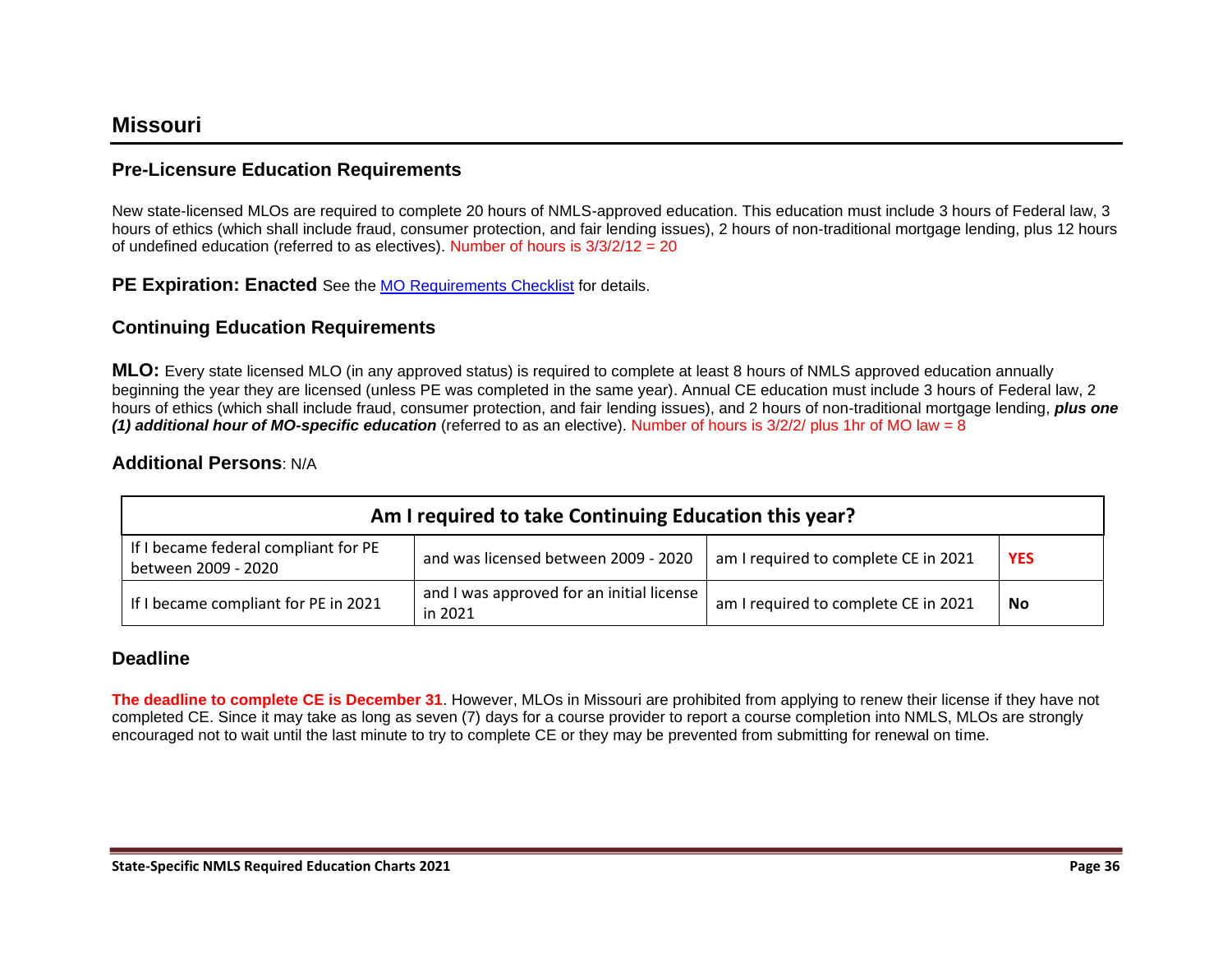# Missouri

## Pre-Licensure Education Requirements

New state-licensed MLOs are required to complete 20 hours of NMLS-approved education. This education must include 3 hours of Federal law, 3 hours of ethics (which shall include fraud, consumer protection, and fair lending issues), 2 hours of non-traditional mortgage lending, plus 12 hours of undefined education (referred to as electives). Number of hours is 3/3/2/12 = 20

**PE Expiration: Enacted** See the [MO Requirements Checklist](#) for details.

## Continuing Education Requirements

**MLO:** Every state licensed MLO (in any approved status) is required to complete at least 8 hours of NMLS approved education annually beginning the year they are licensed (unless PE was completed in the same year). Annual CE education must include 3 hours of Federal law, 2 hours of ethics (which shall include fraud, consumer protection, and fair lending issues), and 2 hours of non-traditional mortgage lending, ***plus one (1) additional hour of MO-specific education*** (referred to as an elective). Number of hours is 3/2/2/ plus 1hr of MO law = 8

## Additional Persons: N/A

| Am I required to take Continuing Education this year? | | | |
|---|---|---|---|
| If I became federal compliant for PE between 2009 - 2020 | and was licensed between 2009 - 2020 | am I required to complete CE in 2021 | **YES** |
| If I became compliant for PE in 2021 | and I was approved for an initial license in 2021 | am I required to complete CE in 2021 | **No** |

## Deadline

**The deadline to complete CE is December 31**. However, MLOs in Missouri are prohibited from applying to renew their license if they have not completed CE. Since it may take as long as seven (7) days for a course provider to report a course completion into NMLS, MLOs are strongly encouraged not to wait until the last minute to try to complete CE or they may be prevented from submitting for renewal on time.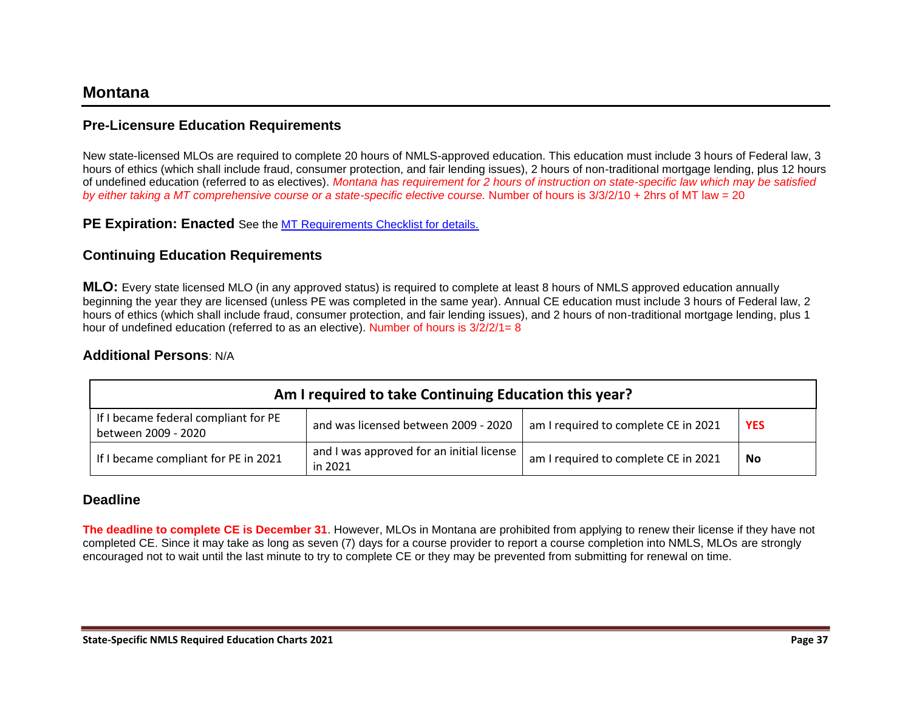# Montana

## Pre-Licensure Education Requirements

New state-licensed MLOs are required to complete 20 hours of NMLS-approved education. This education must include 3 hours of Federal law, 3 hours of ethics (which shall include fraud, consumer protection, and fair lending issues), 2 hours of non-traditional mortgage lending, plus 12 hours of undefined education (referred to as electives). *Montana has requirement for 2 hours of instruction on state-specific law which may be satisfied by either taking a MT comprehensive course or a state-specific elective course.* Number of hours is 3/3/2/10 + 2hrs of MT law = 20

**PE Expiration: Enacted** See the [MT Requirements Checklist for details.]()

## Continuing Education Requirements

**MLO:** Every state licensed MLO (in any approved status) is required to complete at least 8 hours of NMLS approved education annually beginning the year they are licensed (unless PE was completed in the same year). Annual CE education must include 3 hours of Federal law, 2 hours of ethics (which shall include fraud, consumer protection, and fair lending issues), and 2 hours of non-traditional mortgage lending, plus 1 hour of undefined education (referred to as an elective). Number of hours is 3/2/2/1= 8

**Additional Persons**: N/A

| Am I required to take Continuing Education this year? | | | |
|---|---|---|---|
| If I became federal compliant for PE between 2009 - 2020 | and was licensed between 2009 - 2020 | am I required to complete CE in 2021 | **YES** |
| If I became compliant for PE in 2021 | and I was approved for an initial license in 2021 | am I required to complete CE in 2021 | **No** |

## Deadline

**The deadline to complete CE is December 31**. However, MLOs in Montana are prohibited from applying to renew their license if they have not completed CE. Since it may take as long as seven (7) days for a course provider to report a course completion into NMLS, MLOs are strongly encouraged not to wait until the last minute to try to complete CE or they may be prevented from submitting for renewal on time.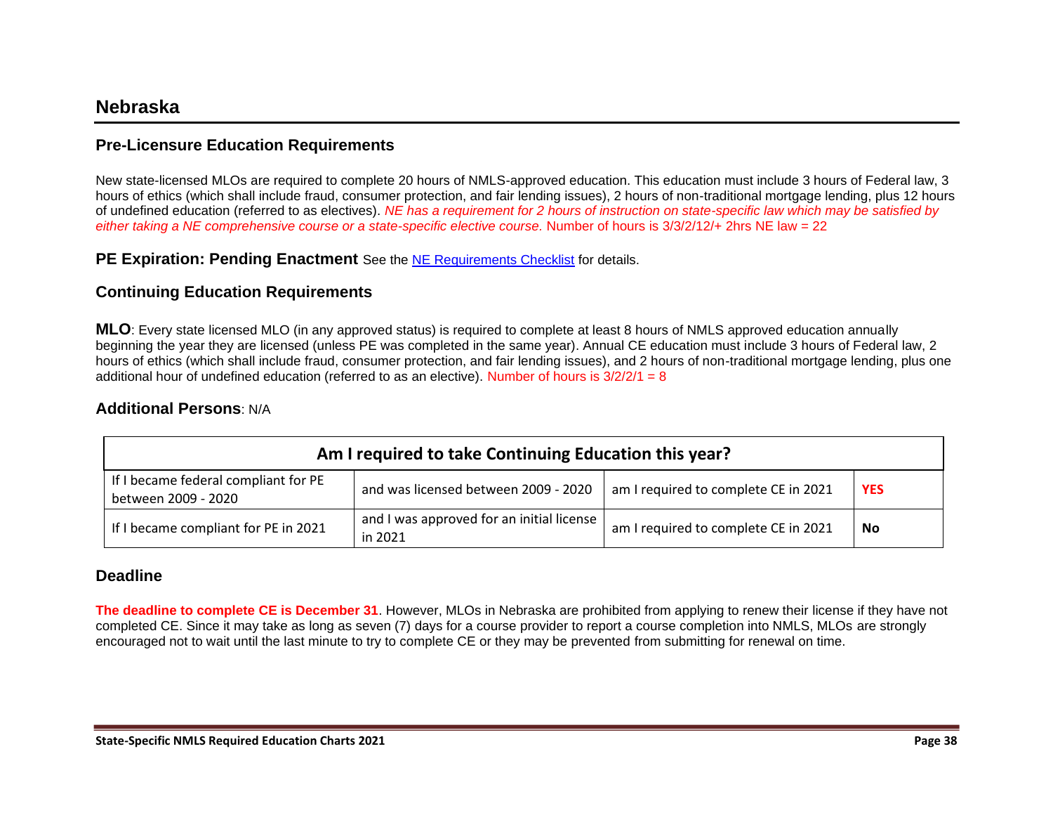# Nebraska

## Pre-Licensure Education Requirements

New state-licensed MLOs are required to complete 20 hours of NMLS-approved education. This education must include 3 hours of Federal law, 3 hours of ethics (which shall include fraud, consumer protection, and fair lending issues), 2 hours of non-traditional mortgage lending, plus 12 hours of undefined education (referred to as electives). *NE has a requirement for 2 hours of instruction on state-specific law which may be satisfied by either taking a NE comprehensive course or a state-specific elective course.* Number of hours is 3/3/2/12/+ 2hrs NE law = 22

**PE Expiration: Pending Enactment** See the [NE Requirements Checklist]() for details.

## Continuing Education Requirements

**MLO**: Every state licensed MLO (in any approved status) is required to complete at least 8 hours of NMLS approved education annually beginning the year they are licensed (unless PE was completed in the same year). Annual CE education must include 3 hours of Federal law, 2 hours of ethics (which shall include fraud, consumer protection, and fair lending issues), and 2 hours of non-traditional mortgage lending, plus one additional hour of undefined education (referred to as an elective). Number of hours is 3/2/2/1 = 8

**Additional Persons**: N/A

| Am I required to take Continuing Education this year? | | | |
|---|---|---|---|
| If I became federal compliant for PE between 2009 - 2020 | and was licensed between 2009 - 2020 | am I required to complete CE in 2021 | **YES** |
| If I became compliant for PE in 2021 | and I was approved for an initial license in 2021 | am I required to complete CE in 2021 | **No** |

## Deadline

**The deadline to complete CE is December 31**. However, MLOs in Nebraska are prohibited from applying to renew their license if they have not completed CE. Since it may take as long as seven (7) days for a course provider to report a course completion into NMLS, MLOs are strongly encouraged not to wait until the last minute to try to complete CE or they may be prevented from submitting for renewal on time.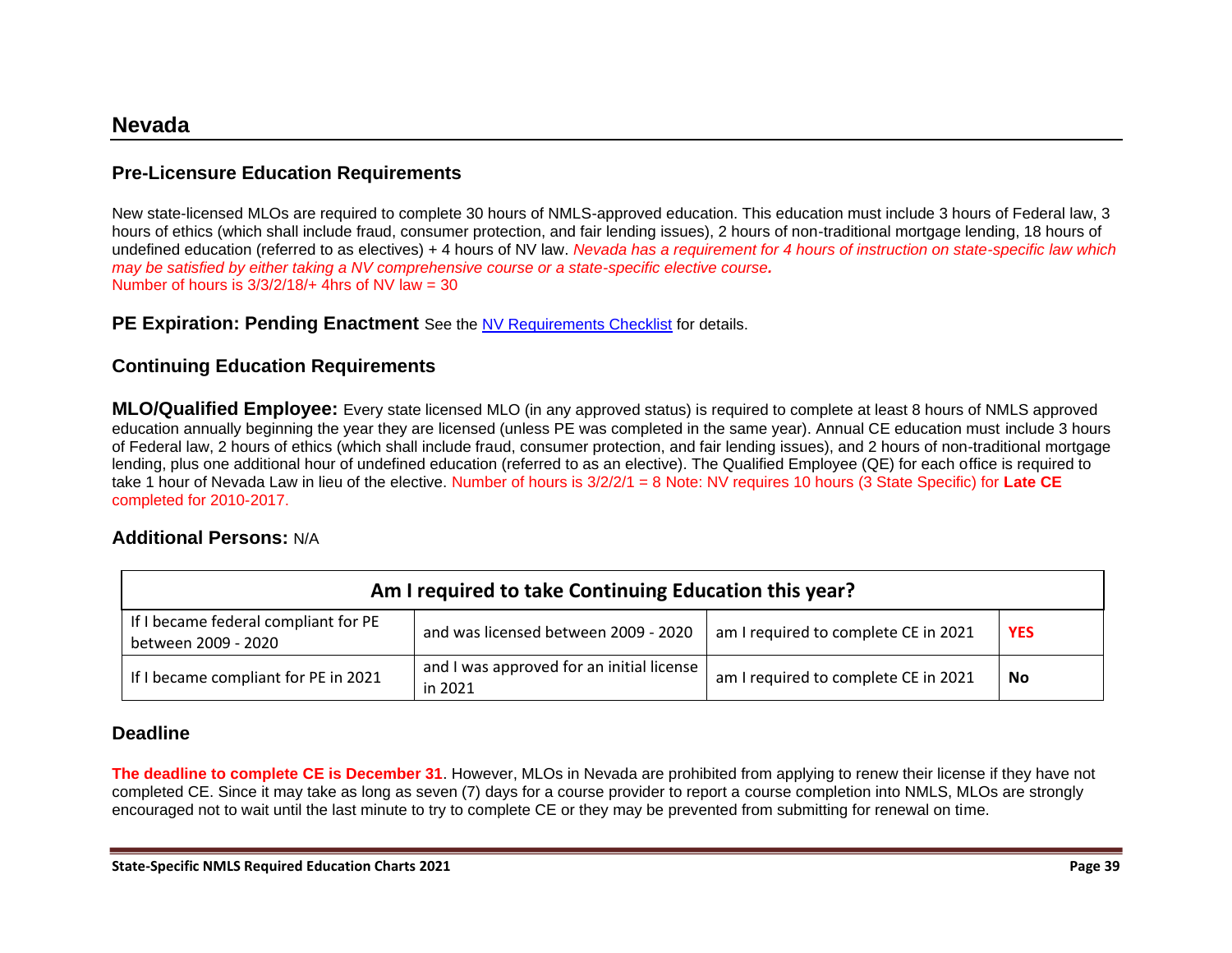# Nevada

## Pre-Licensure Education Requirements

New state-licensed MLOs are required to complete 30 hours of NMLS-approved education. This education must include 3 hours of Federal law, 3 hours of ethics (which shall include fraud, consumer protection, and fair lending issues), 2 hours of non-traditional mortgage lending, 18 hours of undefined education (referred to as electives) + 4 hours of NV law. *Nevada has a requirement for 4 hours of instruction on state-specific law which may be satisfied by either taking a NV comprehensive course or a state-specific elective course.*
Number of hours is 3/3/2/18/+ 4hrs of NV law = 30

**PE Expiration: Pending Enactment** See the NV Requirements Checklist for details.

## Continuing Education Requirements

**MLO/Qualified Employee:** Every state licensed MLO (in any approved status) is required to complete at least 8 hours of NMLS approved education annually beginning the year they are licensed (unless PE was completed in the same year). Annual CE education must include 3 hours of Federal law, 2 hours of ethics (which shall include fraud, consumer protection, and fair lending issues), and 2 hours of non-traditional mortgage lending, plus one additional hour of undefined education (referred to as an elective). The Qualified Employee (QE) for each office is required to take 1 hour of Nevada Law in lieu of the elective. Number of hours is 3/2/2/1 = 8 Note: NV requires 10 hours (3 State Specific) for **Late CE** completed for 2010-2017.

**Additional Persons:** N/A

| Am I required to take Continuing Education this year? | | | |
|---|---|---|---|
| If I became federal compliant for PE between 2009 - 2020 | and was licensed between 2009 - 2020 | am I required to complete CE in 2021 | **YES** |
| If I became compliant for PE in 2021 | and I was approved for an initial license in 2021 | am I required to complete CE in 2021 | **No** |

## Deadline

**The deadline to complete CE is December 31**. However, MLOs in Nevada are prohibited from applying to renew their license if they have not completed CE. Since it may take as long as seven (7) days for a course provider to report a course completion into NMLS, MLOs are strongly encouraged not to wait until the last minute to try to complete CE or they may be prevented from submitting for renewal on time.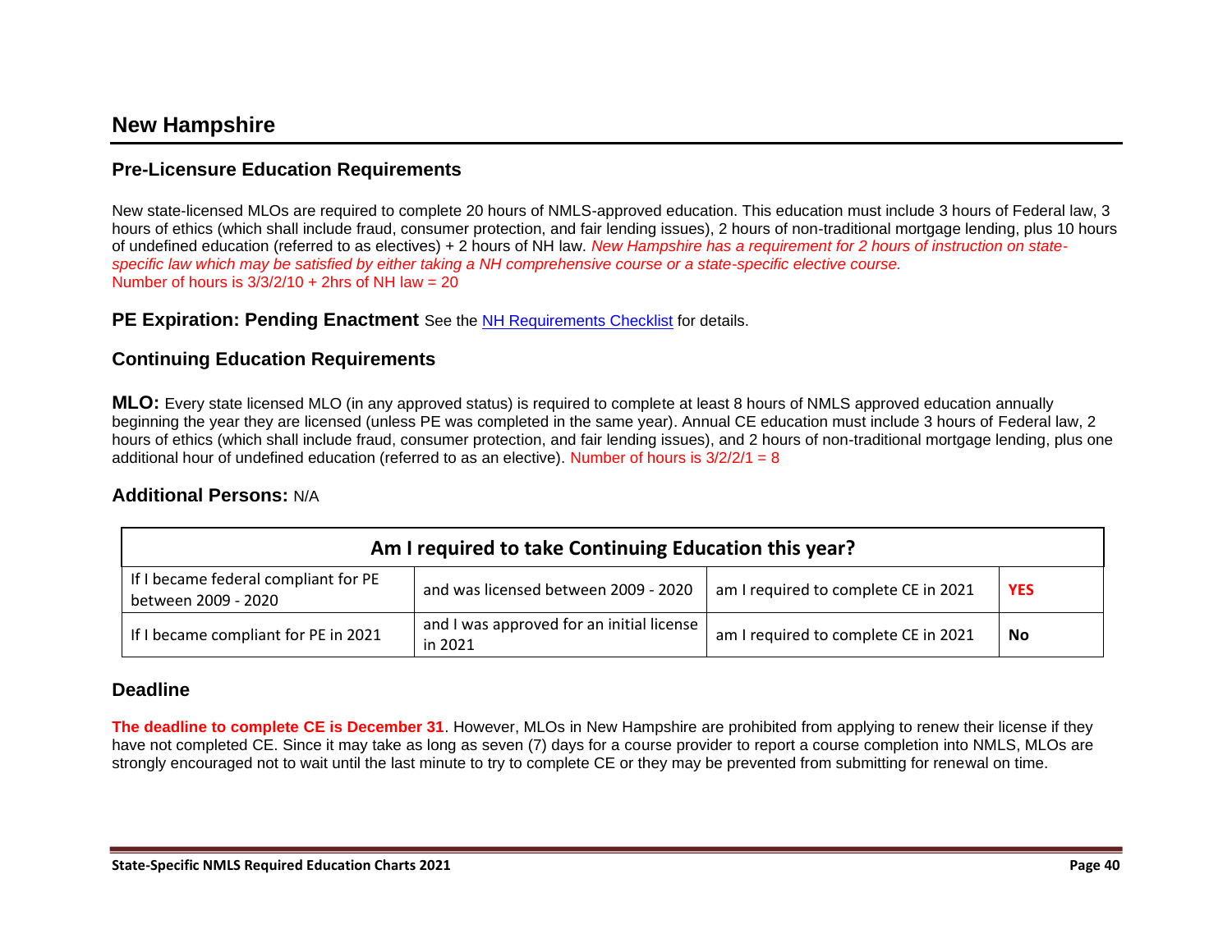## New Hampshire

### Pre-Licensure Education Requirements

New state-licensed MLOs are required to complete 20 hours of NMLS-approved education. This education must include 3 hours of Federal law, 3 hours of ethics (which shall include fraud, consumer protection, and fair lending issues), 2 hours of non-traditional mortgage lending, plus 10 hours of undefined education (referred to as electives) + 2 hours of NH law. *New Hampshire has a requirement for 2 hours of instruction on state-specific law which may be satisfied by either taking a NH comprehensive course or a state-specific elective course.*
Number of hours is 3/3/2/10 + 2hrs of NH law = 20

**PE Expiration: Pending Enactment** See the NH Requirements Checklist for details.

### Continuing Education Requirements

**MLO:** Every state licensed MLO (in any approved status) is required to complete at least 8 hours of NMLS approved education annually beginning the year they are licensed (unless PE was completed in the same year). Annual CE education must include 3 hours of Federal law, 2 hours of ethics (which shall include fraud, consumer protection, and fair lending issues), and 2 hours of non-traditional mortgage lending, plus one additional hour of undefined education (referred to as an elective). Number of hours is 3/2/2/1 = 8

**Additional Persons:** N/A

| Am I required to take Continuing Education this year? | | | |
|---|---|---|---|
| If I became federal compliant for PE between 2009 - 2020 | and was licensed between 2009 - 2020 | am I required to complete CE in 2021 | **YES** |
| If I became compliant for PE in 2021 | and I was approved for an initial license in 2021 | am I required to complete CE in 2021 | **No** |

### Deadline

**The deadline to complete CE is December 31**. However, MLOs in New Hampshire are prohibited from applying to renew their license if they have not completed CE. Since it may take as long as seven (7) days for a course provider to report a course completion into NMLS, MLOs are strongly encouraged not to wait until the last minute to try to complete CE or they may be prevented from submitting for renewal on time.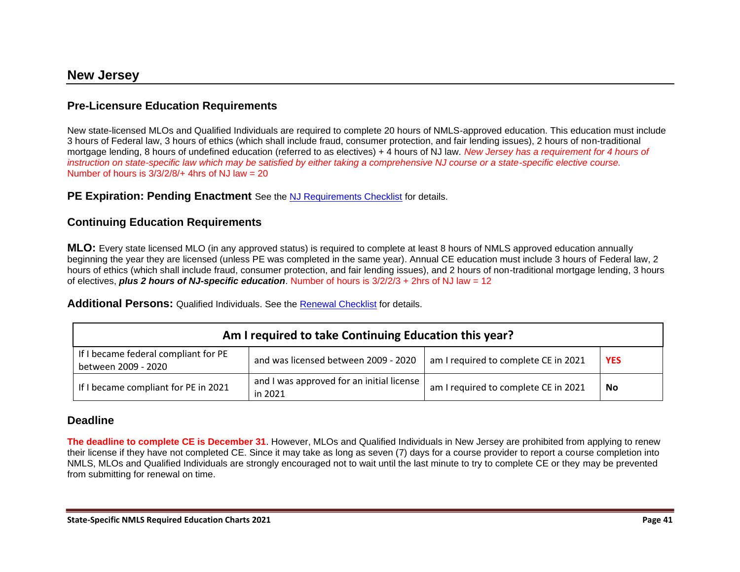# New Jersey

## Pre-Licensure Education Requirements

New state-licensed MLOs and Qualified Individuals are required to complete 20 hours of NMLS-approved education. This education must include 3 hours of Federal law, 3 hours of ethics (which shall include fraud, consumer protection, and fair lending issues), 2 hours of non-traditional mortgage lending, 8 hours of undefined education (referred to as electives) + 4 hours of NJ law. *New Jersey has a requirement for 4 hours of instruction on state-specific law which may be satisfied by either taking a comprehensive NJ course or a state-specific elective course.*
Number of hours is 3/3/2/8/+ 4hrs of NJ law = 20

**PE Expiration: Pending Enactment** See the NJ Requirements Checklist for details.

## Continuing Education Requirements

**MLO:** Every state licensed MLO (in any approved status) is required to complete at least 8 hours of NMLS approved education annually beginning the year they are licensed (unless PE was completed in the same year). Annual CE education must include 3 hours of Federal law, 2 hours of ethics (which shall include fraud, consumer protection, and fair lending issues), and 2 hours of non-traditional mortgage lending, 3 hours of electives, ***plus 2 hours of NJ-specific education***. Number of hours is 3/2/2/3 + 2hrs of NJ law = 12

**Additional Persons:** Qualified Individuals. See the Renewal Checklist for details.

| Am I required to take Continuing Education this year? | | | |
|---|---|---|---|
| If I became federal compliant for PE between 2009 - 2020 | and was licensed between 2009 - 2020 | am I required to complete CE in 2021 | **YES** |
| If I became compliant for PE in 2021 | and I was approved for an initial license in 2021 | am I required to complete CE in 2021 | **No** |

## Deadline

**The deadline to complete CE is December 31**. However, MLOs and Qualified Individuals in New Jersey are prohibited from applying to renew their license if they have not completed CE. Since it may take as long as seven (7) days for a course provider to report a course completion into NMLS, MLOs and Qualified Individuals are strongly encouraged not to wait until the last minute to try to complete CE or they may be prevented from submitting for renewal on time.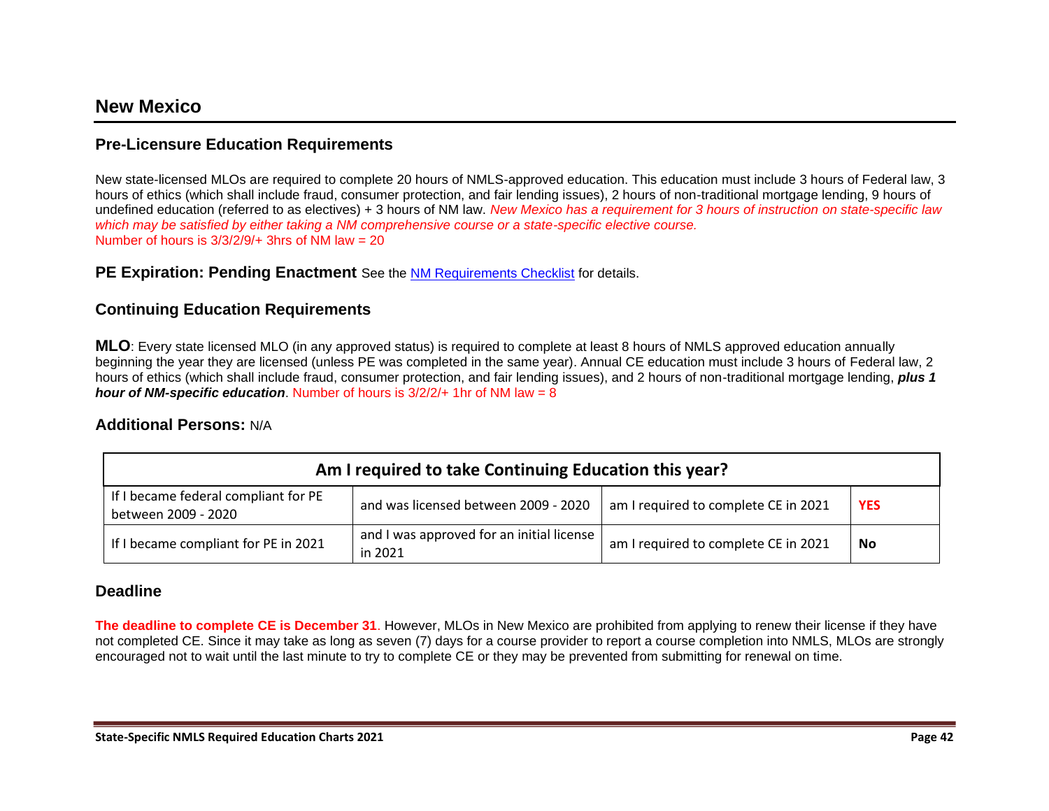# New Mexico

## Pre-Licensure Education Requirements

New state-licensed MLOs are required to complete 20 hours of NMLS-approved education. This education must include 3 hours of Federal law, 3 hours of ethics (which shall include fraud, consumer protection, and fair lending issues), 2 hours of non-traditional mortgage lending, 9 hours of undefined education (referred to as electives) + 3 hours of NM law. *New Mexico has a requirement for 3 hours of instruction on state-specific law which may be satisfied by either taking a NM comprehensive course or a state-specific elective course.*
Number of hours is 3/3/2/9/+ 3hrs of NM law = 20

**PE Expiration: Pending Enactment** See the NM Requirements Checklist for details.

## Continuing Education Requirements

**MLO**: Every state licensed MLO (in any approved status) is required to complete at least 8 hours of NMLS approved education annually beginning the year they are licensed (unless PE was completed in the same year). Annual CE education must include 3 hours of Federal law, 2 hours of ethics (which shall include fraud, consumer protection, and fair lending issues), and 2 hours of non-traditional mortgage lending, ***plus 1 hour of NM-specific education***. Number of hours is 3/2/2/+ 1hr of NM law = 8

**Additional Persons:** N/A

| Am I required to take Continuing Education this year? | | | |
|---|---|---|---|
| If I became federal compliant for PE between 2009 - 2020 | and was licensed between 2009 - 2020 | am I required to complete CE in 2021 | **YES** |
| If I became compliant for PE in 2021 | and I was approved for an initial license in 2021 | am I required to complete CE in 2021 | **No** |

## Deadline

**The deadline to complete CE is December 31**. However, MLOs in New Mexico are prohibited from applying to renew their license if they have not completed CE. Since it may take as long as seven (7) days for a course provider to report a course completion into NMLS, MLOs are strongly encouraged not to wait until the last minute to try to complete CE or they may be prevented from submitting for renewal on time.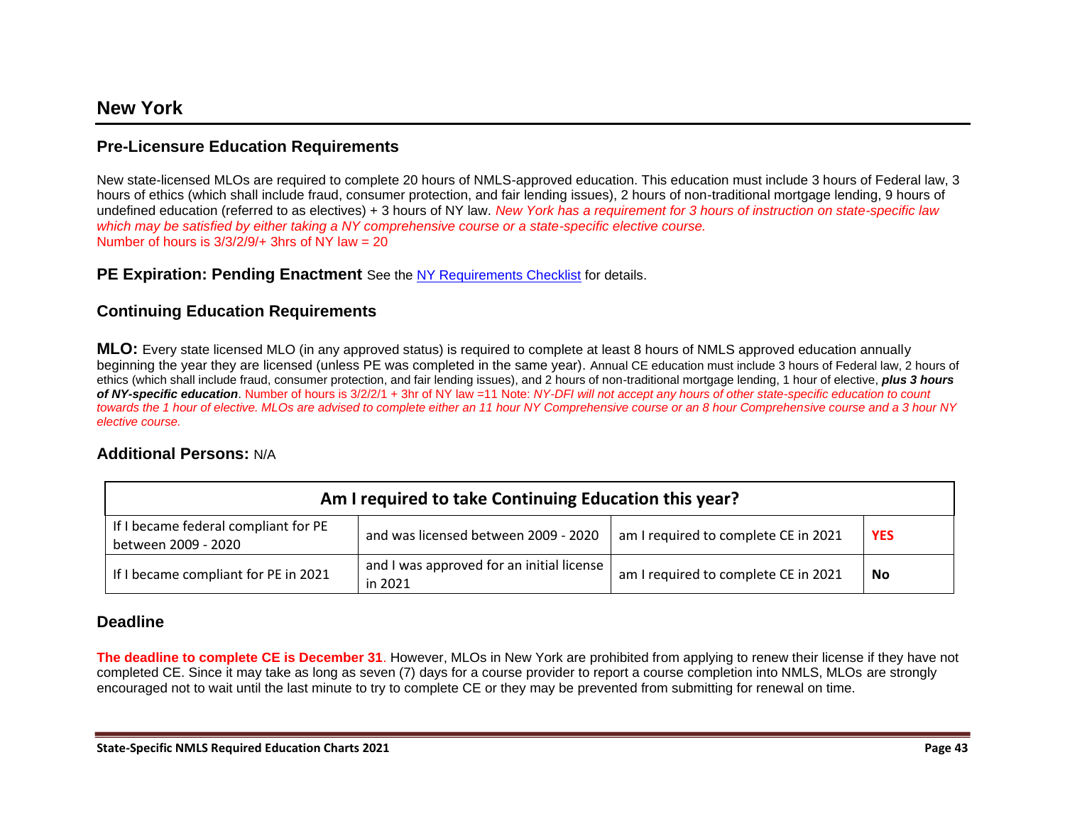## New York

### Pre-Licensure Education Requirements

New state-licensed MLOs are required to complete 20 hours of NMLS-approved education. This education must include 3 hours of Federal law, 3 hours of ethics (which shall include fraud, consumer protection, and fair lending issues), 2 hours of non-traditional mortgage lending, 9 hours of undefined education (referred to as electives) + 3 hours of NY law. *New York has a requirement for 3 hours of instruction on state-specific law which may be satisfied by either taking a NY comprehensive course or a state-specific elective course.*
Number of hours is 3/3/2/9/+ 3hrs of NY law = 20

**PE Expiration: Pending Enactment** See the [NY Requirements Checklist]() for details.

### Continuing Education Requirements

**MLO:** Every state licensed MLO (in any approved status) is required to complete at least 8 hours of NMLS approved education annually beginning the year they are licensed (unless PE was completed in the same year). Annual CE education must include 3 hours of Federal law, 2 hours of ethics (which shall include fraud, consumer protection, and fair lending issues), and 2 hours of non-traditional mortgage lending, 1 hour of elective, ***plus 3 hours of NY-specific education***. Number of hours is 3/2/2/1 + 3hr of NY law =11 Note: *NY-DFI will not accept any hours of other state-specific education to count towards the 1 hour of elective. MLOs are advised to complete either an 11 hour NY Comprehensive course or an 8 hour Comprehensive course and a 3 hour NY elective course.*

### Additional Persons: N/A

| Am I required to take Continuing Education this year? | | | |
|---|---|---|---|
| If I became federal compliant for PE between 2009 - 2020 | and was licensed between 2009 - 2020 | am I required to complete CE in 2021 | **YES** |
| If I became compliant for PE in 2021 | and I was approved for an initial license in 2021 | am I required to complete CE in 2021 | **No** |

### Deadline

**The deadline to complete CE is December 31**. However, MLOs in New York are prohibited from applying to renew their license if they have not completed CE. Since it may take as long as seven (7) days for a course provider to report a course completion into NMLS, MLOs are strongly encouraged not to wait until the last minute to try to complete CE or they may be prevented from submitting for renewal on time.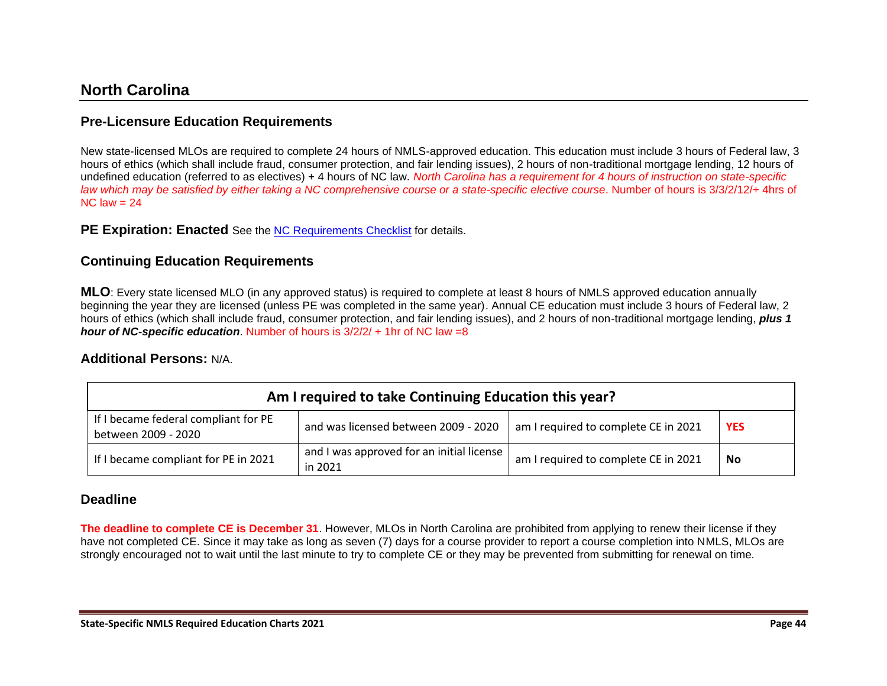# North Carolina

## Pre-Licensure Education Requirements

New state-licensed MLOs are required to complete 24 hours of NMLS-approved education. This education must include 3 hours of Federal law, 3 hours of ethics (which shall include fraud, consumer protection, and fair lending issues), 2 hours of non-traditional mortgage lending, 12 hours of undefined education (referred to as electives) + 4 hours of NC law. *North Carolina has a requirement for 4 hours of instruction on state-specific law which may be satisfied by either taking a NC comprehensive course or a state-specific elective course*. Number of hours is 3/3/2/12/+ 4hrs of NC law = 24

**PE Expiration: Enacted** See the NC Requirements Checklist for details.

## Continuing Education Requirements

**MLO**: Every state licensed MLO (in any approved status) is required to complete at least 8 hours of NMLS approved education annually beginning the year they are licensed (unless PE was completed in the same year). Annual CE education must include 3 hours of Federal law, 2 hours of ethics (which shall include fraud, consumer protection, and fair lending issues), and 2 hours of non-traditional mortgage lending, ***plus 1 hour of NC-specific education***. Number of hours is 3/2/2/ + 1hr of NC law =8

**Additional Persons:** N/A.

| Am I required to take Continuing Education this year? | | | |
|---|---|---|---|
| If I became federal compliant for PE between 2009 - 2020 | and was licensed between 2009 - 2020 | am I required to complete CE in 2021 | **YES** |
| If I became compliant for PE in 2021 | and I was approved for an initial license in 2021 | am I required to complete CE in 2021 | **No** |

## Deadline

**The deadline to complete CE is December 31**. However, MLOs in North Carolina are prohibited from applying to renew their license if they have not completed CE. Since it may take as long as seven (7) days for a course provider to report a course completion into NMLS, MLOs are strongly encouraged not to wait until the last minute to try to complete CE or they may be prevented from submitting for renewal on time.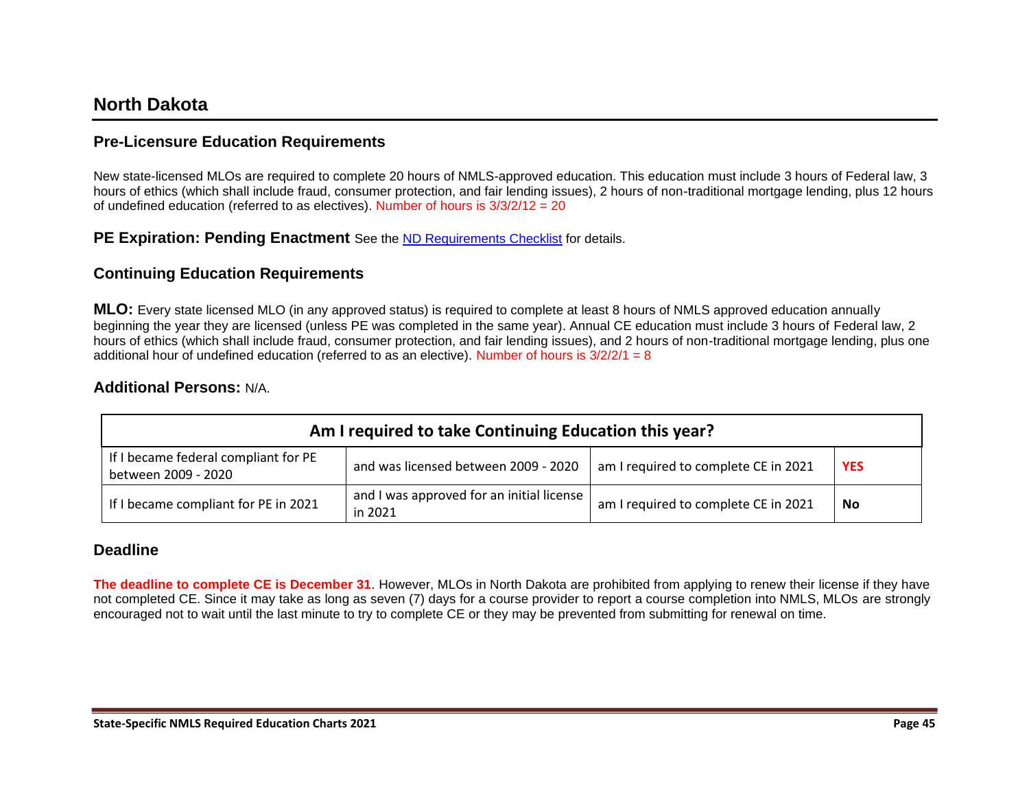# North Dakota

## Pre-Licensure Education Requirements

New state-licensed MLOs are required to complete 20 hours of NMLS-approved education. This education must include 3 hours of Federal law, 3 hours of ethics (which shall include fraud, consumer protection, and fair lending issues), 2 hours of non-traditional mortgage lending, plus 12 hours of undefined education (referred to as electives). Number of hours is 3/3/2/12 = 20

**PE Expiration: Pending Enactment** See the [ND Requirements Checklist] for details.

## Continuing Education Requirements

**MLO:** Every state licensed MLO (in any approved status) is required to complete at least 8 hours of NMLS approved education annually beginning the year they are licensed (unless PE was completed in the same year). Annual CE education must include 3 hours of Federal law, 2 hours of ethics (which shall include fraud, consumer protection, and fair lending issues), and 2 hours of non-traditional mortgage lending, plus one additional hour of undefined education (referred to as an elective). Number of hours is 3/2/2/1 = 8

**Additional Persons:** N/A.

| Am I required to take Continuing Education this year? | | | |
|---|---|---|---|
| If I became federal compliant for PE between 2009 - 2020 | and was licensed between 2009 - 2020 | am I required to complete CE in 2021 | **YES** |
| If I became compliant for PE in 2021 | and I was approved for an initial license in 2021 | am I required to complete CE in 2021 | **No** |

## Deadline

**The deadline to complete CE is December 31**. However, MLOs in North Dakota are prohibited from applying to renew their license if they have not completed CE. Since it may take as long as seven (7) days for a course provider to report a course completion into NMLS, MLOs are strongly encouraged not to wait until the last minute to try to complete CE or they may be prevented from submitting for renewal on time.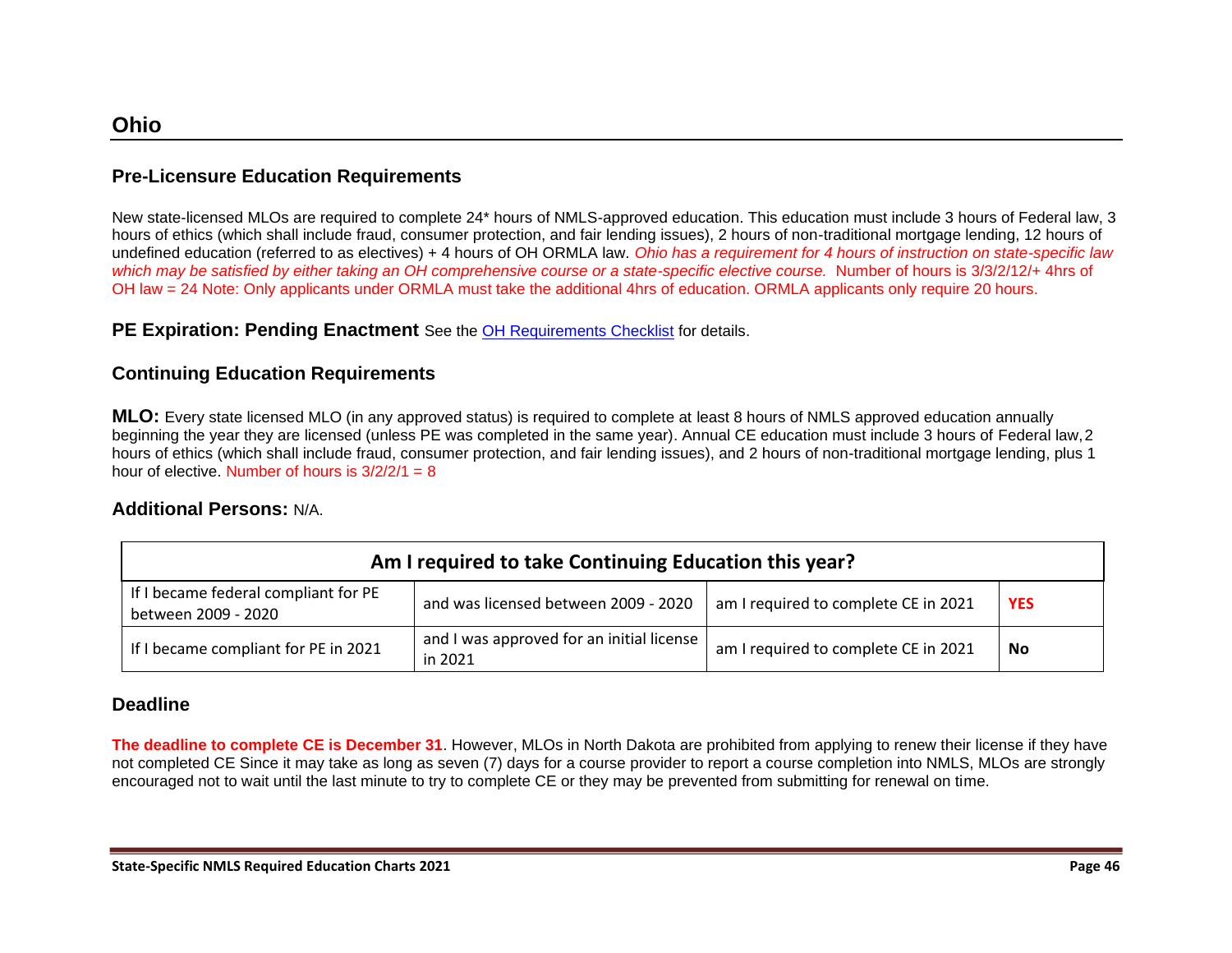# Ohio

## Pre-Licensure Education Requirements

New state-licensed MLOs are required to complete 24* hours of NMLS-approved education. This education must include 3 hours of Federal law, 3 hours of ethics (which shall include fraud, consumer protection, and fair lending issues), 2 hours of non-traditional mortgage lending, 12 hours of undefined education (referred to as electives) + 4 hours of OH ORMLA law. *Ohio has a requirement for 4 hours of instruction on state-specific law which may be satisfied by either taking an OH comprehensive course or a state-specific elective course.* Number of hours is 3/3/2/12/+ 4hrs of OH law = 24 Note: Only applicants under ORMLA must take the additional 4hrs of education. ORMLA applicants only require 20 hours.

**PE Expiration: Pending Enactment** See the OH Requirements Checklist for details.

## Continuing Education Requirements

**MLO:** Every state licensed MLO (in any approved status) is required to complete at least 8 hours of NMLS approved education annually beginning the year they are licensed (unless PE was completed in the same year). Annual CE education must include 3 hours of Federal law, 2 hours of ethics (which shall include fraud, consumer protection, and fair lending issues), and 2 hours of non-traditional mortgage lending, plus 1 hour of elective. Number of hours is 3/2/2/1 = 8

**Additional Persons:** N/A.

| Am I required to take Continuing Education this year? | | | |
|---|---|---|---|
| If I became federal compliant for PE between 2009 - 2020 | and was licensed between 2009 - 2020 | am I required to complete CE in 2021 | **YES** |
| If I became compliant for PE in 2021 | and I was approved for an initial license in 2021 | am I required to complete CE in 2021 | **No** |

## Deadline

**The deadline to complete CE is December 31**. However, MLOs in North Dakota are prohibited from applying to renew their license if they have not completed CE Since it may take as long as seven (7) days for a course provider to report a course completion into NMLS, MLOs are strongly encouraged not to wait until the last minute to try to complete CE or they may be prevented from submitting for renewal on time.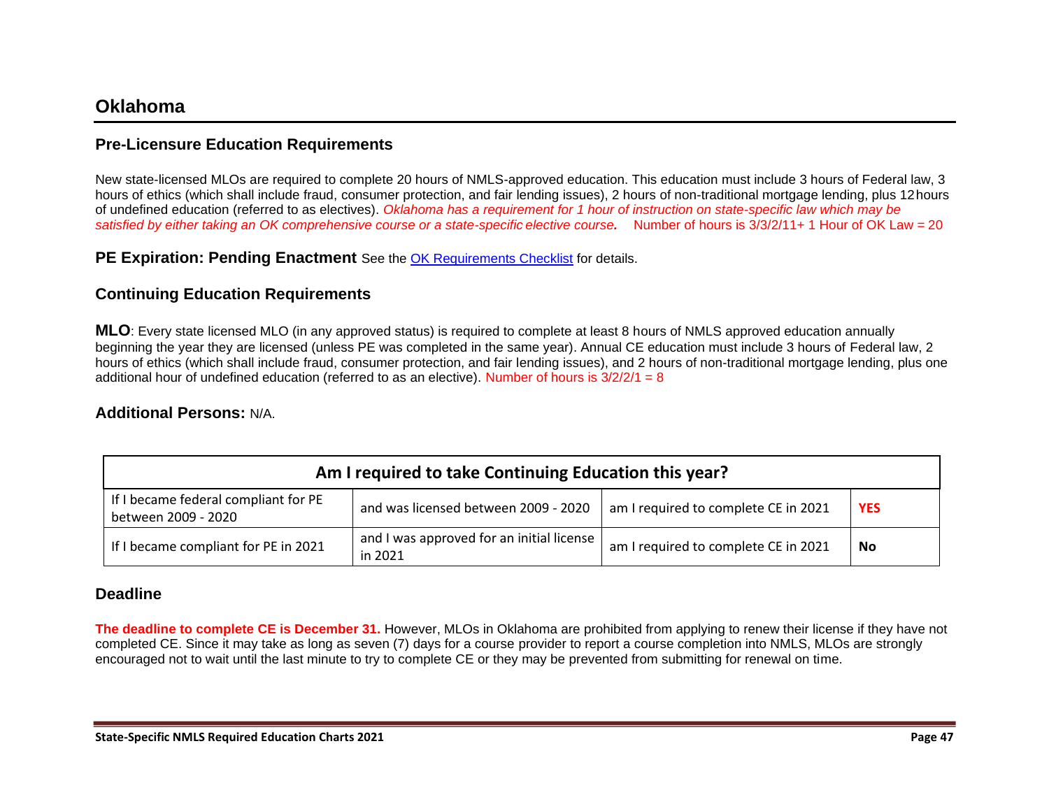# Oklahoma

## Pre-Licensure Education Requirements

New state-licensed MLOs are required to complete 20 hours of NMLS-approved education. This education must include 3 hours of Federal law, 3 hours of ethics (which shall include fraud, consumer protection, and fair lending issues), 2 hours of non-traditional mortgage lending, plus 12 hours of undefined education (referred to as electives). *Oklahoma has a requirement for 1 hour of instruction on state-specific law which may be satisfied by either taking an OK comprehensive course or a state-specific elective course.* Number of hours is 3/3/2/11+ 1 Hour of OK Law = 20

**PE Expiration: Pending Enactment** See the [OK Requirements Checklist] for details.

## Continuing Education Requirements

**MLO**: Every state licensed MLO (in any approved status) is required to complete at least 8 hours of NMLS approved education annually beginning the year they are licensed (unless PE was completed in the same year). Annual CE education must include 3 hours of Federal law, 2 hours of ethics (which shall include fraud, consumer protection, and fair lending issues), and 2 hours of non-traditional mortgage lending, plus one additional hour of undefined education (referred to as an elective). Number of hours is 3/2/2/1 = 8

**Additional Persons:** N/A.

| Am I required to take Continuing Education this year? | | | |
|---|---|---|---|
| If I became federal compliant for PE between 2009 - 2020 | and was licensed between 2009 - 2020 | am I required to complete CE in 2021 | **YES** |
| If I became compliant for PE in 2021 | and I was approved for an initial license in 2021 | am I required to complete CE in 2021 | **No** |

## Deadline

**The deadline to complete CE is December 31.** However, MLOs in Oklahoma are prohibited from applying to renew their license if they have not completed CE. Since it may take as long as seven (7) days for a course provider to report a course completion into NMLS, MLOs are strongly encouraged not to wait until the last minute to try to complete CE or they may be prevented from submitting for renewal on time.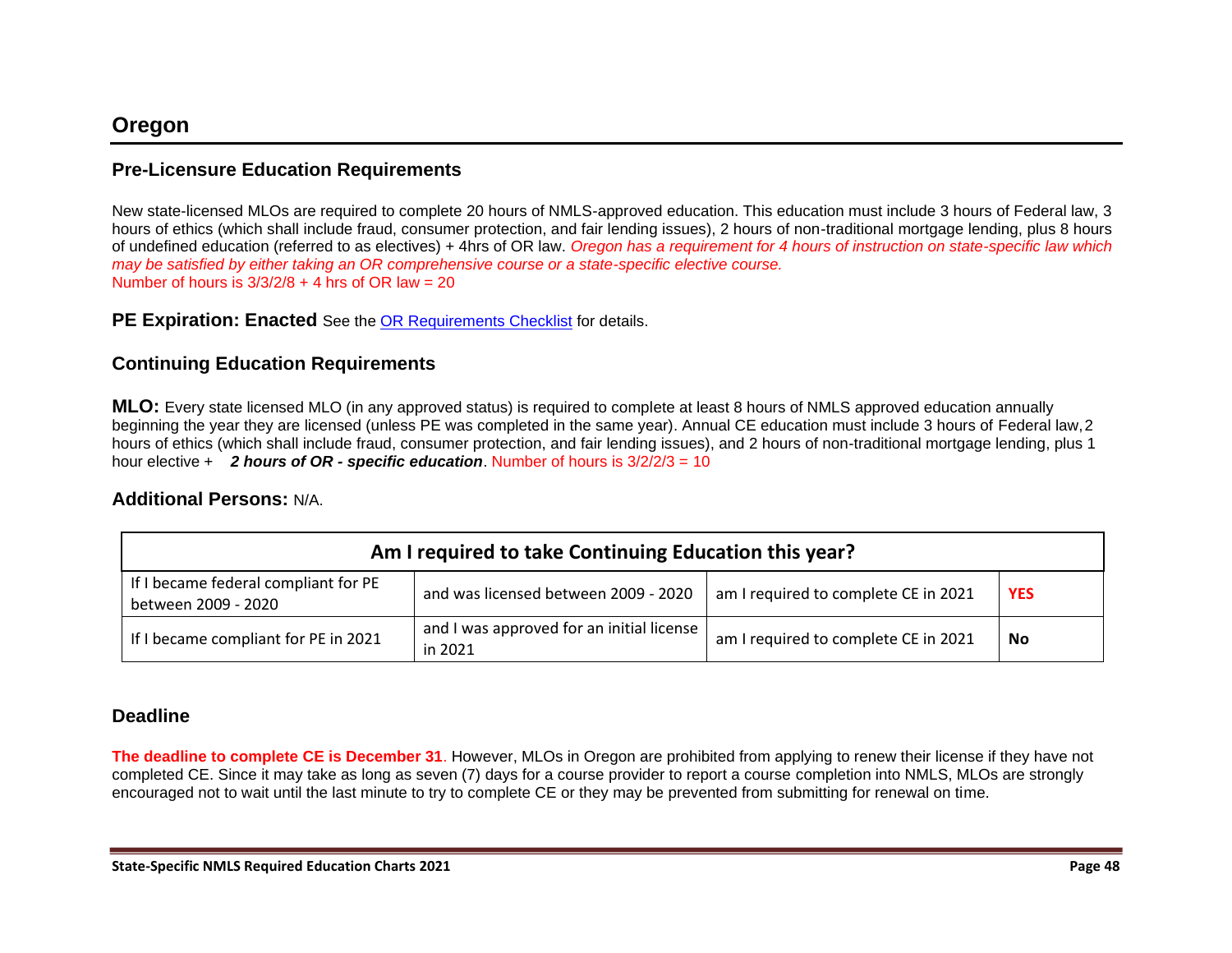# Oregon

## Pre-Licensure Education Requirements

New state-licensed MLOs are required to complete 20 hours of NMLS-approved education. This education must include 3 hours of Federal law, 3 hours of ethics (which shall include fraud, consumer protection, and fair lending issues), 2 hours of non-traditional mortgage lending, plus 8 hours of undefined education (referred to as electives) + 4hrs of OR law. *Oregon has a requirement for 4 hours of instruction on state-specific law which may be satisfied by either taking an OR comprehensive course or a state-specific elective course.*
Number of hours is 3/3/2/8 + 4 hrs of OR law = 20

**PE Expiration: Enacted** See the [OR Requirements Checklist] for details.

## Continuing Education Requirements

**MLO:** Every state licensed MLO (in any approved status) is required to complete at least 8 hours of NMLS approved education annually beginning the year they are licensed (unless PE was completed in the same year). Annual CE education must include 3 hours of Federal law, 2 hours of ethics (which shall include fraud, consumer protection, and fair lending issues), and 2 hours of non-traditional mortgage lending, plus 1 hour elective + ***2 hours of OR - specific education***. Number of hours is 3/2/2/3 = 10

**Additional Persons:** N/A.

| Am I required to take Continuing Education this year? | | | |
|---|---|---|---|
| If I became federal compliant for PE between 2009 - 2020 | and was licensed between 2009 - 2020 | am I required to complete CE in 2021 | **YES** |
| If I became compliant for PE in 2021 | and I was approved for an initial license in 2021 | am I required to complete CE in 2021 | **No** |

## Deadline

**The deadline to complete CE is December 31**. However, MLOs in Oregon are prohibited from applying to renew their license if they have not completed CE. Since it may take as long as seven (7) days for a course provider to report a course completion into NMLS, MLOs are strongly encouraged not to wait until the last minute to try to complete CE or they may be prevented from submitting for renewal on time.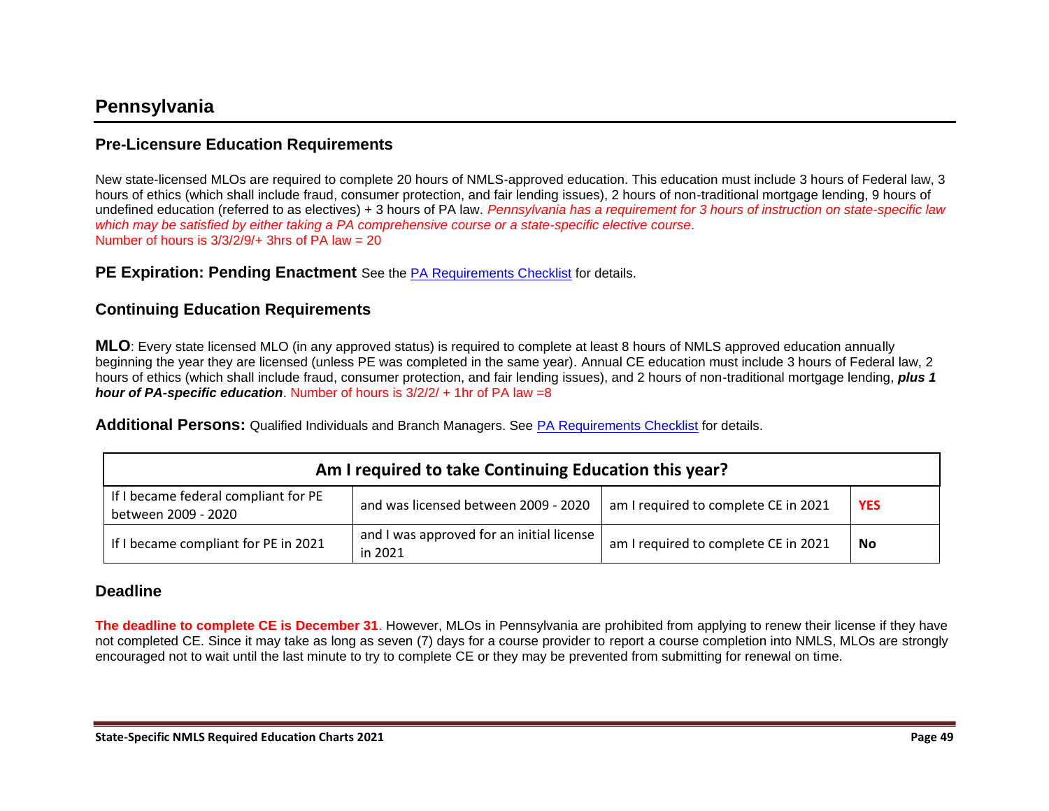# Pennsylvania

## Pre-Licensure Education Requirements

New state-licensed MLOs are required to complete 20 hours of NMLS-approved education. This education must include 3 hours of Federal law, 3 hours of ethics (which shall include fraud, consumer protection, and fair lending issues), 2 hours of non-traditional mortgage lending, 9 hours of undefined education (referred to as electives) + 3 hours of PA law. *Pennsylvania has a requirement for 3 hours of instruction on state-specific law which may be satisfied by either taking a PA comprehensive course or a state-specific elective course*.
Number of hours is 3/3/2/9/+ 3hrs of PA law = 20

**PE Expiration: Pending Enactment** See the [PA Requirements Checklist] for details.

## Continuing Education Requirements

**MLO**: Every state licensed MLO (in any approved status) is required to complete at least 8 hours of NMLS approved education annually beginning the year they are licensed (unless PE was completed in the same year). Annual CE education must include 3 hours of Federal law, 2 hours of ethics (which shall include fraud, consumer protection, and fair lending issues), and 2 hours of non-traditional mortgage lending, ***plus 1 hour of PA-specific education***. Number of hours is 3/2/2/ + 1hr of PA law =8

**Additional Persons:** Qualified Individuals and Branch Managers. See [PA Requirements Checklist] for details.

| Am I required to take Continuing Education this year? | | | |
|---|---|---|---|
| If I became federal compliant for PE between 2009 - 2020 | and was licensed between 2009 - 2020 | am I required to complete CE in 2021 | **YES** |
| If I became compliant for PE in 2021 | and I was approved for an initial license in 2021 | am I required to complete CE in 2021 | **No** |

## Deadline

**The deadline to complete CE is December 31**. However, MLOs in Pennsylvania are prohibited from applying to renew their license if they have not completed CE. Since it may take as long as seven (7) days for a course provider to report a course completion into NMLS, MLOs are strongly encouraged not to wait until the last minute to try to complete CE or they may be prevented from submitting for renewal on time.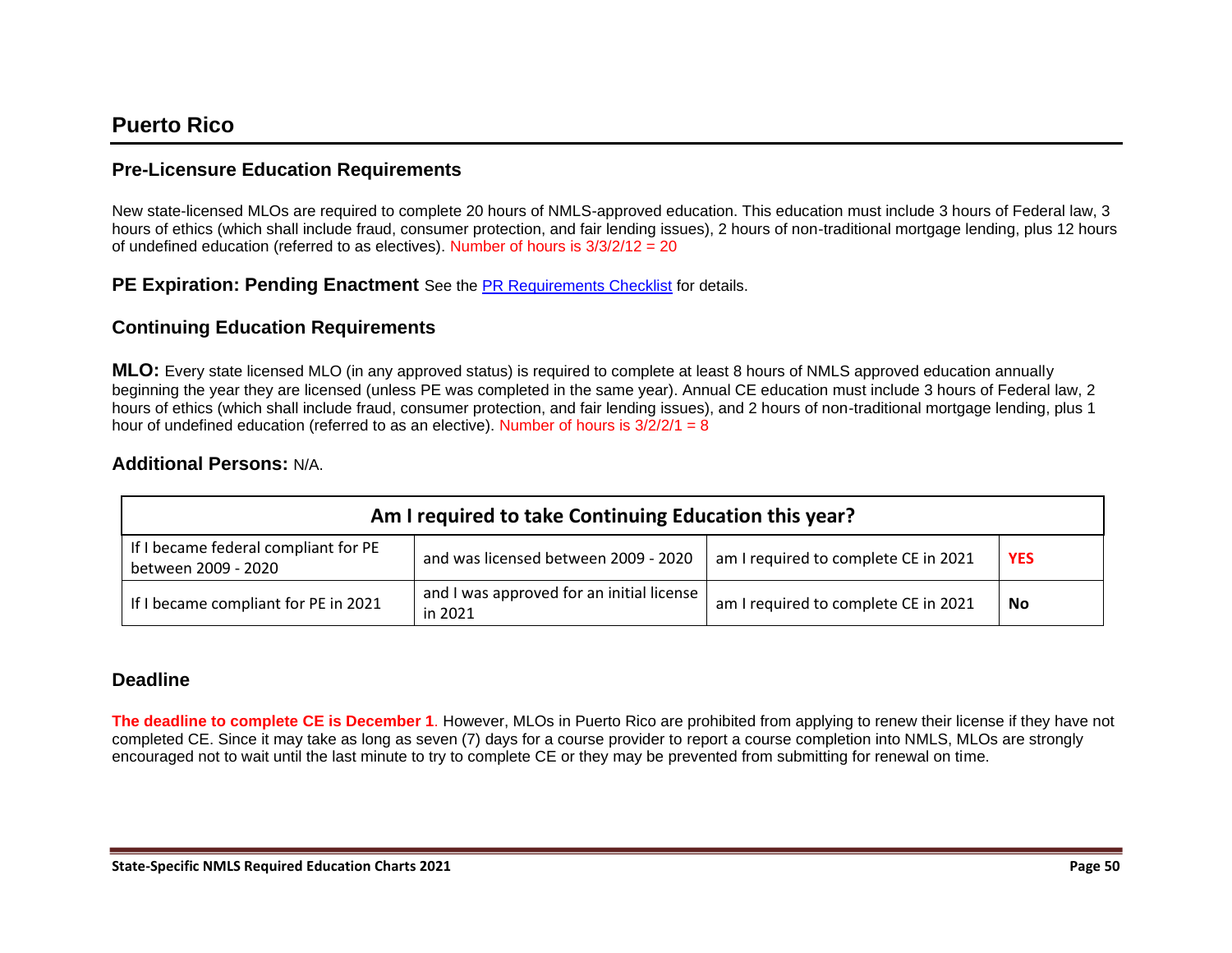# Puerto Rico

## Pre-Licensure Education Requirements

New state-licensed MLOs are required to complete 20 hours of NMLS-approved education. This education must include 3 hours of Federal law, 3 hours of ethics (which shall include fraud, consumer protection, and fair lending issues), 2 hours of non-traditional mortgage lending, plus 12 hours of undefined education (referred to as electives). Number of hours is 3/3/2/12 = 20

**PE Expiration: Pending Enactment** See the [PR Requirements Checklist] for details.

## Continuing Education Requirements

**MLO:** Every state licensed MLO (in any approved status) is required to complete at least 8 hours of NMLS approved education annually beginning the year they are licensed (unless PE was completed in the same year). Annual CE education must include 3 hours of Federal law, 2 hours of ethics (which shall include fraud, consumer protection, and fair lending issues), and 2 hours of non-traditional mortgage lending, plus 1 hour of undefined education (referred to as an elective). Number of hours is 3/2/2/1 = 8

**Additional Persons:** N/A.

| Am I required to take Continuing Education this year? | | | |
|---|---|---|---|
| If I became federal compliant for PE between 2009 - 2020 | and was licensed between 2009 - 2020 | am I required to complete CE in 2021 | **YES** |
| If I became compliant for PE in 2021 | and I was approved for an initial license in 2021 | am I required to complete CE in 2021 | **No** |

## Deadline

**The deadline to complete CE is December 1**. However, MLOs in Puerto Rico are prohibited from applying to renew their license if they have not completed CE. Since it may take as long as seven (7) days for a course provider to report a course completion into NMLS, MLOs are strongly encouraged not to wait until the last minute to try to complete CE or they may be prevented from submitting for renewal on time.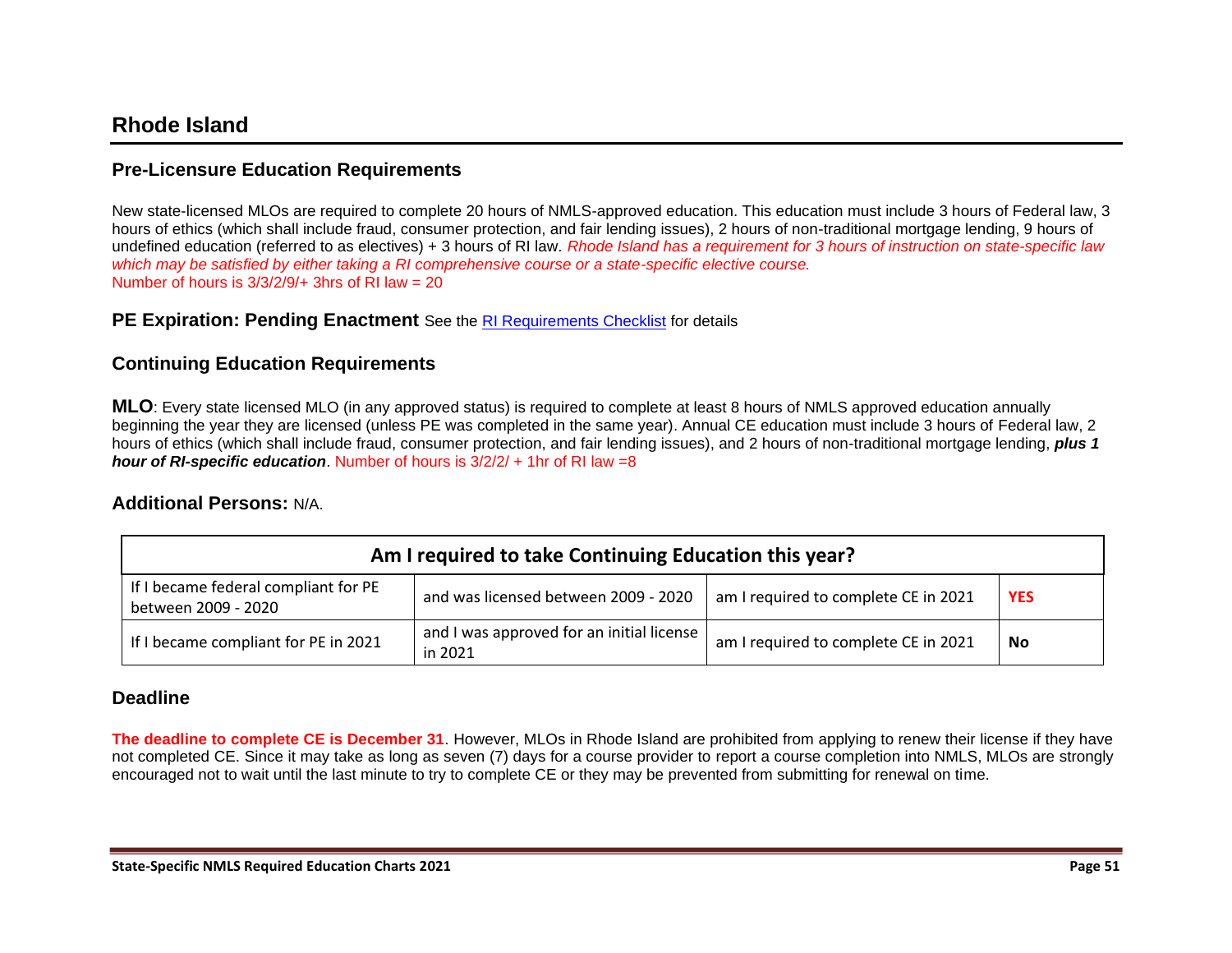# Rhode Island

## Pre-Licensure Education Requirements

New state-licensed MLOs are required to complete 20 hours of NMLS-approved education. This education must include 3 hours of Federal law, 3 hours of ethics (which shall include fraud, consumer protection, and fair lending issues), 2 hours of non-traditional mortgage lending, 9 hours of undefined education (referred to as electives) + 3 hours of RI law. *Rhode Island has a requirement for 3 hours of instruction on state-specific law which may be satisfied by either taking a RI comprehensive course or a state-specific elective course.*
Number of hours is 3/3/2/9/+ 3hrs of RI law = 20

**PE Expiration: Pending Enactment** See the [RI Requirements Checklist] for details

## Continuing Education Requirements

**MLO**: Every state licensed MLO (in any approved status) is required to complete at least 8 hours of NMLS approved education annually beginning the year they are licensed (unless PE was completed in the same year). Annual CE education must include 3 hours of Federal law, 2 hours of ethics (which shall include fraud, consumer protection, and fair lending issues), and 2 hours of non-traditional mortgage lending, ***plus 1 hour of RI-specific education***. Number of hours is 3/2/2/ + 1hr of RI law =8

**Additional Persons:** N/A.

| Am I required to take Continuing Education this year? | | | |
|---|---|---|---|
| If I became federal compliant for PE between 2009 - 2020 | and was licensed between 2009 - 2020 | am I required to complete CE in 2021 | **YES** |
| If I became compliant for PE in 2021 | and I was approved for an initial license in 2021 | am I required to complete CE in 2021 | **No** |

## Deadline

**The deadline to complete CE is December 31**. However, MLOs in Rhode Island are prohibited from applying to renew their license if they have not completed CE. Since it may take as long as seven (7) days for a course provider to report a course completion into NMLS, MLOs are strongly encouraged not to wait until the last minute to try to complete CE or they may be prevented from submitting for renewal on time.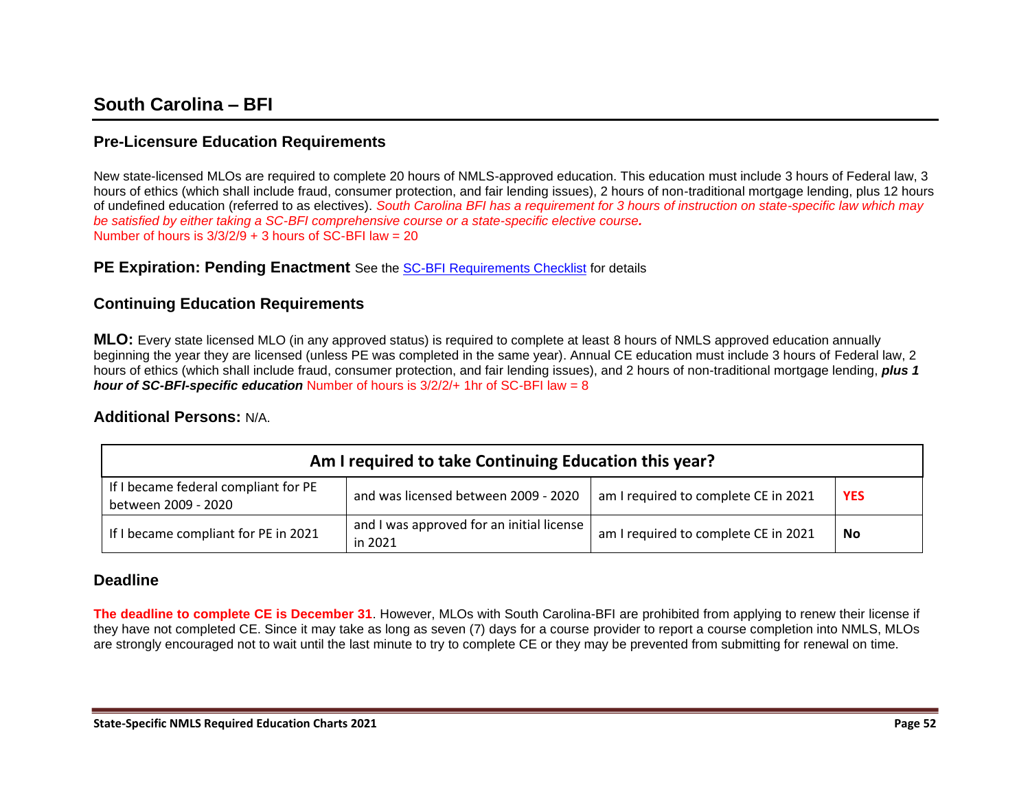# South Carolina – BFI

## Pre-Licensure Education Requirements

New state-licensed MLOs are required to complete 20 hours of NMLS-approved education. This education must include 3 hours of Federal law, 3 hours of ethics (which shall include fraud, consumer protection, and fair lending issues), 2 hours of non-traditional mortgage lending, plus 12 hours of undefined education (referred to as electives). *South Carolina BFI has a requirement for 3 hours of instruction on state-specific law which may be satisfied by either taking a SC-BFI comprehensive course or a state-specific elective course.*
Number of hours is 3/3/2/9 + 3 hours of SC-BFI law = 20

**PE Expiration: Pending Enactment** See the [SC-BFI Requirements Checklist] for details

## Continuing Education Requirements

**MLO:** Every state licensed MLO (in any approved status) is required to complete at least 8 hours of NMLS approved education annually beginning the year they are licensed (unless PE was completed in the same year). Annual CE education must include 3 hours of Federal law, 2 hours of ethics (which shall include fraud, consumer protection, and fair lending issues), and 2 hours of non-traditional mortgage lending, ***plus 1 hour of SC-BFI-specific education*** Number of hours is 3/2/2/+ 1hr of SC-BFI law = 8

**Additional Persons:** N/A.

| Am I required to take Continuing Education this year? | | | |
|---|---|---|---|
| If I became federal compliant for PE between 2009 - 2020 | and was licensed between 2009 - 2020 | am I required to complete CE in 2021 | **YES** |
| If I became compliant for PE in 2021 | and I was approved for an initial license in 2021 | am I required to complete CE in 2021 | **No** |

## Deadline

**The deadline to complete CE is December 31**. However, MLOs with South Carolina-BFI are prohibited from applying to renew their license if they have not completed CE. Since it may take as long as seven (7) days for a course provider to report a course completion into NMLS, MLOs are strongly encouraged not to wait until the last minute to try to complete CE or they may be prevented from submitting for renewal on time.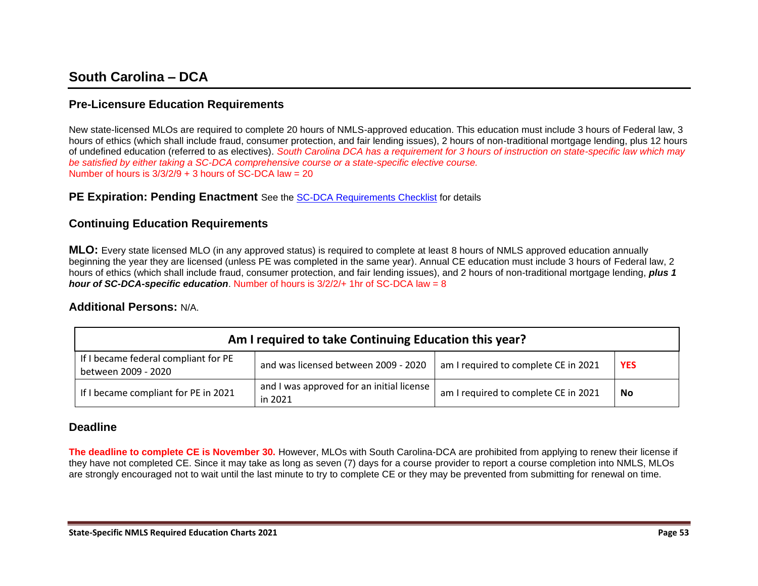# South Carolina – DCA

## Pre-Licensure Education Requirements

New state-licensed MLOs are required to complete 20 hours of NMLS-approved education. This education must include 3 hours of Federal law, 3 hours of ethics (which shall include fraud, consumer protection, and fair lending issues), 2 hours of non-traditional mortgage lending, plus 12 hours of undefined education (referred to as electives). *South Carolina DCA has a requirement for 3 hours of instruction on state-specific law which may be satisfied by either taking a SC-DCA comprehensive course or a state-specific elective course.*
Number of hours is 3/3/2/9 + 3 hours of SC-DCA law = 20

**PE Expiration: Pending Enactment** See the SC-DCA Requirements Checklist for details

## Continuing Education Requirements

**MLO:** Every state licensed MLO (in any approved status) is required to complete at least 8 hours of NMLS approved education annually beginning the year they are licensed (unless PE was completed in the same year). Annual CE education must include 3 hours of Federal law, 2 hours of ethics (which shall include fraud, consumer protection, and fair lending issues), and 2 hours of non-traditional mortgage lending, ***plus 1 hour of SC-DCA-specific education***. Number of hours is 3/2/2/+ 1hr of SC-DCA law = 8

**Additional Persons:** N/A.

| Am I required to take Continuing Education this year? | | | |
|---|---|---|---|
| If I became federal compliant for PE between 2009 - 2020 | and was licensed between 2009 - 2020 | am I required to complete CE in 2021 | **YES** |
| If I became compliant for PE in 2021 | and I was approved for an initial license in 2021 | am I required to complete CE in 2021 | **No** |

## Deadline

**The deadline to complete CE is November 30.** However, MLOs with South Carolina-DCA are prohibited from applying to renew their license if they have not completed CE. Since it may take as long as seven (7) days for a course provider to report a course completion into NMLS, MLOs are strongly encouraged not to wait until the last minute to try to complete CE or they may be prevented from submitting for renewal on time.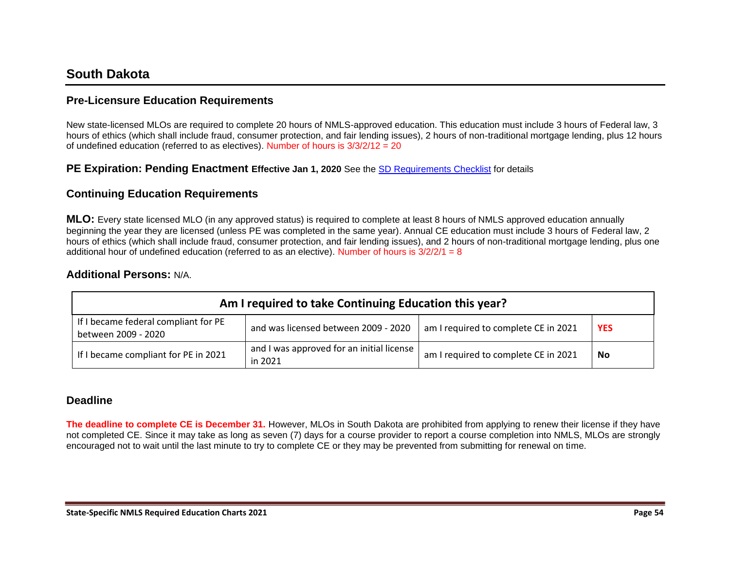# South Dakota

## Pre-Licensure Education Requirements

New state-licensed MLOs are required to complete 20 hours of NMLS-approved education. This education must include 3 hours of Federal law, 3 hours of ethics (which shall include fraud, consumer protection, and fair lending issues), 2 hours of non-traditional mortgage lending, plus 12 hours of undefined education (referred to as electives). Number of hours is 3/3/2/12 = 20

**PE Expiration: Pending Enactment Effective Jan 1, 2020** See the [SD Requirements Checklist] for details

## Continuing Education Requirements

**MLO:** Every state licensed MLO (in any approved status) is required to complete at least 8 hours of NMLS approved education annually beginning the year they are licensed (unless PE was completed in the same year). Annual CE education must include 3 hours of Federal law, 2 hours of ethics (which shall include fraud, consumer protection, and fair lending issues), and 2 hours of non-traditional mortgage lending, plus one additional hour of undefined education (referred to as an elective). Number of hours is 3/2/2/1 = 8

**Additional Persons:** N/A.

| Am I required to take Continuing Education this year? | | | |
|---|---|---|---|
| If I became federal compliant for PE between 2009 - 2020 | and was licensed between 2009 - 2020 | am I required to complete CE in 2021 | **YES** |
| If I became compliant for PE in 2021 | and I was approved for an initial license in 2021 | am I required to complete CE in 2021 | **No** |

## Deadline

**The deadline to complete CE is December 31.** However, MLOs in South Dakota are prohibited from applying to renew their license if they have not completed CE. Since it may take as long as seven (7) days for a course provider to report a course completion into NMLS, MLOs are strongly encouraged not to wait until the last minute to try to complete CE or they may be prevented from submitting for renewal on time.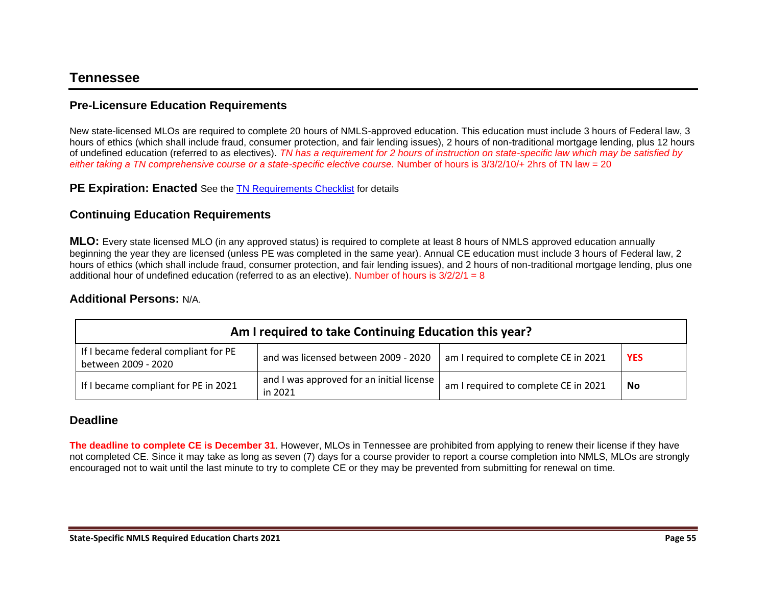# Tennessee

## Pre-Licensure Education Requirements

New state-licensed MLOs are required to complete 20 hours of NMLS-approved education. This education must include 3 hours of Federal law, 3 hours of ethics (which shall include fraud, consumer protection, and fair lending issues), 2 hours of non-traditional mortgage lending, plus 12 hours of undefined education (referred to as electives). *TN has a requirement for 2 hours of instruction on state-specific law which may be satisfied by either taking a TN comprehensive course or a state-specific elective course.* Number of hours is 3/3/2/10/+ 2hrs of TN law = 20

**PE Expiration: Enacted** See the [TN Requirements Checklist] for details

## Continuing Education Requirements

**MLO:** Every state licensed MLO (in any approved status) is required to complete at least 8 hours of NMLS approved education annually beginning the year they are licensed (unless PE was completed in the same year). Annual CE education must include 3 hours of Federal law, 2 hours of ethics (which shall include fraud, consumer protection, and fair lending issues), and 2 hours of non-traditional mortgage lending, plus one additional hour of undefined education (referred to as an elective). Number of hours is 3/2/2/1 = 8

**Additional Persons:** N/A.

| Am I required to take Continuing Education this year? | | | |
|---|---|---|---|
| If I became federal compliant for PE between 2009 - 2020 | and was licensed between 2009 - 2020 | am I required to complete CE in 2021 | **YES** |
| If I became compliant for PE in 2021 | and I was approved for an initial license in 2021 | am I required to complete CE in 2021 | **No** |

## Deadline

**The deadline to complete CE is December 31**. However, MLOs in Tennessee are prohibited from applying to renew their license if they have not completed CE. Since it may take as long as seven (7) days for a course provider to report a course completion into NMLS, MLOs are strongly encouraged not to wait until the last minute to try to complete CE or they may be prevented from submitting for renewal on time.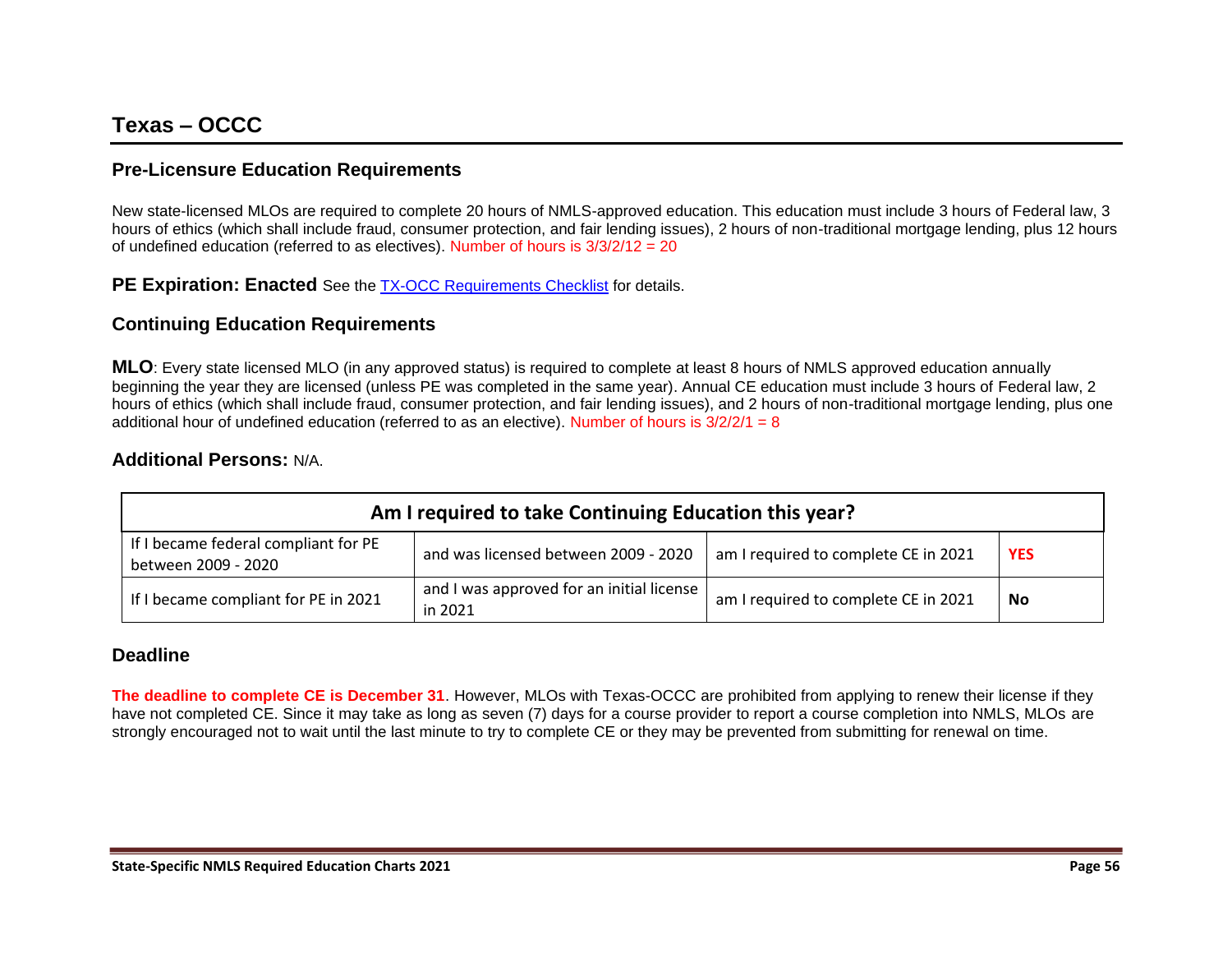# Texas – OCCC

## Pre-Licensure Education Requirements

New state-licensed MLOs are required to complete 20 hours of NMLS-approved education. This education must include 3 hours of Federal law, 3 hours of ethics (which shall include fraud, consumer protection, and fair lending issues), 2 hours of non-traditional mortgage lending, plus 12 hours of undefined education (referred to as electives). Number of hours is 3/3/2/12 = 20

**PE Expiration: Enacted** See the [TX-OCC Requirements Checklist] for details.

## Continuing Education Requirements

**MLO**: Every state licensed MLO (in any approved status) is required to complete at least 8 hours of NMLS approved education annually beginning the year they are licensed (unless PE was completed in the same year). Annual CE education must include 3 hours of Federal law, 2 hours of ethics (which shall include fraud, consumer protection, and fair lending issues), and 2 hours of non-traditional mortgage lending, plus one additional hour of undefined education (referred to as an elective). Number of hours is 3/2/2/1 = 8

**Additional Persons:** N/A.

| Am I required to take Continuing Education this year? | | | |
|---|---|---|---|
| If I became federal compliant for PE between 2009 - 2020 | and was licensed between 2009 - 2020 | am I required to complete CE in 2021 | **YES** |
| If I became compliant for PE in 2021 | and I was approved for an initial license in 2021 | am I required to complete CE in 2021 | **No** |

## Deadline

**The deadline to complete CE is December 31**. However, MLOs with Texas-OCCC are prohibited from applying to renew their license if they have not completed CE. Since it may take as long as seven (7) days for a course provider to report a course completion into NMLS, MLOs are strongly encouraged not to wait until the last minute to try to complete CE or they may be prevented from submitting for renewal on time.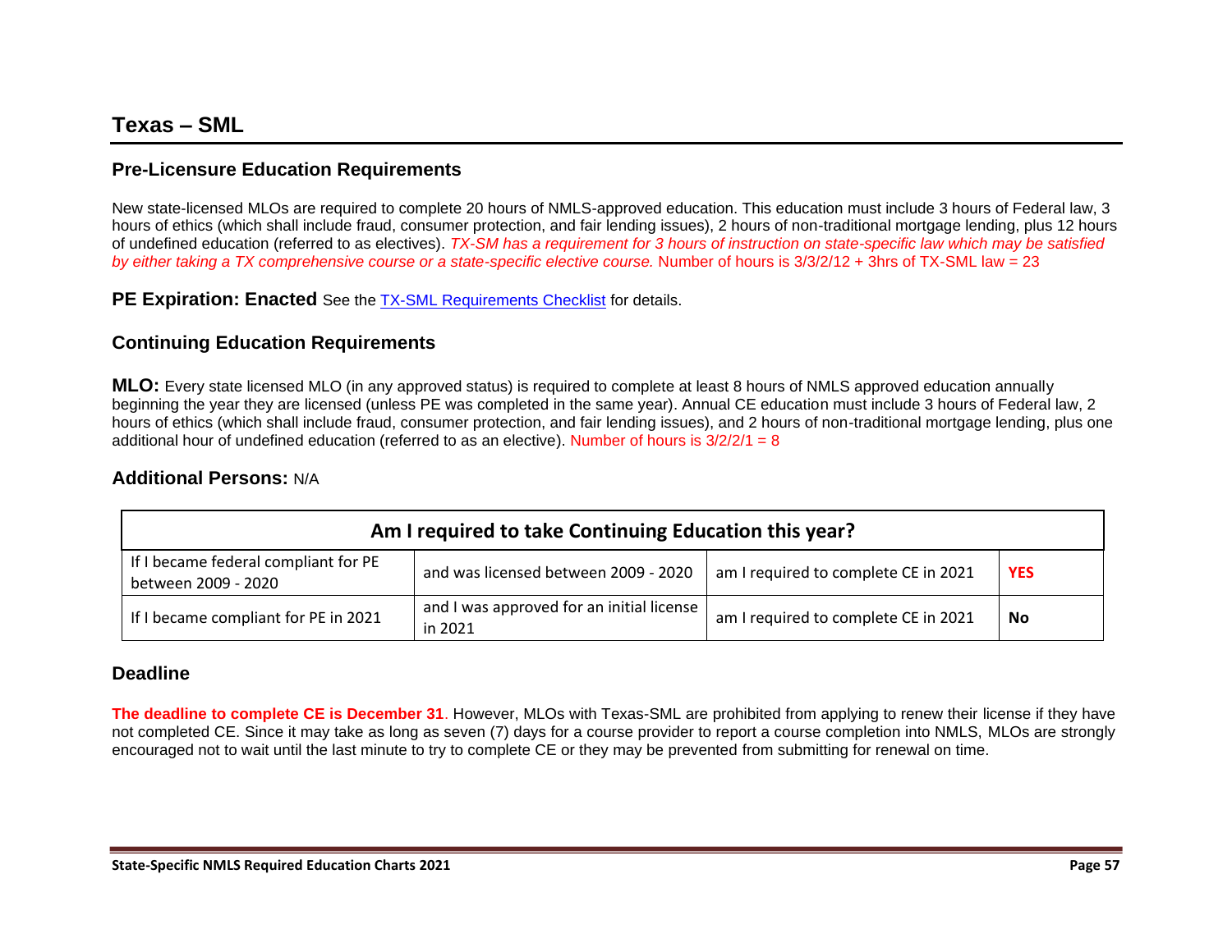# Texas – SML

## Pre-Licensure Education Requirements

New state-licensed MLOs are required to complete 20 hours of NMLS-approved education. This education must include 3 hours of Federal law, 3 hours of ethics (which shall include fraud, consumer protection, and fair lending issues), 2 hours of non-traditional mortgage lending, plus 12 hours of undefined education (referred to as electives). *TX-SM has a requirement for 3 hours of instruction on state-specific law which may be satisfied by either taking a TX comprehensive course or a state-specific elective course.* Number of hours is 3/3/2/12 + 3hrs of TX-SML law = 23

**PE Expiration: Enacted** See the [TX-SML Requirements Checklist]() for details.

## Continuing Education Requirements

**MLO:** Every state licensed MLO (in any approved status) is required to complete at least 8 hours of NMLS approved education annually beginning the year they are licensed (unless PE was completed in the same year). Annual CE education must include 3 hours of Federal law, 2 hours of ethics (which shall include fraud, consumer protection, and fair lending issues), and 2 hours of non-traditional mortgage lending, plus one additional hour of undefined education (referred to as an elective). Number of hours is 3/2/2/1 = 8

**Additional Persons:** N/A

| Am I required to take Continuing Education this year? | | | |
|---|---|---|---|
| If I became federal compliant for PE between 2009 - 2020 | and was licensed between 2009 - 2020 | am I required to complete CE in 2021 | **YES** |
| If I became compliant for PE in 2021 | and I was approved for an initial license in 2021 | am I required to complete CE in 2021 | **No** |

## Deadline

**The deadline to complete CE is December 31**. However, MLOs with Texas-SML are prohibited from applying to renew their license if they have not completed CE. Since it may take as long as seven (7) days for a course provider to report a course completion into NMLS, MLOs are strongly encouraged not to wait until the last minute to try to complete CE or they may be prevented from submitting for renewal on time.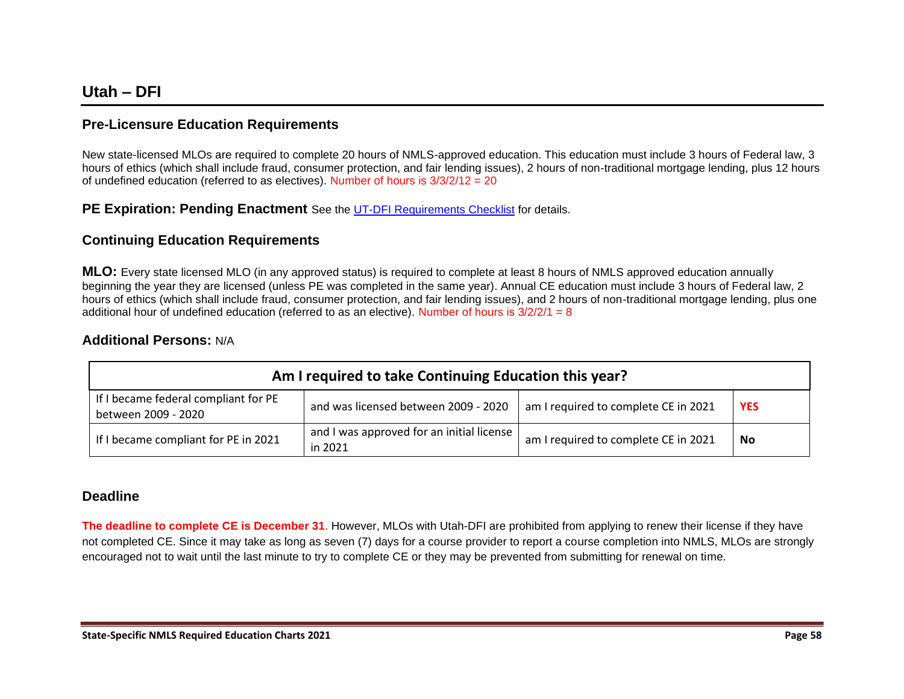# Utah – DFI

## Pre-Licensure Education Requirements

New state-licensed MLOs are required to complete 20 hours of NMLS-approved education. This education must include 3 hours of Federal law, 3 hours of ethics (which shall include fraud, consumer protection, and fair lending issues), 2 hours of non-traditional mortgage lending, plus 12 hours of undefined education (referred to as electives). Number of hours is 3/3/2/12 = 20

**PE Expiration: Pending Enactment** See the [UT-DFI Requirements Checklist] for details.

## Continuing Education Requirements

**MLO:** Every state licensed MLO (in any approved status) is required to complete at least 8 hours of NMLS approved education annually beginning the year they are licensed (unless PE was completed in the same year). Annual CE education must include 3 hours of Federal law, 2 hours of ethics (which shall include fraud, consumer protection, and fair lending issues), and 2 hours of non-traditional mortgage lending, plus one additional hour of undefined education (referred to as an elective). Number of hours is 3/2/2/1 = 8

**Additional Persons:** N/A

| Am I required to take Continuing Education this year? | | | |
|---|---|---|---|
| If I became federal compliant for PE between 2009 - 2020 | and was licensed between 2009 - 2020 | am I required to complete CE in 2021 | **YES** |
| If I became compliant for PE in 2021 | and I was approved for an initial license in 2021 | am I required to complete CE in 2021 | **No** |

## Deadline

**The deadline to complete CE is December 31**. However, MLOs with Utah-DFI are prohibited from applying to renew their license if they have not completed CE. Since it may take as long as seven (7) days for a course provider to report a course completion into NMLS, MLOs are strongly encouraged not to wait until the last minute to try to complete CE or they may be prevented from submitting for renewal on time.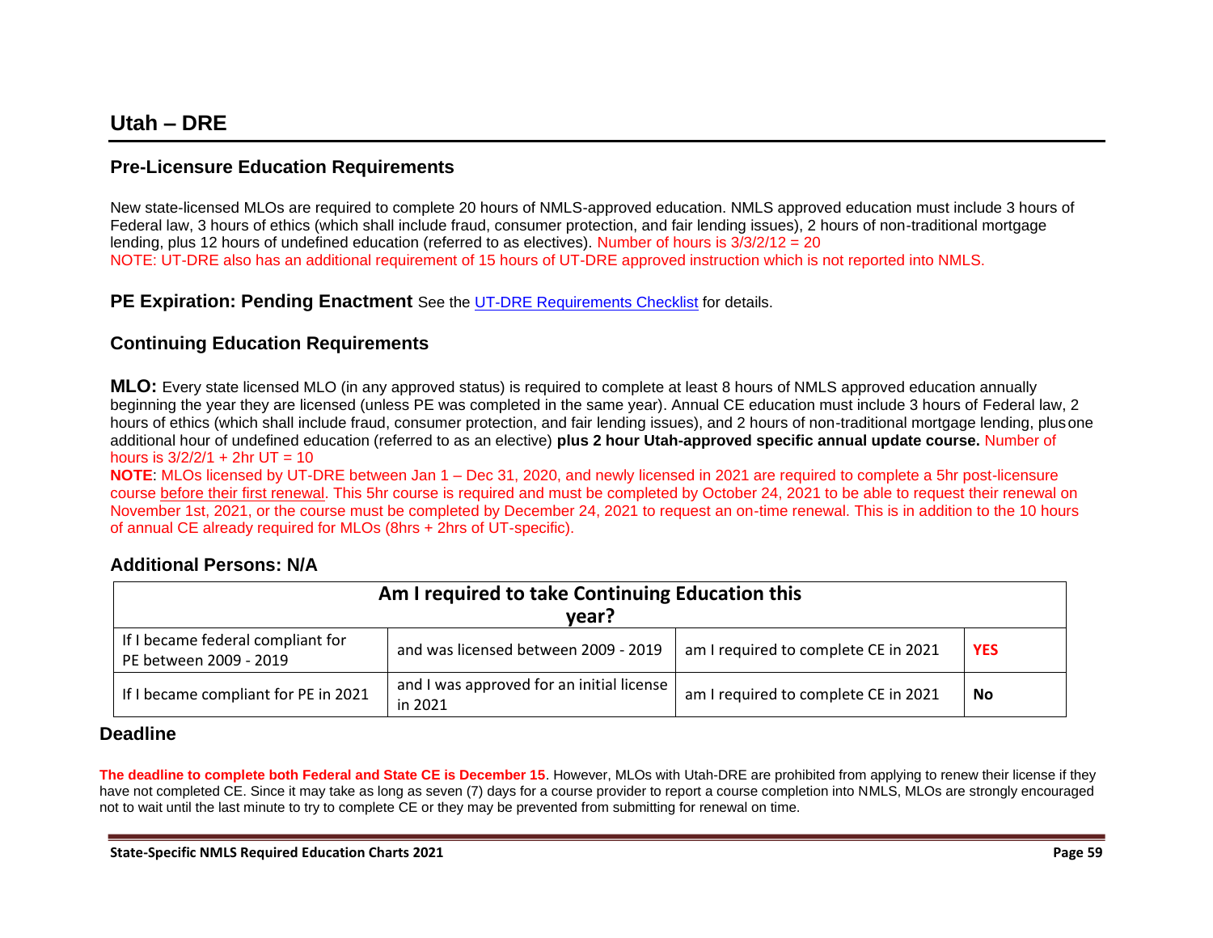# Utah – DRE

## Pre-Licensure Education Requirements

New state-licensed MLOs are required to complete 20 hours of NMLS-approved education. NMLS approved education must include 3 hours of Federal law, 3 hours of ethics (which shall include fraud, consumer protection, and fair lending issues), 2 hours of non-traditional mortgage lending, plus 12 hours of undefined education (referred to as electives). Number of hours is 3/3/2/12 = 20
NOTE: UT-DRE also has an additional requirement of 15 hours of UT-DRE approved instruction which is not reported into NMLS.

## PE Expiration: Pending Enactment

See the UT-DRE Requirements Checklist for details.

## Continuing Education Requirements

**MLO:** Every state licensed MLO (in any approved status) is required to complete at least 8 hours of NMLS approved education annually beginning the year they are licensed (unless PE was completed in the same year). Annual CE education must include 3 hours of Federal law, 2 hours of ethics (which shall include fraud, consumer protection, and fair lending issues), and 2 hours of non-traditional mortgage lending, plus one additional hour of undefined education (referred to as an elective) **plus 2 hour Utah-approved specific annual update course.** Number of hours is 3/2/2/1 + 2hr UT = 10

**NOTE**: MLOs licensed by UT-DRE between Jan 1 – Dec 31, 2020, and newly licensed in 2021 are required to complete a 5hr post-licensure course before their first renewal. This 5hr course is required and must be completed by October 24, 2021 to be able to request their renewal on November 1st, 2021, or the course must be completed by December 24, 2021 to request an on-time renewal. This is in addition to the 10 hours of annual CE already required for MLOs (8hrs + 2hrs of UT-specific).

### Additional Persons: N/A

| Am I required to take Continuing Education this year? | | | |
|---|---|---|---|
| If I became federal compliant for PE between 2009 - 2019 | and was licensed between 2009 - 2019 | am I required to complete CE in 2021 | **YES** |
| If I became compliant for PE in 2021 | and I was approved for an initial license in 2021 | am I required to complete CE in 2021 | **No** |

### Deadline

**The deadline to complete both Federal and State CE is December 15**. However, MLOs with Utah-DRE are prohibited from applying to renew their license if they have not completed CE. Since it may take as long as seven (7) days for a course provider to report a course completion into NMLS, MLOs are strongly encouraged not to wait until the last minute to try to complete CE or they may be prevented from submitting for renewal on time.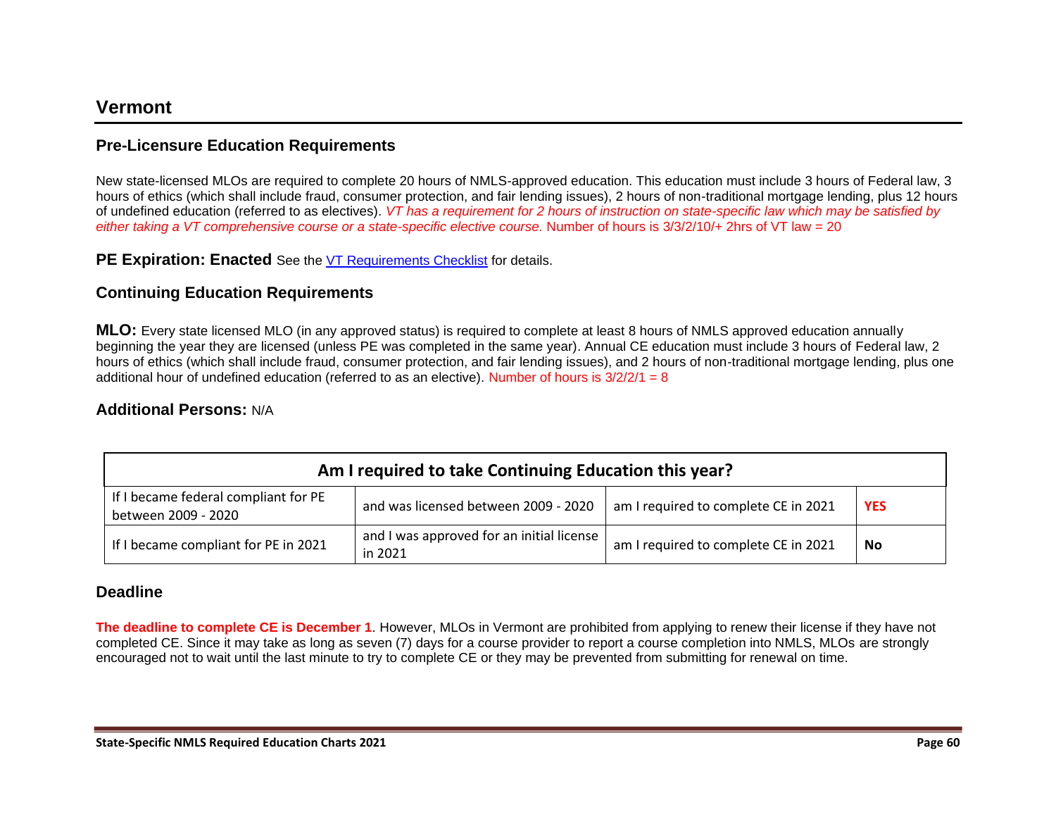# Vermont

## Pre-Licensure Education Requirements

New state-licensed MLOs are required to complete 20 hours of NMLS-approved education. This education must include 3 hours of Federal law, 3 hours of ethics (which shall include fraud, consumer protection, and fair lending issues), 2 hours of non-traditional mortgage lending, plus 12 hours of undefined education (referred to as electives). *VT has a requirement for 2 hours of instruction on state-specific law which may be satisfied by either taking a VT comprehensive course or a state-specific elective course.* Number of hours is 3/3/2/10/+ 2hrs of VT law = 20

**PE Expiration: Enacted** See the [VT Requirements Checklist]() for details.

## Continuing Education Requirements

**MLO:** Every state licensed MLO (in any approved status) is required to complete at least 8 hours of NMLS approved education annually beginning the year they are licensed (unless PE was completed in the same year). Annual CE education must include 3 hours of Federal law, 2 hours of ethics (which shall include fraud, consumer protection, and fair lending issues), and 2 hours of non-traditional mortgage lending, plus one additional hour of undefined education (referred to as an elective). Number of hours is 3/2/2/1 = 8

**Additional Persons:** N/A

| Am I required to take Continuing Education this year? | | | |
|---|---|---|---|
| If I became federal compliant for PE between 2009 - 2020 | and was licensed between 2009 - 2020 | am I required to complete CE in 2021 | **YES** |
| If I became compliant for PE in 2021 | and I was approved for an initial license in 2021 | am I required to complete CE in 2021 | **No** |

## Deadline

**The deadline to complete CE is December 1**. However, MLOs in Vermont are prohibited from applying to renew their license if they have not completed CE. Since it may take as long as seven (7) days for a course provider to report a course completion into NMLS, MLOs are strongly encouraged not to wait until the last minute to try to complete CE or they may be prevented from submitting for renewal on time.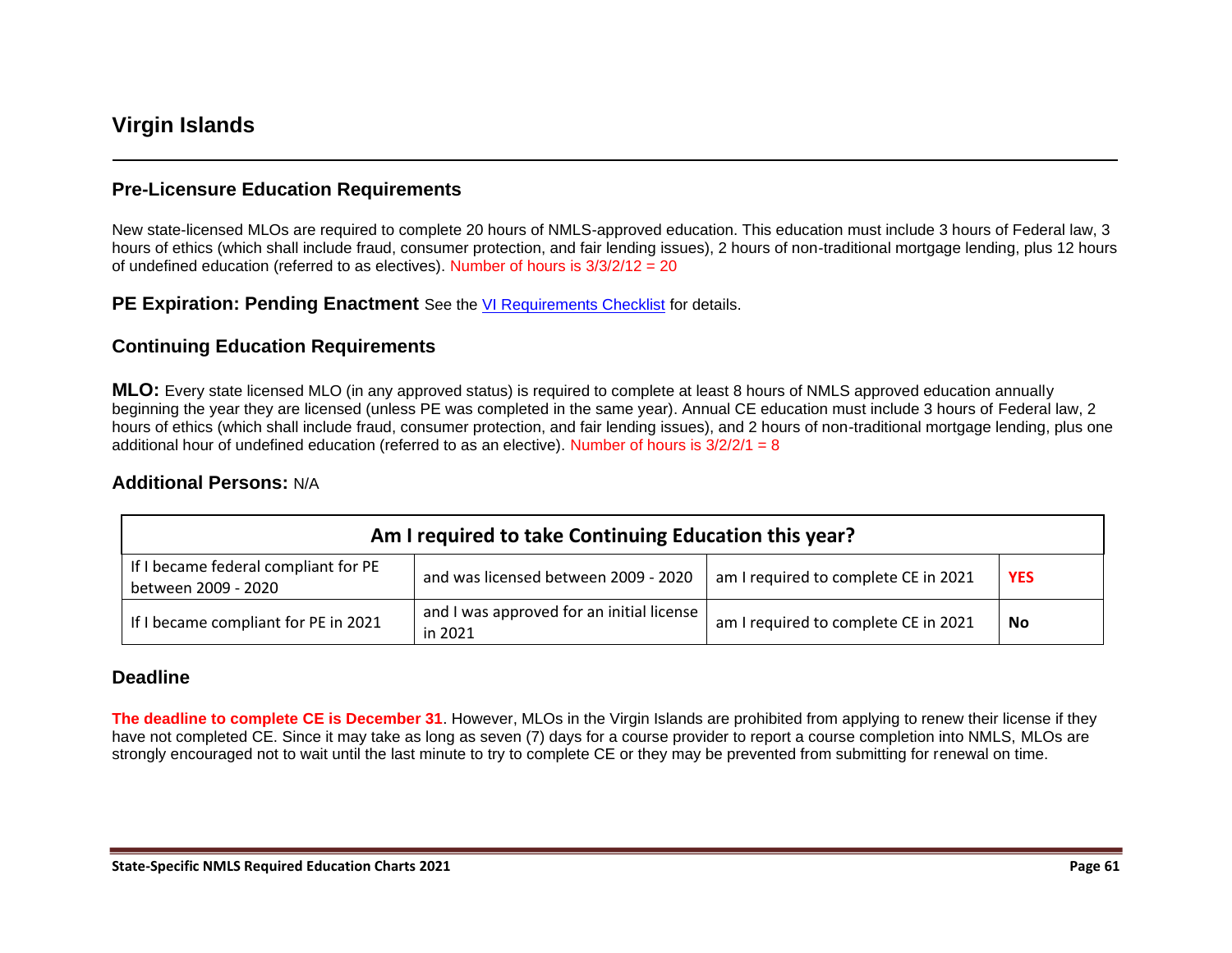# Virgin Islands

## Pre-Licensure Education Requirements

New state-licensed MLOs are required to complete 20 hours of NMLS-approved education. This education must include 3 hours of Federal law, 3 hours of ethics (which shall include fraud, consumer protection, and fair lending issues), 2 hours of non-traditional mortgage lending, plus 12 hours of undefined education (referred to as electives). Number of hours is 3/3/2/12 = 20

**PE Expiration: Pending Enactment** See the [VI Requirements Checklist] for details.

## Continuing Education Requirements

**MLO:** Every state licensed MLO (in any approved status) is required to complete at least 8 hours of NMLS approved education annually beginning the year they are licensed (unless PE was completed in the same year). Annual CE education must include 3 hours of Federal law, 2 hours of ethics (which shall include fraud, consumer protection, and fair lending issues), and 2 hours of non-traditional mortgage lending, plus one additional hour of undefined education (referred to as an elective). Number of hours is 3/2/2/1 = 8

**Additional Persons:** N/A

| Am I required to take Continuing Education this year? | | | |
|---|---|---|---|
| If I became federal compliant for PE between 2009 - 2020 | and was licensed between 2009 - 2020 | am I required to complete CE in 2021 | **YES** |
| If I became compliant for PE in 2021 | and I was approved for an initial license in 2021 | am I required to complete CE in 2021 | **No** |

## Deadline

**The deadline to complete CE is December 31**. However, MLOs in the Virgin Islands are prohibited from applying to renew their license if they have not completed CE. Since it may take as long as seven (7) days for a course provider to report a course completion into NMLS, MLOs are strongly encouraged not to wait until the last minute to try to complete CE or they may be prevented from submitting for renewal on time.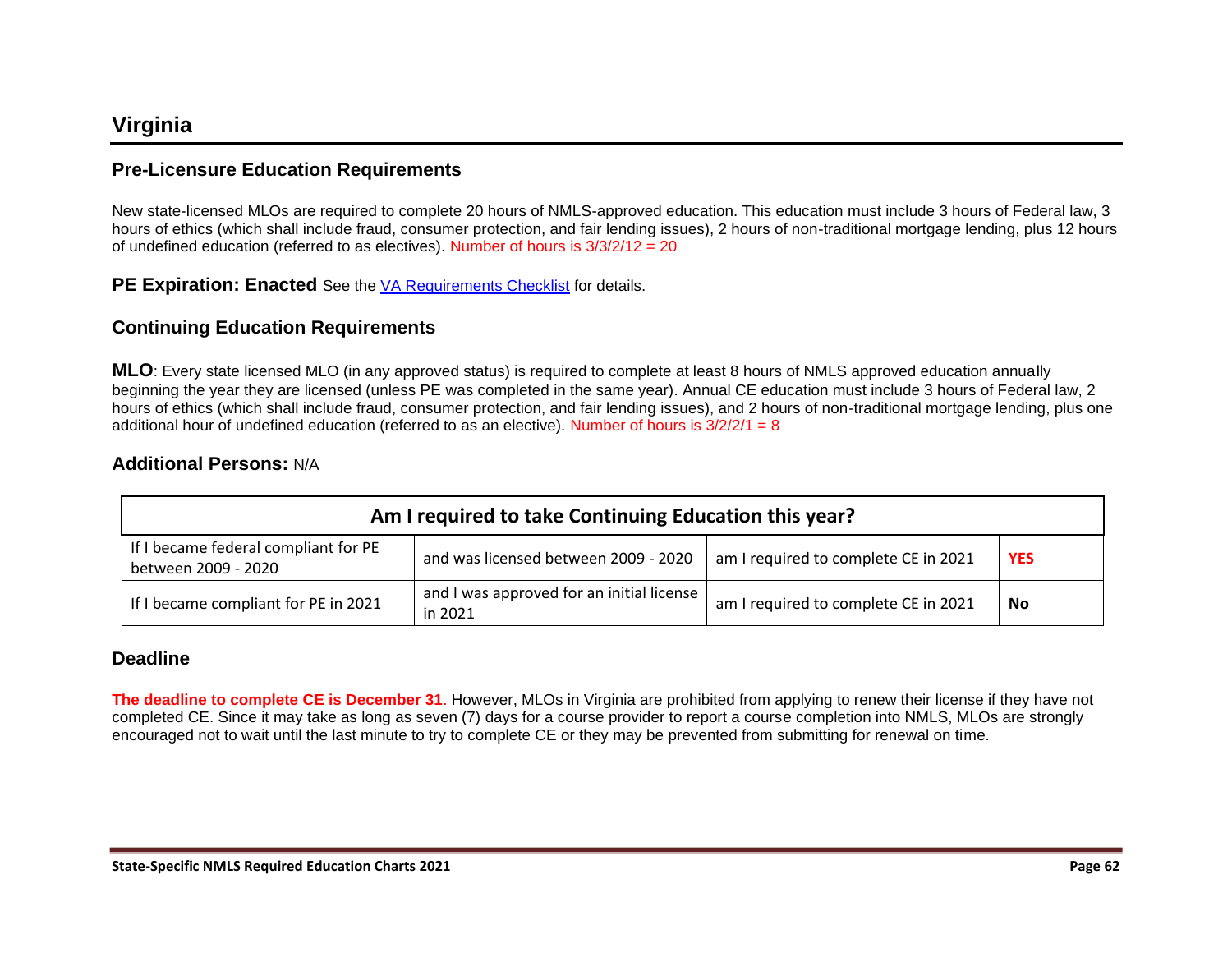# Virginia

## Pre-Licensure Education Requirements

New state-licensed MLOs are required to complete 20 hours of NMLS-approved education. This education must include 3 hours of Federal law, 3 hours of ethics (which shall include fraud, consumer protection, and fair lending issues), 2 hours of non-traditional mortgage lending, plus 12 hours of undefined education (referred to as electives). Number of hours is 3/3/2/12 = 20

**PE Expiration: Enacted** See the [VA Requirements Checklist]() for details.

## Continuing Education Requirements

**MLO**: Every state licensed MLO (in any approved status) is required to complete at least 8 hours of NMLS approved education annually beginning the year they are licensed (unless PE was completed in the same year). Annual CE education must include 3 hours of Federal law, 2 hours of ethics (which shall include fraud, consumer protection, and fair lending issues), and 2 hours of non-traditional mortgage lending, plus one additional hour of undefined education (referred to as an elective). Number of hours is 3/2/2/1 = 8

**Additional Persons:** N/A

| Am I required to take Continuing Education this year? | | | |
|---|---|---|---|
| If I became federal compliant for PE between 2009 - 2020 | and was licensed between 2009 - 2020 | am I required to complete CE in 2021 | **YES** |
| If I became compliant for PE in 2021 | and I was approved for an initial license in 2021 | am I required to complete CE in 2021 | **No** |

## Deadline

**The deadline to complete CE is December 31**. However, MLOs in Virginia are prohibited from applying to renew their license if they have not completed CE. Since it may take as long as seven (7) days for a course provider to report a course completion into NMLS, MLOs are strongly encouraged not to wait until the last minute to try to complete CE or they may be prevented from submitting for renewal on time.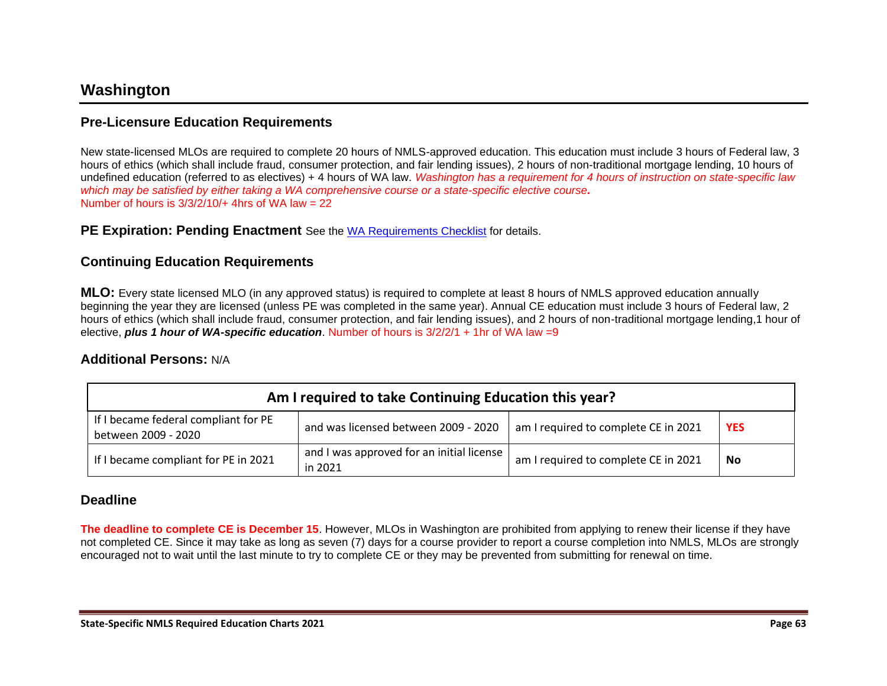# Washington

## Pre-Licensure Education Requirements

New state-licensed MLOs are required to complete 20 hours of NMLS-approved education. This education must include 3 hours of Federal law, 3 hours of ethics (which shall include fraud, consumer protection, and fair lending issues), 2 hours of non-traditional mortgage lending, 10 hours of undefined education (referred to as electives) + 4 hours of WA law. *Washington has a requirement for 4 hours of instruction on state-specific law which may be satisfied by either taking a WA comprehensive course or a state-specific elective course.*
Number of hours is 3/3/2/10/+ 4hrs of WA law = 22

**PE Expiration: Pending Enactment** See the [WA Requirements Checklist] for details.

## Continuing Education Requirements

**MLO:** Every state licensed MLO (in any approved status) is required to complete at least 8 hours of NMLS approved education annually beginning the year they are licensed (unless PE was completed in the same year). Annual CE education must include 3 hours of Federal law, 2 hours of ethics (which shall include fraud, consumer protection, and fair lending issues), and 2 hours of non-traditional mortgage lending,1 hour of elective, ***plus 1 hour of WA-specific education***. Number of hours is 3/2/2/1 + 1hr of WA law =9

**Additional Persons:** N/A

| Am I required to take Continuing Education this year? | | | |
|---|---|---|---|
| If I became federal compliant for PE between 2009 - 2020 | and was licensed between 2009 - 2020 | am I required to complete CE in 2021 | **YES** |
| If I became compliant for PE in 2021 | and I was approved for an initial license in 2021 | am I required to complete CE in 2021 | **No** |

## Deadline

**The deadline to complete CE is December 15**. However, MLOs in Washington are prohibited from applying to renew their license if they have not completed CE. Since it may take as long as seven (7) days for a course provider to report a course completion into NMLS, MLOs are strongly encouraged not to wait until the last minute to try to complete CE or they may be prevented from submitting for renewal on time.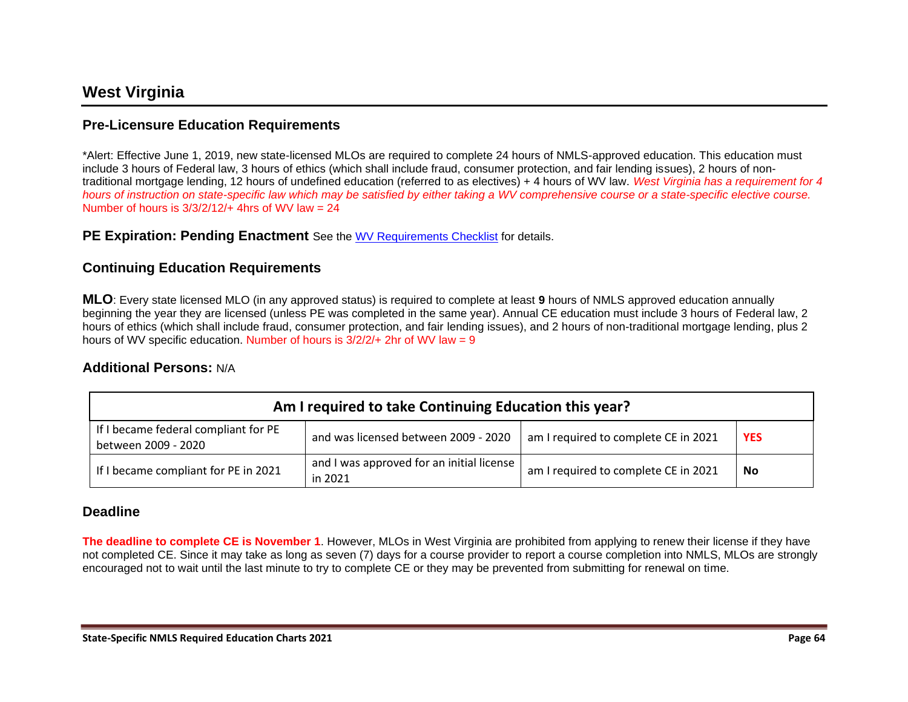# West Virginia

## Pre-Licensure Education Requirements

*Alert: Effective June 1, 2019, new state-licensed MLOs are required to complete 24 hours of NMLS-approved education. This education must include 3 hours of Federal law, 3 hours of ethics (which shall include fraud, consumer protection, and fair lending issues), 2 hours of non-traditional mortgage lending, 12 hours of undefined education (referred to as electives) + 4 hours of WV law. *West Virginia has a requirement for 4 hours of instruction on state-specific law which may be satisfied by either taking a WV comprehensive course or a state-specific elective course.* Number of hours is 3/3/2/12/+ 4hrs of WV law = 24

**PE Expiration: Pending Enactment** See the [WV Requirements Checklist]() for details.

## Continuing Education Requirements

**MLO**: Every state licensed MLO (in any approved status) is required to complete at least **9** hours of NMLS approved education annually beginning the year they are licensed (unless PE was completed in the same year). Annual CE education must include 3 hours of Federal law, 2 hours of ethics (which shall include fraud, consumer protection, and fair lending issues), and 2 hours of non-traditional mortgage lending, plus 2 hours of WV specific education. Number of hours is 3/2/2/+ 2hr of WV law = 9

**Additional Persons:** N/A

| Am I required to take Continuing Education this year? | | | |
|---|---|---|---|
| If I became federal compliant for PE between 2009 - 2020 | and was licensed between 2009 - 2020 | am I required to complete CE in 2021 | **YES** |
| If I became compliant for PE in 2021 | and I was approved for an initial license in 2021 | am I required to complete CE in 2021 | **No** |

## Deadline

**The deadline to complete CE is November 1**. However, MLOs in West Virginia are prohibited from applying to renew their license if they have not completed CE. Since it may take as long as seven (7) days for a course provider to report a course completion into NMLS, MLOs are strongly encouraged not to wait until the last minute to try to complete CE or they may be prevented from submitting for renewal on time.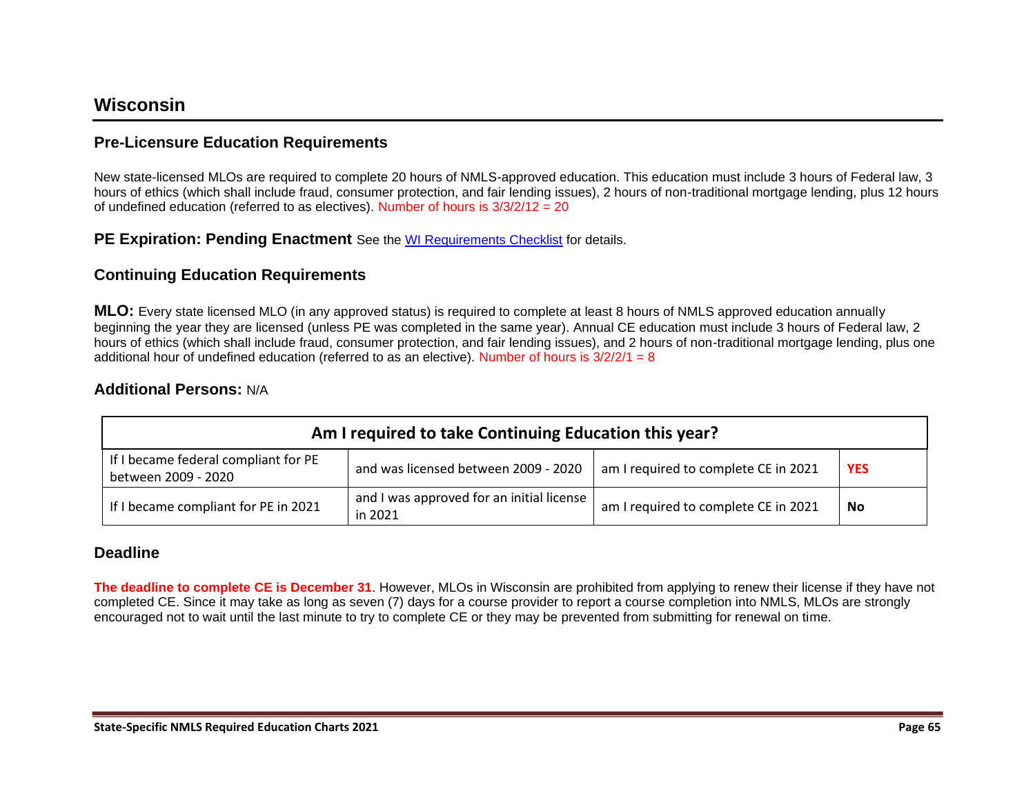# Wisconsin

## Pre-Licensure Education Requirements

New state-licensed MLOs are required to complete 20 hours of NMLS-approved education. This education must include 3 hours of Federal law, 3 hours of ethics (which shall include fraud, consumer protection, and fair lending issues), 2 hours of non-traditional mortgage lending, plus 12 hours of undefined education (referred to as electives). Number of hours is 3/3/2/12 = 20

**PE Expiration: Pending Enactment** See the [WI Requirements Checklist] for details.

## Continuing Education Requirements

**MLO:** Every state licensed MLO (in any approved status) is required to complete at least 8 hours of NMLS approved education annually beginning the year they are licensed (unless PE was completed in the same year). Annual CE education must include 3 hours of Federal law, 2 hours of ethics (which shall include fraud, consumer protection, and fair lending issues), and 2 hours of non-traditional mortgage lending, plus one additional hour of undefined education (referred to as an elective). Number of hours is 3/2/2/1 = 8

**Additional Persons:** N/A

| Am I required to take Continuing Education this year? | | | |
|---|---|---|---|
| If I became federal compliant for PE between 2009 - 2020 | and was licensed between 2009 - 2020 | am I required to complete CE in 2021 | **YES** |
| If I became compliant for PE in 2021 | and I was approved for an initial license in 2021 | am I required to complete CE in 2021 | **No** |

## Deadline

**The deadline to complete CE is December 31**. However, MLOs in Wisconsin are prohibited from applying to renew their license if they have not completed CE. Since it may take as long as seven (7) days for a course provider to report a course completion into NMLS, MLOs are strongly encouraged not to wait until the last minute to try to complete CE or they may be prevented from submitting for renewal on time.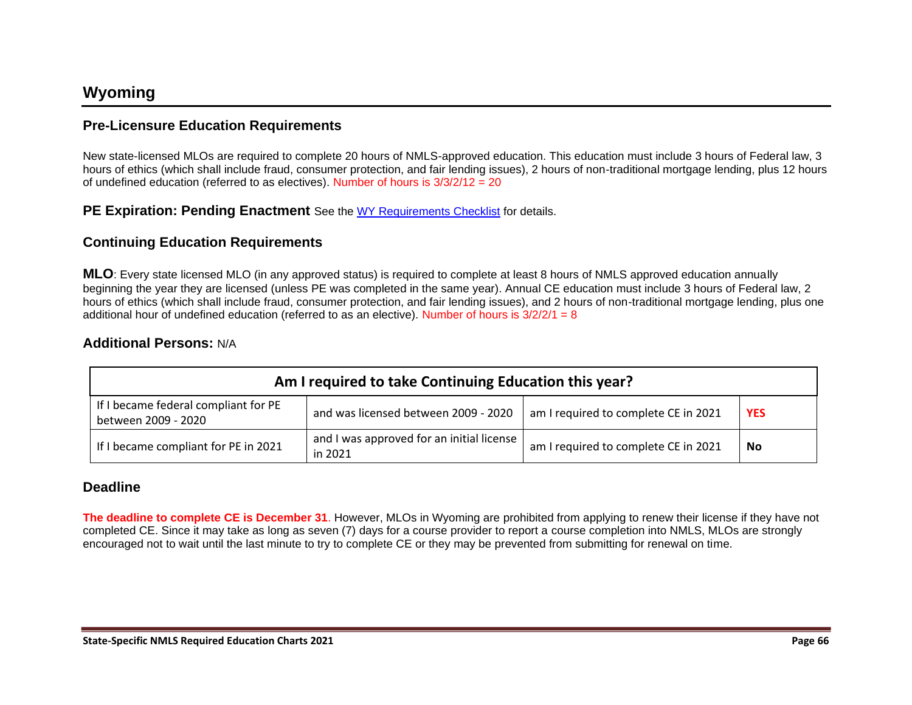# Wyoming

## Pre-Licensure Education Requirements

New state-licensed MLOs are required to complete 20 hours of NMLS-approved education. This education must include 3 hours of Federal law, 3 hours of ethics (which shall include fraud, consumer protection, and fair lending issues), 2 hours of non-traditional mortgage lending, plus 12 hours of undefined education (referred to as electives). Number of hours is 3/3/2/12 = 20

**PE Expiration: Pending Enactment** See the [WY Requirements Checklist] for details.

## Continuing Education Requirements

**MLO**: Every state licensed MLO (in any approved status) is required to complete at least 8 hours of NMLS approved education annually beginning the year they are licensed (unless PE was completed in the same year). Annual CE education must include 3 hours of Federal law, 2 hours of ethics (which shall include fraud, consumer protection, and fair lending issues), and 2 hours of non-traditional mortgage lending, plus one additional hour of undefined education (referred to as an elective). Number of hours is 3/2/2/1 = 8

**Additional Persons:** N/A

| Am I required to take Continuing Education this year? | | | |
|---|---|---|---|
| If I became federal compliant for PE between 2009 - 2020 | and was licensed between 2009 - 2020 | am I required to complete CE in 2021 | **YES** |
| If I became compliant for PE in 2021 | and I was approved for an initial license in 2021 | am I required to complete CE in 2021 | **No** |

## Deadline

**The deadline to complete CE is December 31**. However, MLOs in Wyoming are prohibited from applying to renew their license if they have not completed CE. Since it may take as long as seven (7) days for a course provider to report a course completion into NMLS, MLOs are strongly encouraged not to wait until the last minute to try to complete CE or they may be prevented from submitting for renewal on time.